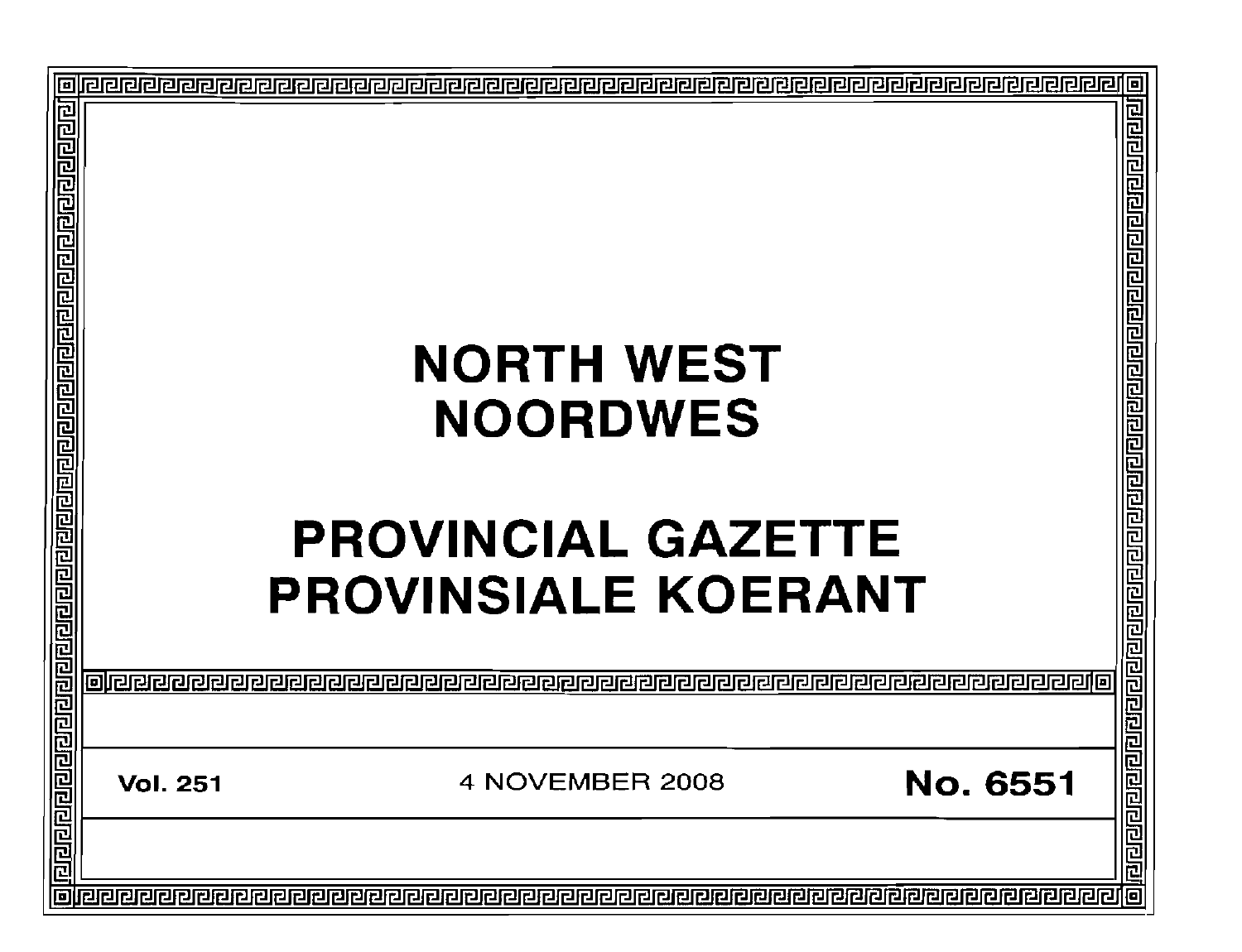# NORTH WEST
# NOORDWES

# PROVINCIAL GAZETTE
# PROVINSIALE KOERANT

**Vol. 251** 4 NOVEMBER 2008 **No. 6551**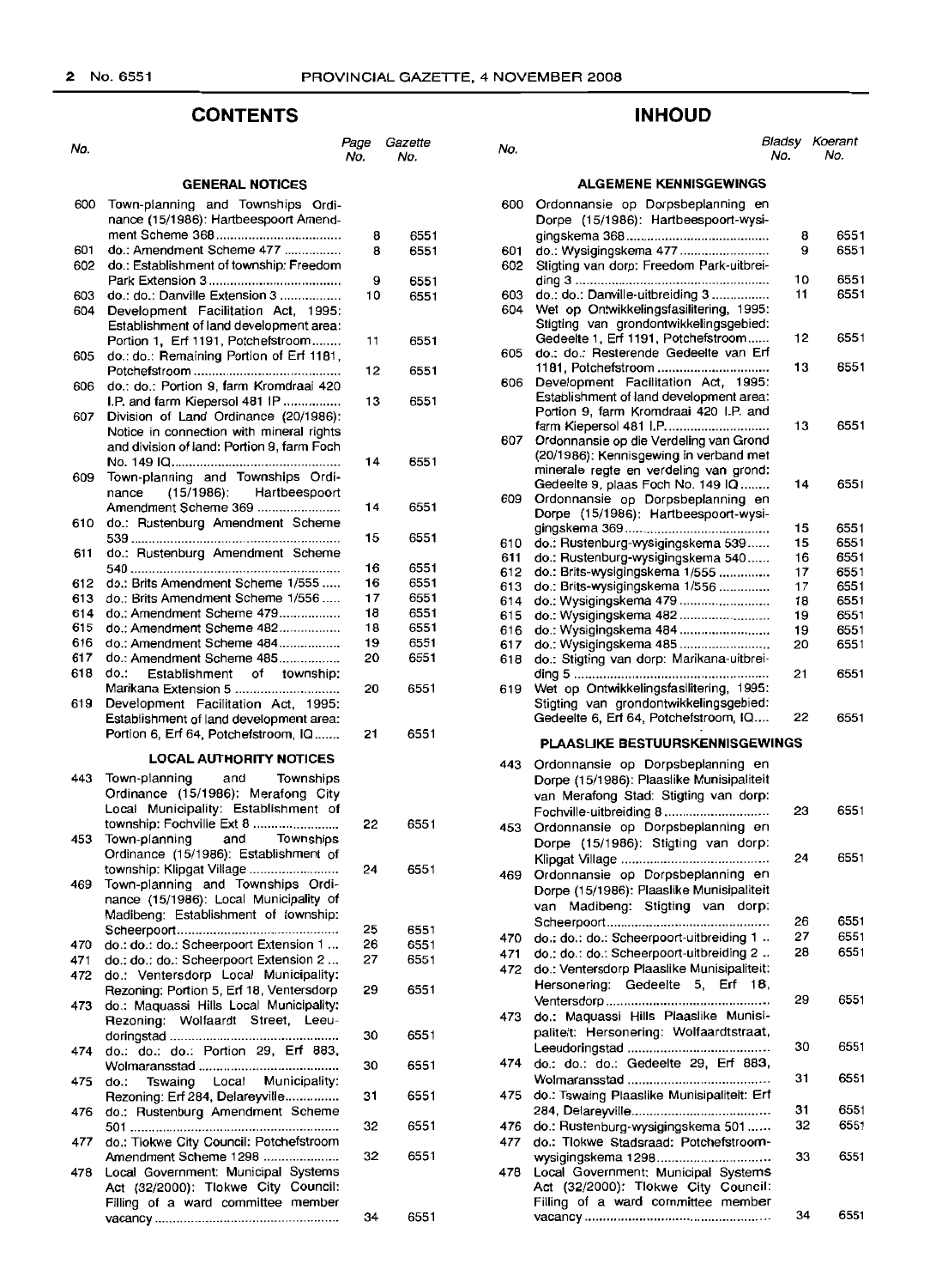# CONTENTS

| No. | | Page No. | Gazette No. |
|---|---|---|---|
| | **GENERAL NOTICES** | | |
| 600 | Town-planning and Townships Ordinance (15/1986): Hartbeespoort Amendment Scheme 368 | 8 | 6551 |
| 601 | do.: Amendment Scheme 477 | 8 | 6551 |
| 602 | do.: Establishment of township: Freedom Park Extension 3 | 9 | 6551 |
| 603 | do.: do.: Danville Extension 3 | 10 | 6551 |
| 604 | Development Facilitation Act, 1995: Establishment of land development area: Portion 1, Erf 1191, Potchefstroom | 11 | 6551 |
| 605 | do.: do.: Remaining Portion of Erf 1181, Potchefstroom | 12 | 6551 |
| 606 | do.: do.: Portion 9, farm Kromdraai 420 I.P. and farm Kiepersol 481 IP | 13 | 6551 |
| 607 | Division of Land Ordinance (20/1986): Notice in connection with mineral rights and division of land: Portion 9, farm Foch No. 149 IQ | 14 | 6551 |
| 609 | Town-planning and Townships Ordinance (15/1986): Hartbeespoort Amendment Scheme 369 | 14 | 6551 |
| 610 | do.: Rustenburg Amendment Scheme 539 | 15 | 6551 |
| 611 | do.: Rustenburg Amendment Scheme 540 | 16 | 6551 |
| 612 | do.: Brits Amendment Scheme 1/555 | 16 | 6551 |
| 613 | do.: Brits Amendment Scheme 1/556 | 17 | 6551 |
| 614 | do.: Amendment Scheme 479 | 18 | 6551 |
| 615 | do.: Amendment Scheme 482 | 18 | 6551 |
| 616 | do.: Amendment Scheme 484 | 19 | 6551 |
| 617 | do.: Amendment Scheme 485 | 20 | 6551 |
| 618 | do.: Establishment of township: Marikana Extension 5 | 20 | 6551 |
| 619 | Development Facilitation Act, 1995: Establishment of land development area: Portion 6, Erf 64, Potchefstroom, IQ | 21 | 6551 |
| | **LOCAL AUTHORITY NOTICES** | | |
| 443 | Town-planning and Townships Ordinance (15/1986): Merafong City Local Municipality: Establishment of township: Fochville Ext 8 | 22 | 6551 |
| 453 | Town-planning and Townships Ordinance (15/1986): Establishment of township: Klipgat Village | 24 | 6551 |
| 469 | Town-planning and Townships Ordinance (15/1986): Local Municipality of Madibeng: Establishment of township: Scheerpoort | 25 | 6551 |
| 470 | do.: do.: do.: Scheerpoort Extension 1 | 26 | 6551 |
| 471 | do.: do.: do.: Scheerpoort Extension 2 | 27 | 6551 |
| 472 | do.: Ventersdorp Local Municipality: Rezoning: Portion 5, Erf 18, Ventersdorp | 29 | 6551 |
| 473 | do.: Maquassi Hills Local Municipality: Rezoning: Wolfaardt Street, Leeudoringstad | 30 | 6551 |
| 474 | do.: do.: do.: Portion 29, Erf 883, Wolmaransstad | 30 | 6551 |
| 475 | do.: Tswaing Local Municipality: Rezoning: Erf 284, Delareyville | 31 | 6551 |
| 476 | do.: Rustenburg Amendment Scheme 501 | 32 | 6551 |
| 477 | do.: Tlokwe City Council: Potchefstroom Amendment Scheme 1298 | 32 | 6551 |
| 478 | Local Government: Municipal Systems Act (32/2000): Tlokwe City Council: Filling of a ward committee member vacancy | 34 | 6551 |

# INHOUD

| No. | | Bladsy No. | Koerant No. |
|---|---|---|---|
| | **ALGEMENE KENNISGEWINGS** | | |
| 600 | Ordonnansie op Dorpsbeplanning en Dorpe (15/1986): Hartbeespoort-wysigingskema 368 | 8 | 6551 |
| 601 | do.: Wysigingskema 477 | 9 | 6551 |
| 602 | Stigting van dorp: Freedom Park-uitbreiding 3 | 10 | 6551 |
| 603 | do.: do.: Danville-uitbreiding 3 | 11 | 6551 |
| 604 | Wet op Ontwikkelingsfasilitering, 1995: Stigting van grondontwikkelingsgebied: Gedeelte 1, Erf 1191, Potchefstroom | 12 | 6551 |
| 605 | do.: do.: Resterende Gedeelte van Erf 1181, Potchefstroom | 13 | 6551 |
| 606 | Development Facilitation Act, 1995: Establishment of land development area: Portion 9, farm Kromdraai 420 I.P. and farm Kiepersol 481 I.P. | 13 | 6551 |
| 607 | Ordonnansie op die Verdeling van Grond (20/1986): Kennisgewing in verband met minerale regte en verdeling van grond: Gedeelte 9, plaas Foch No. 149 IQ | 14 | 6551 |
| 609 | Ordonnansie op Dorpsbeplanning en Dorpe (15/1986): Hartbeespoort-wysigingskema 369 | 15 | 6551 |
| 610 | do.: Rustenburg-wysigingskema 539 | 15 | 6551 |
| 611 | do.: Rustenburg-wysigingskema 540 | 16 | 6551 |
| 612 | do.: Brits-wysigingskema 1/555 | 17 | 6551 |
| 613 | do.: Brits-wysigingskema 1/556 | 17 | 6551 |
| 614 | do.: Wysigingskema 479 | 18 | 6551 |
| 615 | do.: Wysigingskema 482 | 19 | 6551 |
| 616 | do.: Wysigingskema 484 | 19 | 6551 |
| 617 | do.: Wysigingskema 485 | 20 | 6551 |
| 618 | do.: Stigting van dorp: Marikana-uitbreiding 5 | 21 | 6551 |
| 619 | Wet op Ontwikkelingsfasilitering, 1995: Stigting van grondontwikkelingsgebied: Gedeelte 6, Erf 64, Potchefstroom, IQ | 22 | 6551 |
| | **PLAASLIKE BESTUURSKENNISGEWINGS** | | |
| 443 | Ordonnansie op Dorpsbeplanning en Dorpe (15/1986): Plaaslike Munisipaliteit van Merafong Stad: Stigting van dorp: Fochville-uitbreiding 8 | 23 | 6551 |
| 453 | Ordonnansie op Dorpsbeplanning en Dorpe (15/1986): Stigting van dorp: Klipgat Village | 24 | 6551 |
| 469 | Ordonnansie op Dorpsbeplanning en Dorpe (15/1986): Plaaslike Munisipaliteit van Madibeng: Stigting van dorp: Scheerpoort | 26 | 6551 |
| 470 | do.: do.: do.: Scheerpoort-uitbreiding 1 | 27 | 6551 |
| 471 | do.: do.: do.: Scheerpoort-uitbreiding 2 | 28 | 6551 |
| 472 | do.: Ventersdorp Plaaslike Munisipaliteit: Hersonering: Gedeelte 5, Erf 18, Ventersdorp | 29 | 6551 |
| 473 | do.: Maquassi Hills Plaaslike Munisipaliteit: Hersonering: Wolfaardtstraat, Leeudoringstad | 30 | 6551 |
| 474 | do.: do.: do.: Gedeelte 29, Erf 883, Wolmaransstad | 31 | 6551 |
| 475 | do.: Tswaing Plaaslike Munisipaliteit: Erf 284, Delareyville | 31 | 6551 |
| 476 | do.: Rustenburg-wysigingskema 501 | 32 | 6551 |
| 477 | do.: Tlokwe Stadsraad: Potchefstroom-wysigingskema 1298 | 33 | 6551 |
| 478 | Local Government: Municipal Systems Act (32/2000): Tlokwe City Council: Filling of a ward committee member vacancy | 34 | 6551 |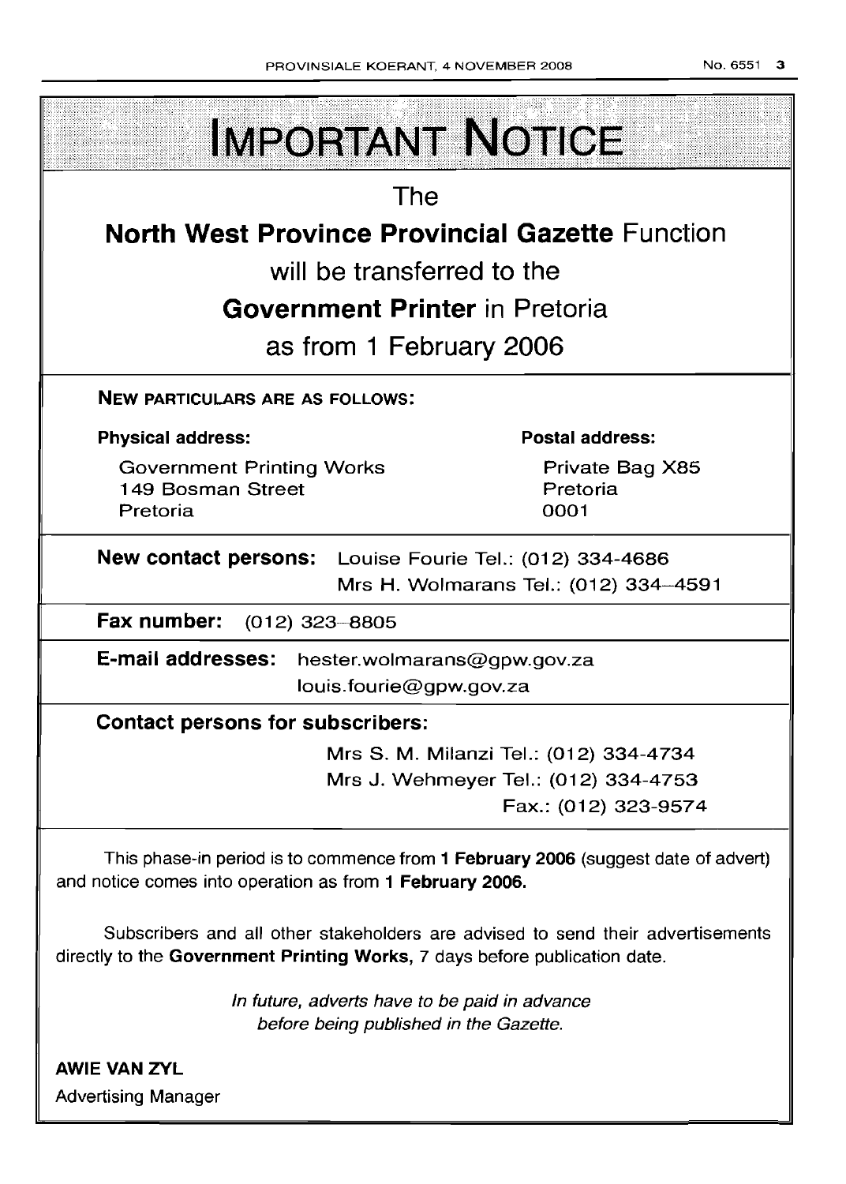# IMPORTANT NOTICE

The

**North West Province Provincial Gazette** Function

will be transferred to the

**Government Printer** in Pretoria

as from 1 February 2006

**NEW PARTICULARS ARE AS FOLLOWS:**

| **Physical address:** | **Postal address:** |
| --- | --- |
| Government Printing Works | Private Bag X85 |
| 149 Bosman Street | Pretoria |
| Pretoria | 0001 |

**New contact persons:** Louise Fourie Tel.: (012) 334-4686
Mrs H. Wolmarans Tel.: (012) 334–4591

**Fax number:** (012) 323–8805

**E-mail addresses:** hester.wolmarans@gpw.gov.za
louis.fourie@gpw.gov.za

**Contact persons for subscribers:**

Mrs S. M. Milanzi Tel.: (012) 334-4734
Mrs J. Wehmeyer Tel.: (012) 334-4753
Fax.: (012) 323-9574

This phase-in period is to commence from **1 February 2006** (suggest date of advert) and notice comes into operation as from **1 February 2006.**

Subscribers and all other stakeholders are advised to send their advertisements directly to the **Government Printing Works,** 7 days before publication date.

*In future, adverts have to be paid in advance before being published in the Gazette.*

**AWIE VAN ZYL**
Advertising Manager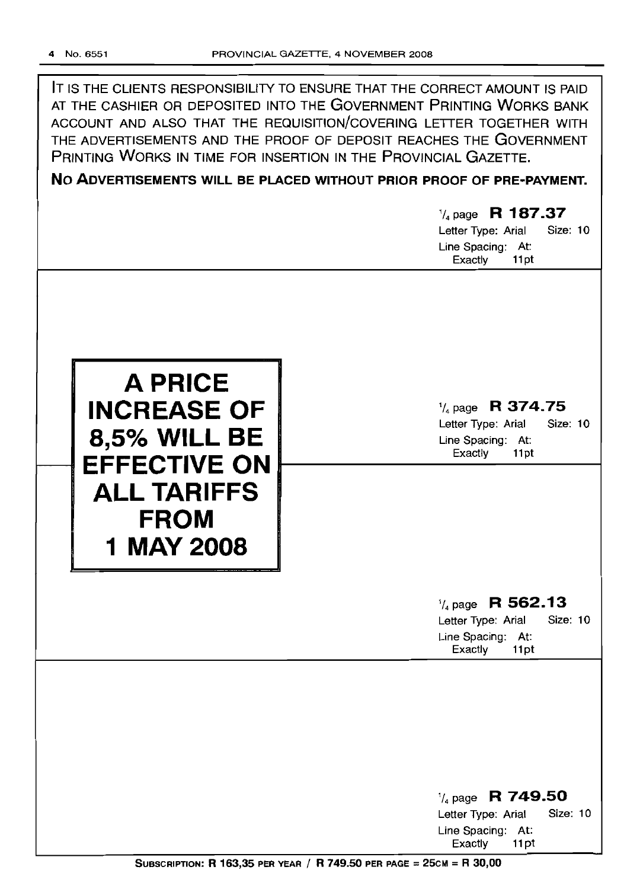IT IS THE CLIENTS RESPONSIBILITY TO ENSURE THAT THE CORRECT AMOUNT IS PAID AT THE CASHIER OR DEPOSITED INTO THE GOVERNMENT PRINTING WORKS BANK ACCOUNT AND ALSO THAT THE REQUISITION/COVERING LETTER TOGETHER WITH THE ADVERTISEMENTS AND THE PROOF OF DEPOSIT REACHES THE GOVERNMENT PRINTING WORKS IN TIME FOR INSERTION IN THE PROVINCIAL GAZETTE.

**NO ADVERTISEMENTS WILL BE PLACED WITHOUT PRIOR PROOF OF PRE-PAYMENT.**

¼ page **R 187.37**
Letter Type: Arial Size: 10
Line Spacing: At: Exactly 11pt

**A PRICE INCREASE OF 8,5% WILL BE EFFECTIVE ON ALL TARIFFS FROM 1 MAY 2008**

¼ page **R 374.75**
Letter Type: Arial Size: 10
Line Spacing: At: Exactly 11pt

¼ page **R 562.13**
Letter Type: Arial Size: 10
Line Spacing: At: Exactly 11pt

¼ page **R 749.50**
Letter Type: Arial Size: 10
Line Spacing: At: Exactly 11pt

**SUBSCRIPTION: R 163,35 PER YEAR / R 749.50 PER PAGE = 25CM = R 30,00**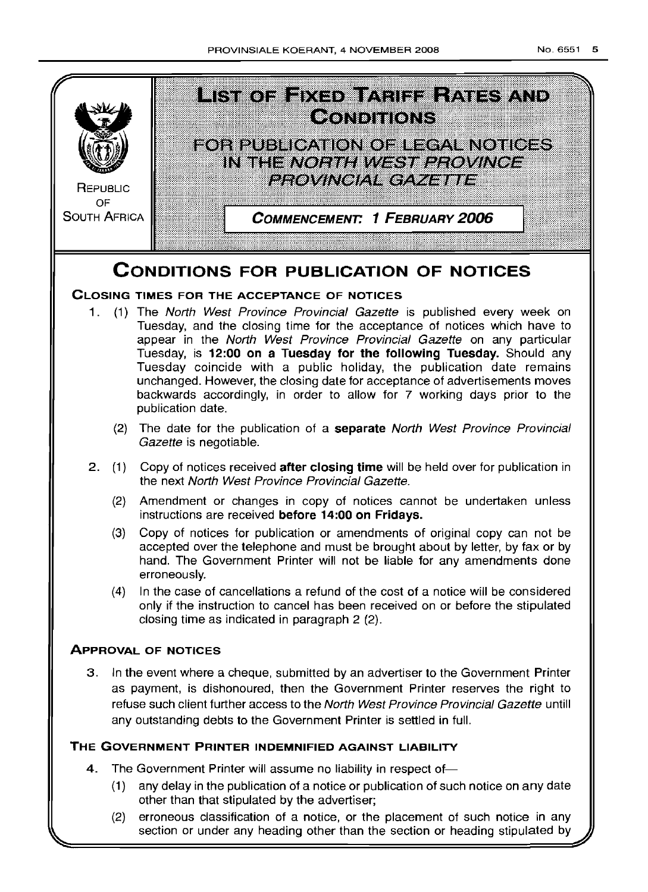REPUBLIC OF SOUTH AFRICA

# LIST OF FIXED TARIFF RATES AND CONDITIONS

## FOR PUBLICATION OF LEGAL NOTICES IN THE *NORTH WEST PROVINCE PROVINCIAL GAZETTE*

***COMMENCEMENT: 1 FEBRUARY 2006***

# CONDITIONS FOR PUBLICATION OF NOTICES

### CLOSING TIMES FOR THE ACCEPTANCE OF NOTICES

1. (1) The *North West Province Provincial Gazette* is published every week on Tuesday, and the closing time for the acceptance of notices which have to appear in the *North West Province Provincial Gazette* on any particular Tuesday, is **12:00 on a Tuesday for the following Tuesday.** Should any Tuesday coincide with a public holiday, the publication date remains unchanged. However, the closing date for acceptance of advertisements moves backwards accordingly, in order to allow for 7 working days prior to the publication date.

   (2) The date for the publication of a **separate** *North West Province Provincial Gazette* is negotiable.

2. (1) Copy of notices received **after closing time** will be held over for publication in the next *North West Province Provincial Gazette.*

   (2) Amendment or changes in copy of notices cannot be undertaken unless instructions are received **before 14:00 on Fridays.**

   (3) Copy of notices for publication or amendments of original copy can not be accepted over the telephone and must be brought about by letter, by fax or by hand. The Government Printer will not be liable for any amendments done erroneously.

   (4) In the case of cancellations a refund of the cost of a notice will be considered only if the instruction to cancel has been received on or before the stipulated closing time as indicated in paragraph 2 (2).

### APPROVAL OF NOTICES

3. In the event where a cheque, submitted by an advertiser to the Government Printer as payment, is dishonoured, then the Government Printer reserves the right to refuse such client further access to the *North West Province Provincial Gazette* untill any outstanding debts to the Government Printer is settled in full.

### THE GOVERNMENT PRINTER INDEMNIFIED AGAINST LIABILITY

4. The Government Printer will assume no liability in respect of—

   (1) any delay in the publication of a notice or publication of such notice on any date other than that stipulated by the advertiser;

   (2) erroneous classification of a notice, or the placement of such notice in any section or under any heading other than the section or heading stipulated by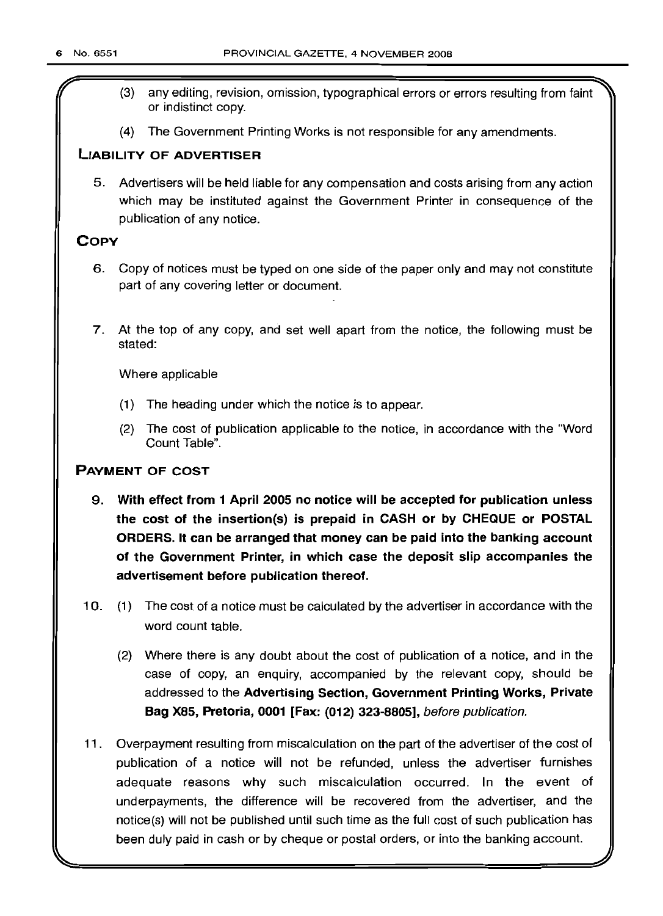(3) any editing, revision, omission, typographical errors or errors resulting from faint or indistinct copy.

(4) The Government Printing Works is not responsible for any amendments.

## LIABILITY OF ADVERTISER

5. Advertisers will be held liable for any compensation and costs arising from any action which may be instituted against the Government Printer in consequence of the publication of any notice.

## COPY

6. Copy of notices must be typed on one side of the paper only and may not constitute part of any covering letter or document.

7. At the top of any copy, and set well apart from the notice, the following must be stated:

   Where applicable

   (1) The heading under which the notice is to appear.

   (2) The cost of publication applicable to the notice, in accordance with the "Word Count Table".

## PAYMENT OF COST

9. **With effect from 1 April 2005 no notice will be accepted for publication unless the cost of the insertion(s) is prepaid in CASH or by CHEQUE or POSTAL ORDERS. It can be arranged that money can be paid into the banking account of the Government Printer, in which case the deposit slip accompanies the advertisement before publication thereof.**

10. (1) The cost of a notice must be calculated by the advertiser in accordance with the word count table.

    (2) Where there is any doubt about the cost of publication of a notice, and in the case of copy, an enquiry, accompanied by the relevant copy, should be addressed to the **Advertising Section, Government Printing Works, Private Bag X85, Pretoria, 0001 [Fax: (012) 323-8805],** *before publication.*

11. Overpayment resulting from miscalculation on the part of the advertiser of the cost of publication of a notice will not be refunded, unless the advertiser furnishes adequate reasons why such miscalculation occurred. In the event of underpayments, the difference will be recovered from the advertiser, and the notice(s) will not be published until such time as the full cost of such publication has been duly paid in cash or by cheque or postal orders, or into the banking account.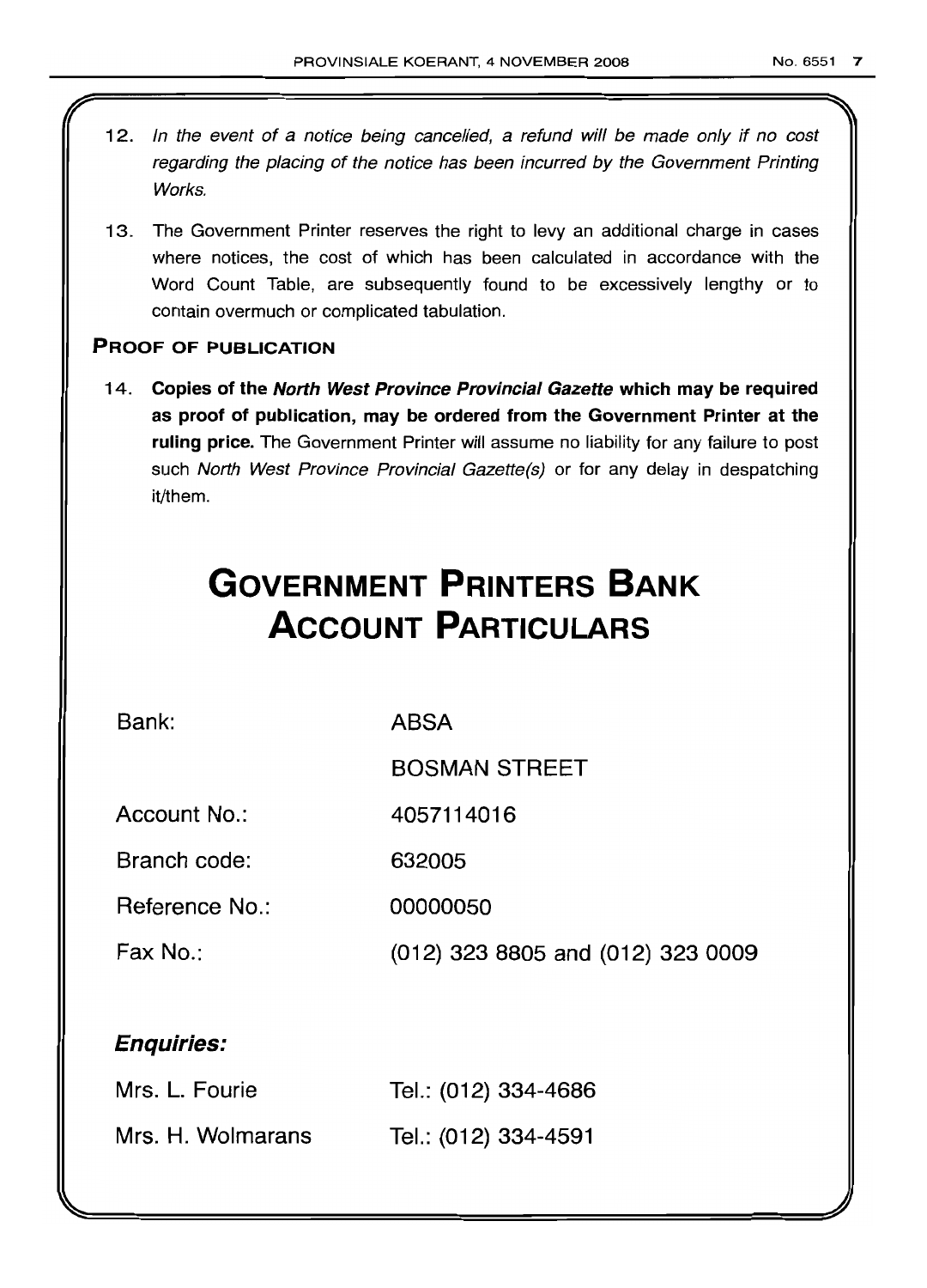12. *In the event of a notice being cancelled, a refund will be made only if no cost regarding the placing of the notice has been incurred by the Government Printing Works.*

13. The Government Printer reserves the right to levy an additional charge in cases where notices, the cost of which has been calculated in accordance with the Word Count Table, are subsequently found to be excessively lengthy or to contain overmuch or complicated tabulation.

**PROOF OF PUBLICATION**

14. **Copies of the *North West Province Provincial Gazette* which may be required as proof of publication, may be ordered from the Government Printer at the ruling price.** The Government Printer will assume no liability for any failure to post such *North West Province Provincial Gazette(s)* or for any delay in despatching it/them.

# GOVERNMENT PRINTERS BANK ACCOUNT PARTICULARS

| | |
|---|---|
| Bank: | ABSA |
| | BOSMAN STREET |
| Account No.: | 4057114016 |
| Branch code: | 632005 |
| Reference No.: | 00000050 |
| Fax No.: | (012) 323 8805 and (012) 323 0009 |

***Enquiries:***

| | |
|---|---|
| Mrs. L. Fourie | Tel.: (012) 334-4686 |
| Mrs. H. Wolmarans | Tel.: (012) 334-4591 |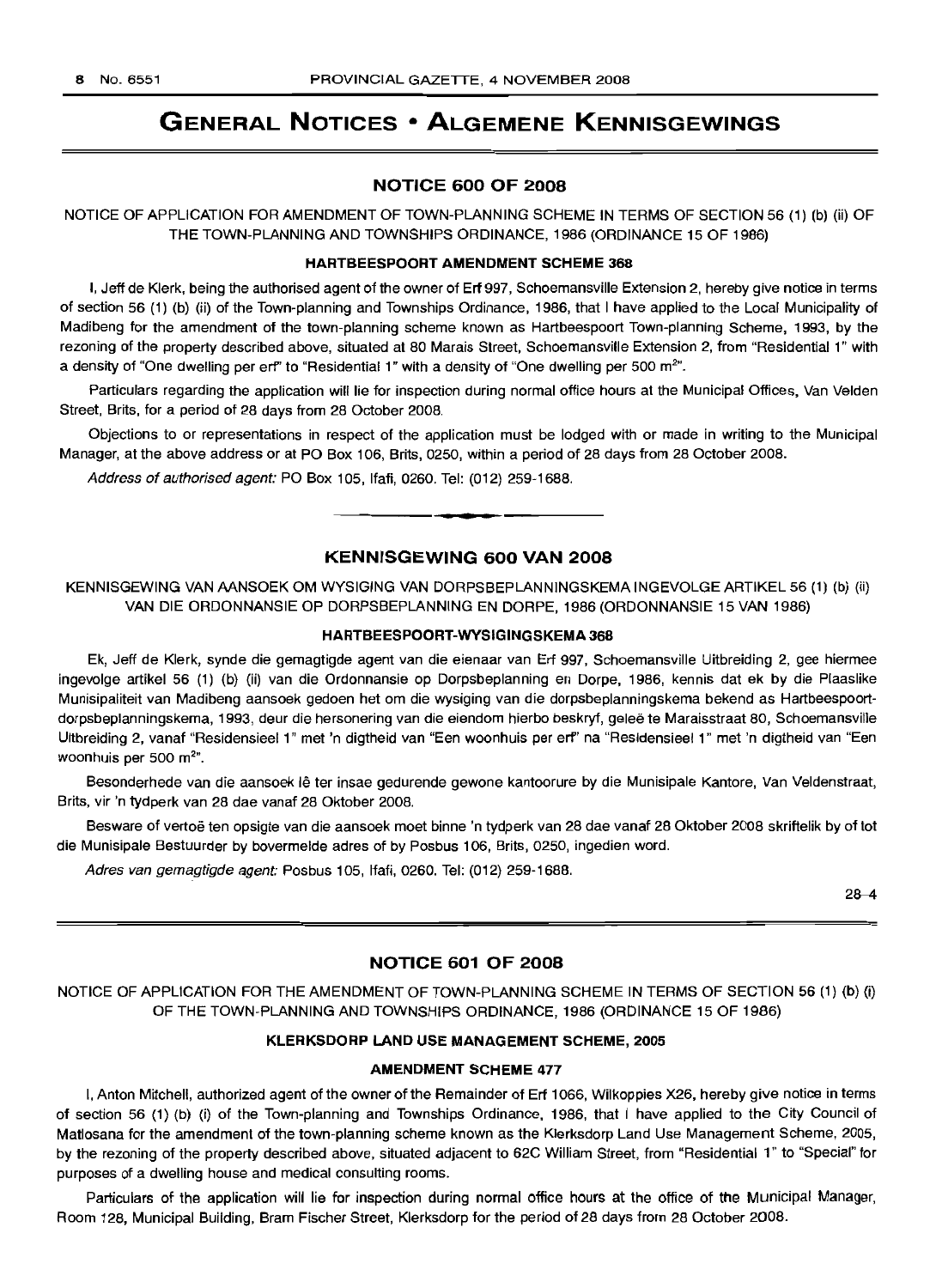# GENERAL NOTICES • ALGEMENE KENNISGEWINGS

## NOTICE 600 OF 2008

NOTICE OF APPLICATION FOR AMENDMENT OF TOWN-PLANNING SCHEME IN TERMS OF SECTION 56 (1) (b) (ii) OF THE TOWN-PLANNING AND TOWNSHIPS ORDINANCE, 1986 (ORDINANCE 15 OF 1986)

### HARTBEESPOORT AMENDMENT SCHEME 368

I, Jeff de Klerk, being the authorised agent of the owner of Erf 997, Schoemansville Extension 2, hereby give notice in terms of section 56 (1) (b) (ii) of the Town-planning and Townships Ordinance, 1986, that I have applied to the Local Municipality of Madibeng for the amendment of the town-planning scheme known as Hartbeespoort Town-planning Scheme, 1993, by the rezoning of the property described above, situated at 80 Marais Street, Schoemansville Extension 2, from "Residential 1" with a density of "One dwelling per erf" to "Residential 1" with a density of "One dwelling per 500 m$^2$".

Particulars regarding the application will lie for inspection during normal office hours at the Municipal Offices, Van Velden Street, Brits, for a period of 28 days from 28 October 2008.

Objections to or representations in respect of the application must be lodged with or made in writing to the Municipal Manager, at the above address or at PO Box 106, Brits, 0250, within a period of 28 days from 28 October 2008.

*Address of authorised agent:* PO Box 105, Ifafi, 0260. Tel: (012) 259-1688.

## KENNISGEWING 600 VAN 2008

KENNISGEWING VAN AANSOEK OM WYSIGING VAN DORPSBEPLANNINGSKEMA INGEVOLGE ARTIKEL 56 (1) (b) (ii) VAN DIE ORDONNANSIE OP DORPSBEPLANNING EN DORPE, 1986 (ORDONNANSIE 15 VAN 1986)

### HARTBEESPOORT-WYSIGINGSKEMA 368

Ek, Jeff de Klerk, synde die gemagtigde agent van die eienaar van Erf 997, Schoemansville Uitbreiding 2, gee hiermee ingevolge artikel 56 (1) (b) (ii) van die Ordonnansie op Dorpsbeplanning en Dorpe, 1986, kennis dat ek by die Plaaslike Munisipaliteit van Madibeng aansoek gedoen het om die wysiging van die dorpsbeplanningskema bekend as Hartbeespoort-dorpsbeplanningskema, 1993, deur die hersonering van die eiendom hierbo beskryf, geleë te Maraisstraat 80, Schoemansville Uitbreiding 2, vanaf "Residensieel 1" met 'n digtheid van "Een woonhuis per erf" na "Residensieel 1" met 'n digtheid van "Een woonhuis per 500 m$^2$".

Besonderhede van die aansoek lê ter insae gedurende gewone kantoorure by die Munisipale Kantore, Van Veldenstraat, Brits, vir 'n tydperk van 28 dae vanaf 28 Oktober 2008.

Besware of vertoë ten opsigte van die aansoek moet binne 'n tydperk van 28 dae vanaf 28 Oktober 2008 skriftelik by of tot die Munisipale Bestuurder by bovermelde adres of by Posbus 106, Brits, 0250, ingedien word.

*Adres van gemagtigde agent:* Posbus 105, Ifafi, 0260. Tel: (012) 259-1688.

28–4

## NOTICE 601 OF 2008

NOTICE OF APPLICATION FOR THE AMENDMENT OF TOWN-PLANNING SCHEME IN TERMS OF SECTION 56 (1) (b) (i) OF THE TOWN-PLANNING AND TOWNSHIPS ORDINANCE, 1986 (ORDINANCE 15 OF 1986)

### KLERKSDORP LAND USE MANAGEMENT SCHEME, 2005

### AMENDMENT SCHEME 477

I, Anton Mitchell, authorized agent of the owner of the Remainder of Erf 1066, Wilkoppies X26, hereby give notice in terms of section 56 (1) (b) (i) of the Town-planning and Townships Ordinance, 1986, that I have applied to the City Council of Matlosana for the amendment of the town-planning scheme known as the Klerksdorp Land Use Management Scheme, 2005, by the rezoning of the property described above, situated adjacent to 62C William Street, from "Residential 1" to "Special" for purposes of a dwelling house and medical consulting rooms.

Particulars of the application will lie for inspection during normal office hours at the office of the Municipal Manager, Room 128, Municipal Building, Bram Fischer Street, Klerksdorp for the period of 28 days from 28 October 2008.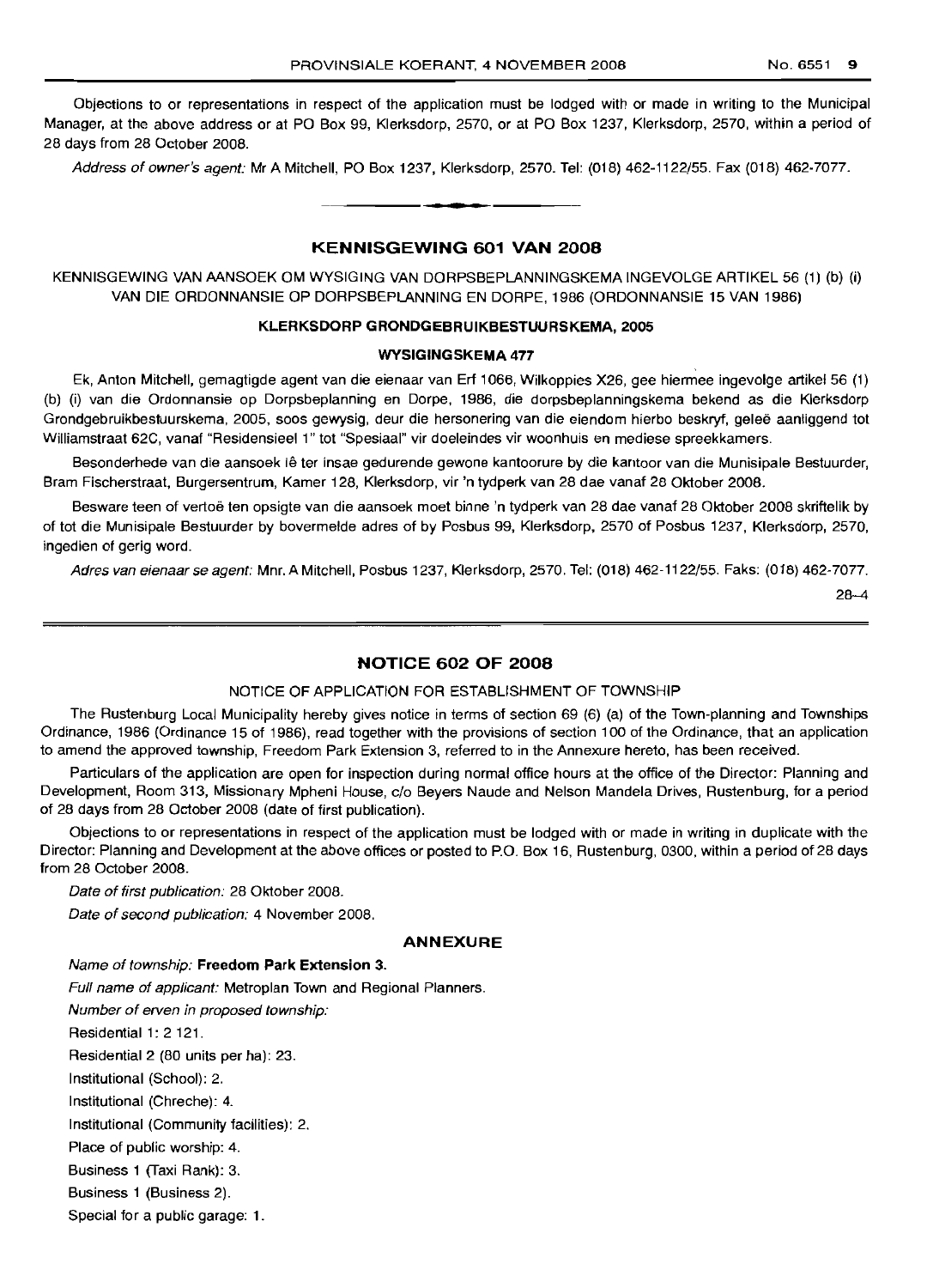Objections to or representations in respect of the application must be lodged with or made in writing to the Municipal Manager, at the above address or at PO Box 99, Klerksdorp, 2570, or at PO Box 1237, Klerksdorp, 2570, within a period of 28 days from 28 October 2008.

*Address of owner's agent:* Mr A Mitchell, PO Box 1237, Klerksdorp, 2570. Tel: (018) 462-1122/55. Fax (018) 462-7077.

---

## KENNISGEWING 601 VAN 2008

KENNISGEWING VAN AANSOEK OM WYSIGING VAN DORPSBEPLANNINGSKEMA INGEVOLGE ARTIKEL 56 (1) (b) (i) VAN DIE ORDONNANSIE OP DORPSBEPLANNING EN DORPE, 1986 (ORDONNANSIE 15 VAN 1986)

### KLERKSDORP GRONDGEBRUIKBESTUURSKEMA, 2005

### WYSIGINGSKEMA 477

Ek, Anton Mitchell, gemagtigde agent van die eienaar van Erf 1066, Wilkoppies X26, gee hiermee ingevolge artikel 56 (1) (b) (i) van die Ordonnansie op Dorpsbeplanning en Dorpe, 1986, die dorpsbeplanningskema bekend as die Klerksdorp Grondgebruikbestuurskema, 2005, soos gewysig, deur die hersonering van die eiendom hierbo beskryf, geleë aanliggend tot Williamstraat 62C, vanaf "Residensieel 1" tot "Spesiaal" vir doeleindes vir woonhuis en mediese spreekkamers.

Besonderhede van die aansoek lê ter insae gedurende gewone kantoorure by die kantoor van die Munisipale Bestuurder, Bram Fischerstraat, Burgersentrum, Kamer 128, Klerksdorp, vir 'n tydperk van 28 dae vanaf 28 Oktober 2008.

Besware teen of vertoë ten opsigte van die aansoek moet binne 'n tydperk van 28 dae vanaf 28 Oktober 2008 skriftelik by of tot die Munisipale Bestuurder by bovermelde adres of by Posbus 99, Klerksdorp, 2570 of Posbus 1237, Klerksdorp, 2570, ingedien of gerig word.

*Adres van eienaar se agent:* Mnr. A Mitchell, Posbus 1237, Klerksdorp, 2570. Tel: (018) 462-1122/55. Faks: (018) 462-7077.

28–4

---

## NOTICE 602 OF 2008

NOTICE OF APPLICATION FOR ESTABLISHMENT OF TOWNSHIP

The Rustenburg Local Municipality hereby gives notice in terms of section 69 (6) (a) of the Town-planning and Townships Ordinance, 1986 (Ordinance 15 of 1986), read together with the provisions of section 100 of the Ordinance, that an application to amend the approved township, Freedom Park Extension 3, referred to in the Annexure hereto, has been received.

Particulars of the application are open for inspection during normal office hours at the office of the Director: Planning and Development, Room 313, Missionary Mpheni House, c/o Beyers Naude and Nelson Mandela Drives, Rustenburg, for a period of 28 days from 28 October 2008 (date of first publication).

Objections to or representations in respect of the application must be lodged with or made in writing in duplicate with the Director: Planning and Development at the above offices or posted to P.O. Box 16, Rustenburg, 0300, within a period of 28 days from 28 October 2008.

*Date of first publication:* 28 Oktober 2008.

*Date of second publication:* 4 November 2008.

### ANNEXURE

*Name of township:* **Freedom Park Extension 3.**

*Full name of applicant:* Metroplan Town and Regional Planners.

*Number of erven in proposed township:*

Residential 1: 2 121.

Residential 2 (80 units per ha): 23.

Institutional (School): 2.

Institutional (Chreche): 4.

Institutional (Community facilities): 2.

Place of public worship: 4.

Business 1 (Taxi Rank): 3.

Business 1 (Business 2).

Special for a public garage: 1.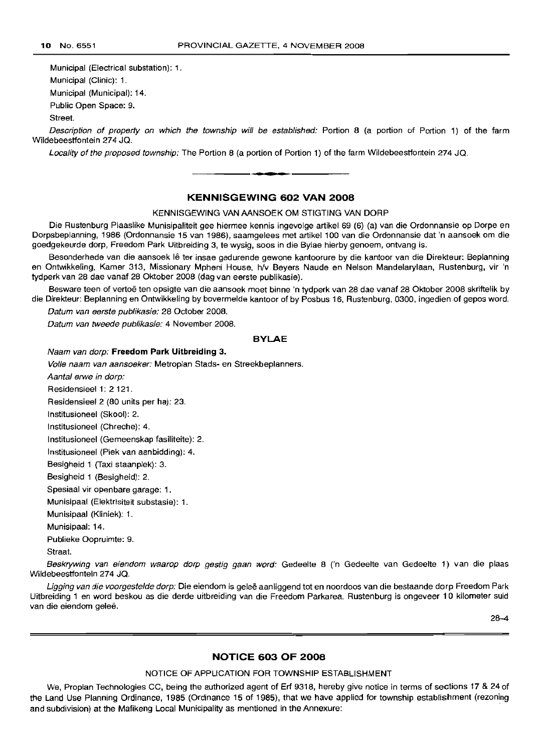Municipal (Electrical substation): 1.

Municipal (Clinic): 1.

Municipal (Municipal): 14.

Public Open Space: 9.

Street.

*Description of property on which the township will be established:* Portion 8 (a portion of Portion 1) of the farm Wildebeestfontein 274 JQ.

*Locality of the proposed township:* The Portion 8 (a portion of Portion 1) of the farm Wildebeestfontein 274 JQ.

---

## KENNISGEWING 602 VAN 2008

KENNISGEWING VAN AANSOEK OM STIGTING VAN DORP

Die Rustenburg Plaaslike Munisipaliteit gee hiermee kennis ingevolge artikel 69 (6) (a) van die Ordonnansie op Dorpe en Dorpsbeplanning, 1986 (Ordonnansie 15 van 1986), saamgelees met artikel 100 van die Ordonnansie dat 'n aansoek om die goedgekeurde dorp, Freedom Park Uitbreiding 3, te wysig, soos in die Bylae hierby genoem, ontvang is.

Besonderhede van die aansoek lê ter insae gedurende gewone kantoorure by die kantoor van die Direkteur: Beplanning en Ontwikkeling, Kamer 313, Missionary Mpheni House, h/v Beyers Naude en Nelson Mandelarylaan, Rustenburg, vir 'n tydperk van 28 dae vanaf 28 Oktober 2008 (dag van eerste publikasie).

Besware teen of vertoë ten opsigte van die aansoek moet binne 'n tydperk van 28 dae vanaf 28 Oktober 2008 skriftelik by die Direkteur: Beplanning en Ontwikkeling by bovermelde kantoor of by Posbus 16, Rustenburg, 0300, ingedien of gepos word.

*Datum van eerste publikasie:* 28 October 2008.

*Datum van tweede publikasie:* 4 November 2008.

### BYLAE

*Naam van dorp:* **Freedom Park Uitbreiding 3.**

*Volle naam van aansoeker:* Metroplan Stads- en Streekbeplanners.

*Aantal erwe in dorp:*

Residensieel 1: 2 121.

Residensieel 2 (80 units per ha): 23.

Institusioneel (Skool): 2.

Institusioneel (Chreche): 4.

Institusioneel (Gemeenskap fasiliteite): 2.

Institusioneel (Plek van aanbidding): 4.

Besigheid 1 (Taxi staanplek): 3.

Besigheid 1 (Besigheid): 2.

Spesiaal vir openbare garage: 1.

Munisipaal (Elektrisiteit substasie): 1.

Munisipaal (Kliniek): 1.

Munisipaal: 14.

Publieke Oopruimte: 9.

Straat.

*Beskrywing van eiendom waarop dorp gestig gaan word:* Gedeelte 8 ('n Gedeelte van Gedeelte 1) van die plaas Wildebeestfontein 274 JQ.

*Ligging van die voorgestelde dorp:* Die eiendom is geleë aanliggend tot en noordoos van die bestaande dorp Freedom Park Uitbreiding 1 en word beskou as die derde uitbreiding van die Freedom Parkarea. Rustenburg is ongeveer 10 kilometer suid van die eiendom geleë.

28–4

---

## NOTICE 603 OF 2008

NOTICE OF APPLICATION FOR TOWNSHIP ESTABLISHMENT

We, Proplan Technologies CC, being the authorized agent of Erf 9318, hereby give notice in terms of sections 17 & 24 of the Land Use Planning Ordinance, 1985 (Ordinance 15 of 1985), that we have applied for township establishment (rezoning and subdivision) at the Mafikeng Local Municipality as mentioned in the Annexure: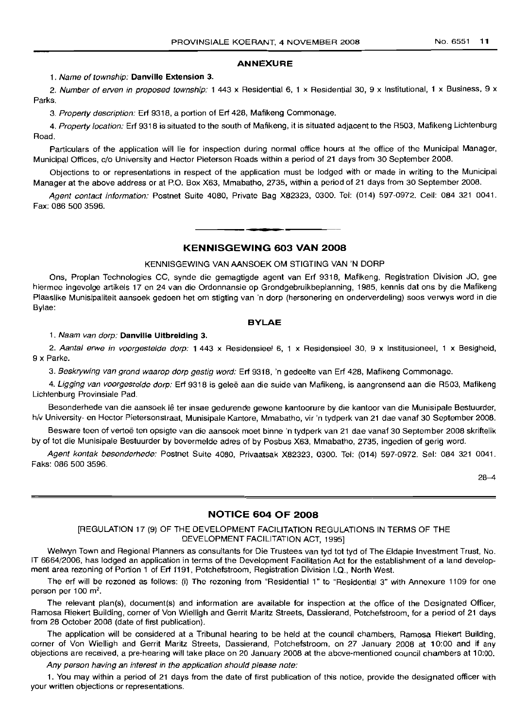## ANNEXURE

1. *Name of township:* **Danville Extension 3.**

2. *Number of erven in proposed township:* 1 443 x Residential 6, 1 x Residential 30, 9 x Institutional, 1 x Business, 9 x Parks.

3. *Property description:* Erf 9318, a portion of Erf 428, Mafikeng Commonage.

4. *Property location:* Erf 9318 is situated to the south of Mafikeng, it is situated adjacent to the R503, Mafikeng Lichtenburg Road.

Particulars of the application will lie for inspection during normal office hours at the office of the Municipal Manager, Municipal Offices, c/o University and Hector Pieterson Roads within a period of 21 days from 30 September 2008.

Objections to or representations in respect of the application must be lodged with or made in writing to the Municipal Manager at the above address or at P.O. Box X63, Mmabatho, 2735, within a period of 21 days from 30 September 2008.

*Agent contact information:* Postnet Suite 4080, Private Bag X82323, 0300. Tel: (014) 597-0972. Cell: 084 321 0041. Fax: 086 500 3596.

## KENNISGEWING 603 VAN 2008

KENNISGEWING VAN AANSOEK OM STIGTING VAN 'N DORP

Ons, Proplan Technologies CC, synde die gemagtigde agent van Erf 9318, Mafikeng, Registration Division JO, gee hiermee ingevolge artikels 17 en 24 van die Ordonnansie op Grondgebruikbeplanning, 1985, kennis dat ons by die Mafikeng Plaaslike Munisipaliteit aansoek gedoen het om stigting van 'n dorp (hersonering en onderverdeling) soos verwys word in die Bylae:

## BYLAE

1. *Naam van dorp:* **Danville Uitbreiding 3.**

2. *Aantal erwe in voorgestelde dorp:* 1 443 x Residensieel 6, 1 x Residensieel 30, 9 x Institusioneel, 1 x Besigheid, 9 x Parke.

3. *Beskrywing van grond waarop dorp gestig word:* Erf 9318, 'n gedeelte van Erf 428, Mafikeng Commonage.

4. *Ligging van voorgestelde dorp:* Erf 9318 is geleë aan die suide van Mafikeng, is aangrensend aan die R503, Mafikeng Lichtenburg Provinsiale Pad.

Besonderhede van die aansoek lê ter insae gedurende gewone kantoorure by die kantoor van die Munisipale Bestuurder, h/v University- en Hector Pietersonstraat, Munisipale Kantore, Mmabatho, vir 'n tydperk van 21 dae vanaf 30 September 2008.

Besware teen of vertoë ten opsigte van die aansoek moet binne 'n tydperk van 21 dae vanaf 30 September 2008 skriftelik by of tot die Munisipale Bestuurder by bovermelde adres of by Posbus X63, Mmabatho, 2735, ingedien of gerig word.

*Agent kontak besonderhede:* Postnet Suite 4080, Privaatsak X82323, 0300. Tel: (014) 597-0972. Sel: 084 321 0041. Faks: 086 500 3596.

28–4

## NOTICE 604 OF 2008

[REGULATION 17 (9) OF THE DEVELOPMENT FACILITATION REGULATIONS IN TERMS OF THE DEVELOPMENT FACILITATION ACT, 1995]

Welwyn Town and Regional Planners as consultants for Die Trustees van tyd tot tyd of The Eldapie Investment Trust, No. IT 6664/2006, has lodged an application in terms of the Development Facilitation Act for the establishment of a land development area rezoning of Portion 1 of Erf 1191, Potchefstroom, Registration Division I.Q., North West.

The erf will be rezoned as follows: (i) The rezoning from "Residential 1" to "Residential 3" with Annexure 1109 for one person per 100 m$^2$.

The relevant plan(s), document(s) and information are available for inspection at the office of the Designated Officer, Ramosa Riekert Building, corner of Von Wielligh and Gerrit Maritz Streets, Dassierand, Potchefstroom, for a period of 21 days from 28 October 2008 (date of first publication).

The application will be considered at a Tribunal hearing to be held at the council chambers, Ramosa Riekert Building, corner of Von Wielligh and Gerrit Maritz Streets, Dassierand, Potchefstroom, on 27 January 2008 at 10:00 and if any objections are received, a pre-hearing will take place on 20 January 2008 at the above-mentioned council chambers at 10:00.

*Any person having an interest in the application should please note:*

1. You may within a period of 21 days from the date of first publication of this notice, provide the designated officer with your written objections or representations.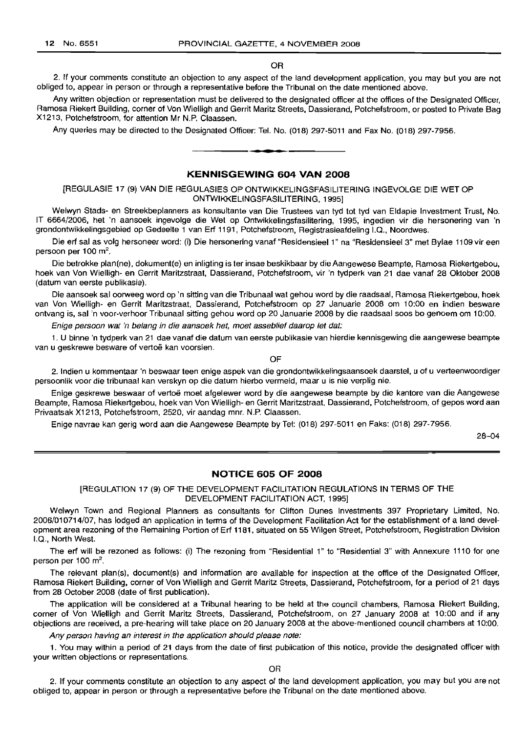OR

2. If your comments constitute an objection to any aspect of the land development application, you may but you are not obliged to, appear in person or through a representative before the Tribunal on the date mentioned above.

Any written objection or representation must be delivered to the designated officer at the offices of the Designated Officer, Ramosa Riekert Building, corner of Von Wielligh and Gerrit Maritz Streets, Dassierand, Potchefstroom, or posted to Private Bag X1213, Potchefstroom, for attention Mr N.P. Claassen.

Any queries may be directed to the Designated Officer: Tel. No. (018) 297-5011 and Fax No. (018) 297-7956.

---

## KENNISGEWING 604 VAN 2008

[REGULASIE 17 (9) VAN DIE REGULASIES OP ONTWIKKELINGSFASILITERING INGEVOLGE DIE WET OP ONTWIKKELINGSFASILITERING, 1995]

Welwyn Stads- en Streekbeplanners as konsultante van Die Trustees van tyd tot tyd van Eldapie Investment Trust, No. IT 6664/2006, het 'n aansoek ingevolge die Wet op Ontwikkelingsfasilitering, 1995, ingedien vir die hersonering van 'n grondontwikkelingsgebied op Gedeelte 1 van Erf 1191, Potchefstroom, Registrasieafdeling I.Q., Noordwes.

Die erf sal as volg hersoneer word: (i) Die hersonering vanaf "Residensieel 1" na "Residensieel 3" met Bylae 1109 vir een persoon per 100 m$^2$.

Die betrokke plan(ne), dokument(e) en inligting is ter insae beskikbaar by die Aangewese Beampte, Ramosa Riekertgebou, hoek van Von Wielligh- en Gerrit Maritzstraat, Dassierand, Potchefstroom, vir 'n tydperk van 21 dae vanaf 28 Oktober 2008 (datum van eerste publikasie).

Die aansoek sal oorweeg word op 'n sitting van die Tribunaal wat gehou word by die raadsaal, Ramosa Riekertgebou, hoek van Von Wielligh- en Gerrit Maritzstraat, Dassierand, Potchefstroom op 27 Januarie 2008 om 10:00 en indien besware ontvang is, sal 'n voor-verhoor Tribunaal sitting gehou word op 20 Januarie 2008 by die raadsaal soos bo genoem om 10:00.

*Enige persoon wat 'n belang in die aansoek het, moet asseblief daarop let dat:*

1. U binne 'n tydperk van 21 dae vanaf die datum van eerste publikasie van hierdie kennisgewing die aangewese beampte van u geskrewe besware of vertoë kan voorsien.

OF

2. Indien u kommentaar 'n beswaar teen enige aspek van die grondontwikkelingsaansoek daarstel, u of u verteenwoordiger persoonlik voor die tribunaal kan verskyn op die datum hierbo vermeld, maar u is nie verplig nie.

Enige geskrewe beswaar of vertoë moet afgelewer word by die aangewese beampte by die kantore van die Aangewese Beampte, Ramosa Riekertgebou, hoek van Von Wielligh- en Gerrit Maritzstraat, Dassierand, Potchefstroom, of gepos word aan Privaatsak X1213, Potchefstroom, 2520, vir aandag mnr. N.P. Claassen.

Enige navrae kan gerig word aan die Aangewese Beampte by Tel: (018) 297-5011 en Faks: (018) 297-7956.

28–04

---

## NOTICE 605 OF 2008

[REGULATION 17 (9) OF THE DEVELOPMENT FACILITATION REGULATIONS IN TERMS OF THE DEVELOPMENT FACILITATION ACT, 1995]

Welwyn Town and Regional Planners as consultants for Clifton Dunes Investments 397 Proprietary Limited, No. 2006/010714/07, has lodged an application in terms of the Development Facilitation Act for the establishment of a land development area rezoning of the Remaining Portion of Erf 1181, situated on 55 Wilgen Street, Potchefstroom, Registration Division I.Q., North West.

The erf will be rezoned as follows: (i) The rezoning from "Residential 1" to "Residential 3" with Annexure 1110 for one person per 100 m$^2$.

The relevant plan(s), document(s) and information are available for inspection at the office of the Designated Officer, Ramosa Riekert Building, corner of Von Wielligh and Gerrit Maritz Streets, Dassierand, Potchefstroom, for a period of 21 days from 28 October 2008 (date of first publication).

The application will be considered at a Tribunal hearing to be held at the council chambers, Ramosa Riekert Building, corner of Von Wielligh and Gerrit Maritz Streets, Dassierand, Potchefstroom, on 27 January 2008 at 10:00 and if any objections are received, a pre-hearing will take place on 20 January 2008 at the above-mentioned council chambers at 10:00.

*Any person having an interest in the application should please note:*

1. You may within a period of 21 days from the date of first publication of this notice, provide the designated officer with your written objections or representations.

OR

2. If your comments constitute an objection to any aspect of the land development application, you may but you are not obliged to, appear in person or through a representative before the Tribunal on the date mentioned above.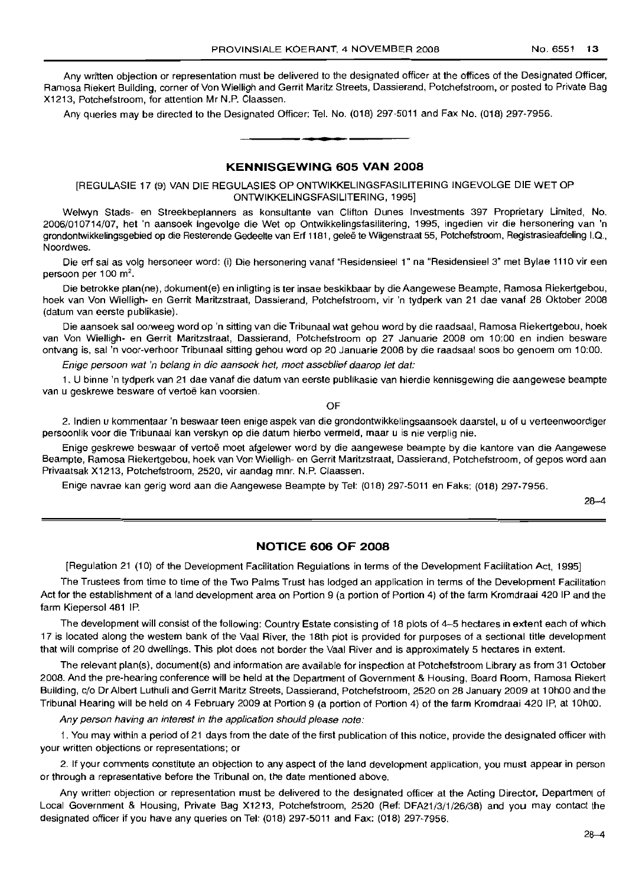Any written objection or representation must be delivered to the designated officer at the offices of the Designated Officer, Ramosa Riekert Building, corner of Von Wielligh and Gerrit Maritz Streets, Dassierand, Potchefstroom, or posted to Private Bag X1213, Potchefstroom, for attention Mr N.P. Claassen.

Any queries may be directed to the Designated Officer: Tel. No. (018) 297-5011 and Fax No. (018) 297-7956.

---

## KENNISGEWING 605 VAN 2008

[REGULASIE 17 (9) VAN DIE REGULASIES OP ONTWIKKELINGSFASILITERING INGEVOLGE DIE WET OP ONTWIKKELINGSFASILITERING, 1995]

Welwyn Stads- en Streekbeplanners as konsultante van Clifton Dunes Investments 397 Proprietary Limited, No. 2006/010714/07, het 'n aansoek ingevolge die Wet op Ontwikkelingsfasilitering, 1995, ingedien vir die hersonering van 'n grondontwikkelingsgebied op die Resterende Gedeelte van Erf 1181, geleë te Wilgenstraat 55, Potchefstroom, Registrasieafdeling I.Q., Noordwes.

Die erf sal as volg hersoneer word: (i) Die hersonering vanaf "Residensieel 1" na "Residensieel 3" met Bylae 1110 vir een persoon per 100 m².

Die betrokke plan(ne), dokument(e) en inligting is ter insae beskikbaar by die Aangewese Beampte, Ramosa Riekertgebou, hoek van Von Wielligh- en Gerrit Maritzstraat, Dassierand, Potchefstroom, vir 'n tydperk van 21 dae vanaf 28 Oktober 2008 (datum van eerste publikasie).

Die aansoek sal oorweeg word op 'n sitting van die Tribunaal wat gehou word by die raadsaal, Ramosa Riekertgebou, hoek van Von Wielligh- en Gerrit Maritzstraat, Dassierand, Potchefstroom op 27 Januarie 2008 om 10:00 en indien besware ontvang is, sal 'n voor-verhoor Tribunaal sitting gehou word op 20 Januarie 2008 by die raadsaal soos bo genoem om 10:00.

*Enige persoon wat 'n belang in die aansoek het, moet asseblief daarop let dat:*

1. U binne 'n tydperk van 21 dae vanaf die datum van eerste publikasie van hierdie kennisgewing die aangewese beampte van u geskrewe besware of vertoë kan voorsien.

OF

2. Indien u kommentaar 'n beswaar teen enige aspek van die grondontwikkelingsaansoek daarstel, u of u verteenwoordiger persoonlik voor die Tribunaal kan verskyn op die datum hierbo vermeld, maar u is nie verplig nie.

Enige geskrewe beswaar of vertoë moet afgelewer word by die aangewese beampte by die kantore van die Aangewese Beampte, Ramosa Riekertgebou, hoek van Von Wielligh- en Gerrit Maritzstraat, Dassierand, Potchefstroom, of gepos word aan Privaatsak X1213, Potchefstroom, 2520, vir aandag mnr. N.P. Claassen.

Enige navrae kan gerig word aan die Aangewese Beampte by Tel: (018) 297-5011 en Faks: (018) 297-7956.

28–4

---

## NOTICE 606 OF 2008

[Regulation 21 (10) of the Development Facilitation Regulations in terms of the Development Facilitation Act, 1995]

The Trustees from time to time of the Two Palms Trust has lodged an application in terms of the Development Facilitation Act for the establishment of a land development area on Portion 9 (a portion of Portion 4) of the farm Kromdraai 420 IP and the farm Kiepersol 481 IP.

The development will consist of the following: Country Estate consisting of 18 plots of 4–5 hectares in extent each of which 17 is located along the western bank of the Vaal River, the 18th plot is provided for purposes of a sectional title development that will comprise of 20 dwellings. This plot does not border the Vaal River and is approximately 5 hectares in extent.

The relevant plan(s), document(s) and information are available for inspection at Potchefstroom Library as from 31 October 2008. And the pre-hearing conference will be held at the Department of Government & Housing, Board Room, Ramosa Riekert Building, c/o Dr Albert Luthuli and Gerrit Maritz Streets, Dassierand, Potchefstroom, 2520 on 28 January 2009 at 10h00 and the Tribunal Hearing will be held on 4 February 2009 at Portion 9 (a portion of Portion 4) of the farm Kromdraai 420 IP, at 10h00.

*Any person having an interest in the application should please note:*

1. You may within a period of 21 days from the date of the first publication of this notice, provide the designated officer with your written objections or representations; or

2. If your comments constitute an objection to any aspect of the land development application, you must appear in person or through a representative before the Tribunal on, the date mentioned above.

Any written objection or representation must be delivered to the designated officer at the Acting Director, Department of Local Government & Housing, Private Bag X1213, Potchefstroom, 2520 (Ref: DFA21/3/1/26/38) and you may contact the designated officer if you have any queries on Tel: (018) 297-5011 and Fax: (018) 297-7956.

28–4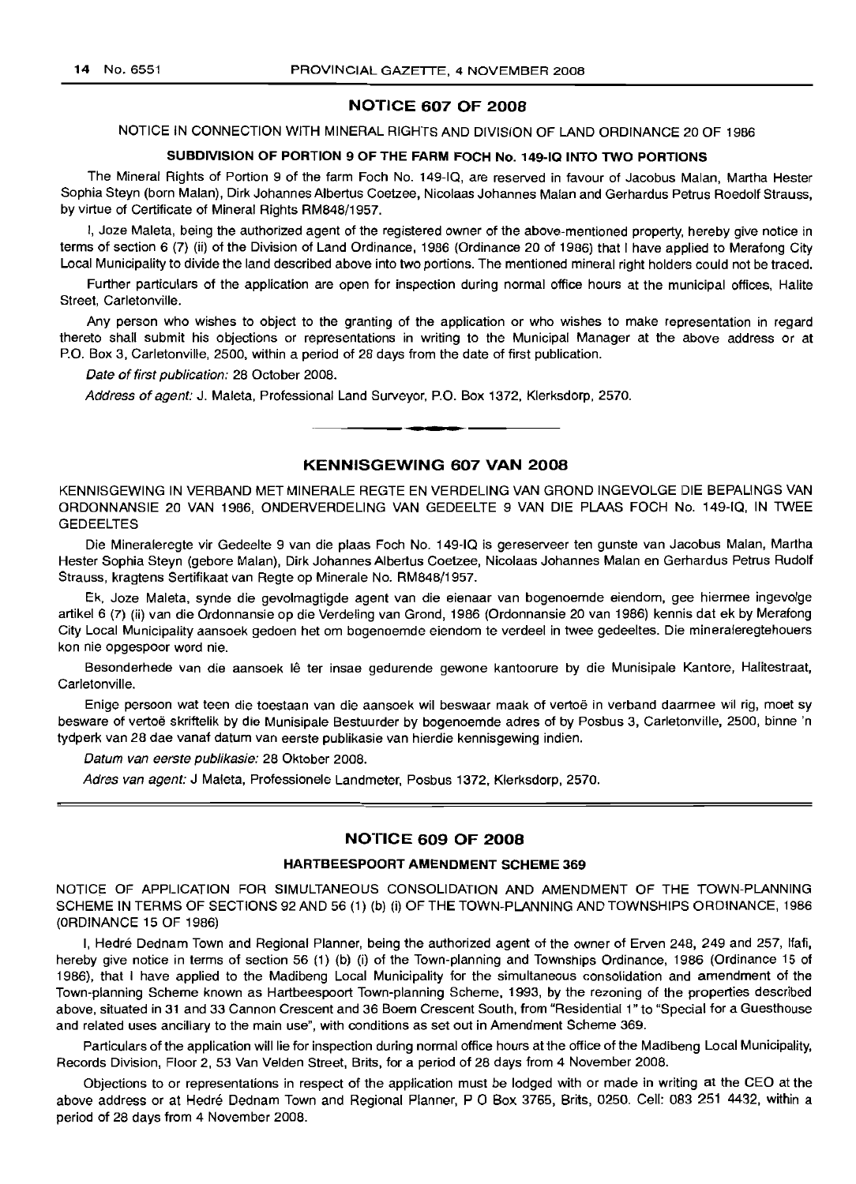## NOTICE 607 OF 2008

NOTICE IN CONNECTION WITH MINERAL RIGHTS AND DIVISION OF LAND ORDINANCE 20 OF 1986

**SUBDIVISION OF PORTION 9 OF THE FARM FOCH No. 149-IQ INTO TWO PORTIONS**

The Mineral Rights of Portion 9 of the farm Foch No. 149-IQ, are reserved in favour of Jacobus Malan, Martha Hester Sophia Steyn (born Malan), Dirk Johannes Albertus Coetzee, Nicolaas Johannes Malan and Gerhardus Petrus Roedolf Strauss, by virtue of Certificate of Mineral Rights RM848/1957.

I, Joze Maleta, being the authorized agent of the registered owner of the above-mentioned property, hereby give notice in terms of section 6 (7) (ii) of the Division of Land Ordinance, 1986 (Ordinance 20 of 1986) that I have applied to Merafong City Local Municipality to divide the land described above into two portions. The mentioned mineral right holders could not be traced.

Further particulars of the application are open for inspection during normal office hours at the municipal offices, Halite Street, Carletonville.

Any person who wishes to object to the granting of the application or who wishes to make representation in regard thereto shall submit his objections or representations in writing to the Municipal Manager at the above address or at P.O. Box 3, Carletonville, 2500, within a period of 28 days from the date of first publication.

*Date of first publication:* 28 October 2008.

*Address of agent:* J. Maleta, Professional Land Surveyor, P.O. Box 1372, Klerksdorp, 2570.

---

## KENNISGEWING 607 VAN 2008

KENNISGEWING IN VERBAND MET MINERALE REGTE EN VERDELING VAN GROND INGEVOLGE DIE BEPALINGS VAN ORDONNANSIE 20 VAN 1986, ONDERVERDELING VAN GEDEELTE 9 VAN DIE PLAAS FOCH No. 149-IQ, IN TWEE GEDEELTES

Die Mineraleregte vir Gedeelte 9 van die plaas Foch No. 149-IQ is gereserveer ten gunste van Jacobus Malan, Martha Hester Sophia Steyn (gebore Malan), Dirk Johannes Albertus Coetzee, Nicolaas Johannes Malan en Gerhardus Petrus Rudolf Strauss, kragtens Sertifikaat van Regte op Minerale No. RM848/1957.

Ek, Joze Maleta, synde die gevolmagtigde agent van die eienaar van bogenoemde eiendom, gee hiermee ingevolge artikel 6 (7) (ii) van die Ordonnansie op die Verdeling van Grond, 1986 (Ordonnansie 20 van 1986) kennis dat ek by Merafong City Local Municipality aansoek gedoen het om bogenoemde eiendom te verdeel in twee gedeeltes. Die mineraleregtehouers kon nie opgespoor word nie.

Besonderhede van die aansoek lê ter insae gedurende gewone kantoorure by die Munisipale Kantore, Halitestraat, Carletonville.

Enige persoon wat teen die toestaan van die aansoek wil beswaar maak of vertoë in verband daarmee wil rig, moet sy besware of vertoë skriftelik by die Munisipale Bestuurder by bogenoemde adres of by Posbus 3, Carletonville, 2500, binne 'n tydperk van 28 dae vanaf datum van eerste publikasie van hierdie kennisgewing indien.

*Datum van eerste publikasie:* 28 Oktober 2008.

*Adres van agent:* J Maleta, Professionele Landmeter, Posbus 1372, Klerksdorp, 2570.

---

## NOTICE 609 OF 2008

**HARTBEESPOORT AMENDMENT SCHEME 369**

NOTICE OF APPLICATION FOR SIMULTANEOUS CONSOLIDATION AND AMENDMENT OF THE TOWN-PLANNING SCHEME IN TERMS OF SECTIONS 92 AND 56 (1) (b) (i) OF THE TOWN-PLANNING AND TOWNSHIPS ORDINANCE, 1986 (ORDINANCE 15 OF 1986)

I, Hedré Dednam Town and Regional Planner, being the authorized agent of the owner of Erven 248, 249 and 257, Ifafi, hereby give notice in terms of section 56 (1) (b) (i) of the Town-planning and Townships Ordinance, 1986 (Ordinance 15 of 1986), that I have applied to the Madibeng Local Municipality for the simultaneous consolidation and amendment of the Town-planning Scheme known as Hartbeespoort Town-planning Scheme, 1993, by the rezoning of the properties described above, situated in 31 and 33 Cannon Crescent and 36 Boem Crescent South, from "Residential 1" to "Special for a Guesthouse and related uses ancillary to the main use", with conditions as set out in Amendment Scheme 369.

Particulars of the application will lie for inspection during normal office hours at the office of the Madibeng Local Municipality, Records Division, Floor 2, 53 Van Velden Street, Brits, for a period of 28 days from 4 November 2008.

Objections to or representations in respect of the application must be lodged with or made in writing at the CEO at the above address or at Hedré Dednam Town and Regional Planner, P O Box 3765, Brits, 0250. Cell: 083 251 4432, within a period of 28 days from 4 November 2008.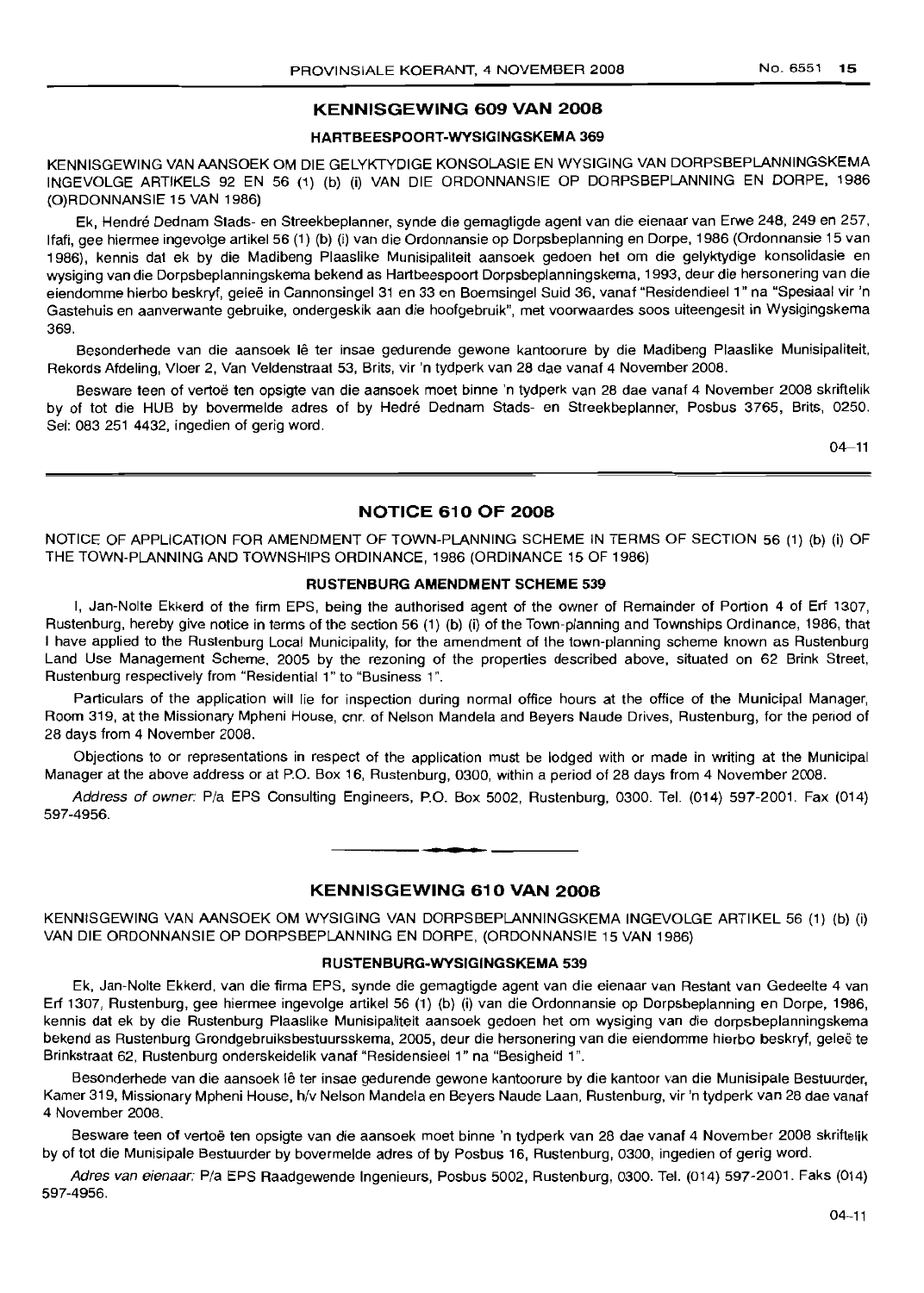## KENNISGEWING 609 VAN 2008

### HARTBEESPOORT-WYSIGINGSKEMA 369

KENNISGEWING VAN AANSOEK OM DIE GELYKTYDIGE KONSOLASIE EN WYSIGING VAN DORPSBEPLANNINGSKEMA INGEVOLGE ARTIKELS 92 EN 56 (1) (b) (i) VAN DIE ORDONNANSIE OP DORPSBEPLANNING EN DORPE, 1986 (O)RDONNANSIE 15 VAN 1986)

Ek, Hendré Dednam Stads- en Streekbeplanner, synde die gemagtigde agent van die eienaar van Erwe 248, 249 en 257, Ifafi, gee hiermee ingevolge artikel 56 (1) (b) (i) van die Ordonnansie op Dorpsbeplanning en Dorpe, 1986 (Ordonnansie 15 van 1986), kennis dat ek by die Madibeng Plaaslike Munisipaliteit aansoek gedoen het om die gelyktydige konsolidasie en wysiging van die Dorpsbeplanningskema bekend as Hartbeespoort Dorpsbeplanningskema, 1993, deur die hersonering van die eiendomme hierbo beskryf, geleë in Cannonsingel 31 en 33 en Boemsingel Suid 36, vanaf "Residendieel 1" na "Spesiaal vir 'n Gastehuis en aanverwante gebruike, ondergeskik aan die hoofgebruik", met voorwaardes soos uiteengesit in Wysigingskema 369.

Besonderhede van die aansoek lê ter insae gedurende gewone kantoorure by die Madibeng Plaaslike Munisipaliteit, Rekords Afdeling, Vloer 2, Van Veldenstraat 53, Brits, vir 'n tydperk van 28 dae vanaf 4 November 2008.

Besware teen of vertoë ten opsigte van die aansoek moet binne 'n tydperk van 28 dae vanaf 4 November 2008 skriftelik by of tot die HUB by bovermelde adres of by Hedré Dednam Stads- en Streekbeplanner, Posbus 3765, Brits, 0250. Sel: 083 251 4432, ingedien of gerig word.

04–11

## NOTICE 610 OF 2008

NOTICE OF APPLICATION FOR AMENDMENT OF TOWN-PLANNING SCHEME IN TERMS OF SECTION 56 (1) (b) (i) OF THE TOWN-PLANNING AND TOWNSHIPS ORDINANCE, 1986 (ORDINANCE 15 OF 1986)

### RUSTENBURG AMENDMENT SCHEME 539

I, Jan-Nolte Ekkerd of the firm EPS, being the authorised agent of the owner of Remainder of Portion 4 of Erf 1307, Rustenburg, hereby give notice in terms of the section 56 (1) (b) (i) of the Town-planning and Townships Ordinance, 1986, that I have applied to the Rustenburg Local Municipality, for the amendment of the town-planning scheme known as Rustenburg Land Use Management Scheme, 2005 by the rezoning of the properties described above, situated on 62 Brink Street, Rustenburg respectively from "Residential 1" to "Business 1".

Particulars of the application will lie for inspection during normal office hours at the office of the Municipal Manager, Room 319, at the Missionary Mpheni House, cnr. of Nelson Mandela and Beyers Naude Drives, Rustenburg, for the period of 28 days from 4 November 2008.

Objections to or representations in respect of the application must be lodged with or made in writing at the Municipal Manager at the above address or at P.O. Box 16, Rustenburg, 0300, within a period of 28 days from 4 November 2008.

*Address of owner:* P/a EPS Consulting Engineers, P.O. Box 5002, Rustenburg, 0300. Tel. (014) 597-2001. Fax (014) 597-4956.

## KENNISGEWING 610 VAN 2008

KENNISGEWING VAN AANSOEK OM WYSIGING VAN DORPSBEPLANNINGSKEMA INGEVOLGE ARTIKEL 56 (1) (b) (i) VAN DIE ORDONNANSIE OP DORPSBEPLANNING EN DORPE, (ORDONNANSIE 15 VAN 1986)

### RUSTENBURG-WYSIGINGSKEMA 539

Ek, Jan-Nolte Ekkerd, van die firma EPS, synde die gemagtigde agent van die eienaar van Restant van Gedeelte 4 van Erf 1307, Rustenburg, gee hiermee ingevolge artikel 56 (1) (b) (i) van die Ordonnansie op Dorpsbeplanning en Dorpe, 1986, kennis dat ek by die Rustenburg Plaaslike Munisipaliteit aansoek gedoen het om wysiging van die dorpsbeplanningskema bekend as Rustenburg Grondgebruiksbestuursskema, 2005, deur die hersonering van die eiendomme hierbo beskryf, geleë te Brinkstraat 62, Rustenburg onderskeidelik vanaf "Residensieel 1" na "Besigheid 1".

Besonderhede van die aansoek lê ter insae gedurende gewone kantoorure by die kantoor van die Munisipale Bestuurder, Kamer 319, Missionary Mpheni House, h/v Nelson Mandela en Beyers Naude Laan, Rustenburg, vir 'n tydperk van 28 dae vanaf 4 November 2008.

Besware teen of vertoë ten opsigte van die aansoek moet binne 'n tydperk van 28 dae vanaf 4 November 2008 skriftelik by of tot die Munisipale Bestuurder by bovermelde adres of by Posbus 16, Rustenburg, 0300, ingedien of gerig word.

*Adres van eienaar:* P/a EPS Raadgewende Ingenieurs, Posbus 5002, Rustenburg, 0300. Tel. (014) 597-2001. Faks (014) 597-4956.

04–11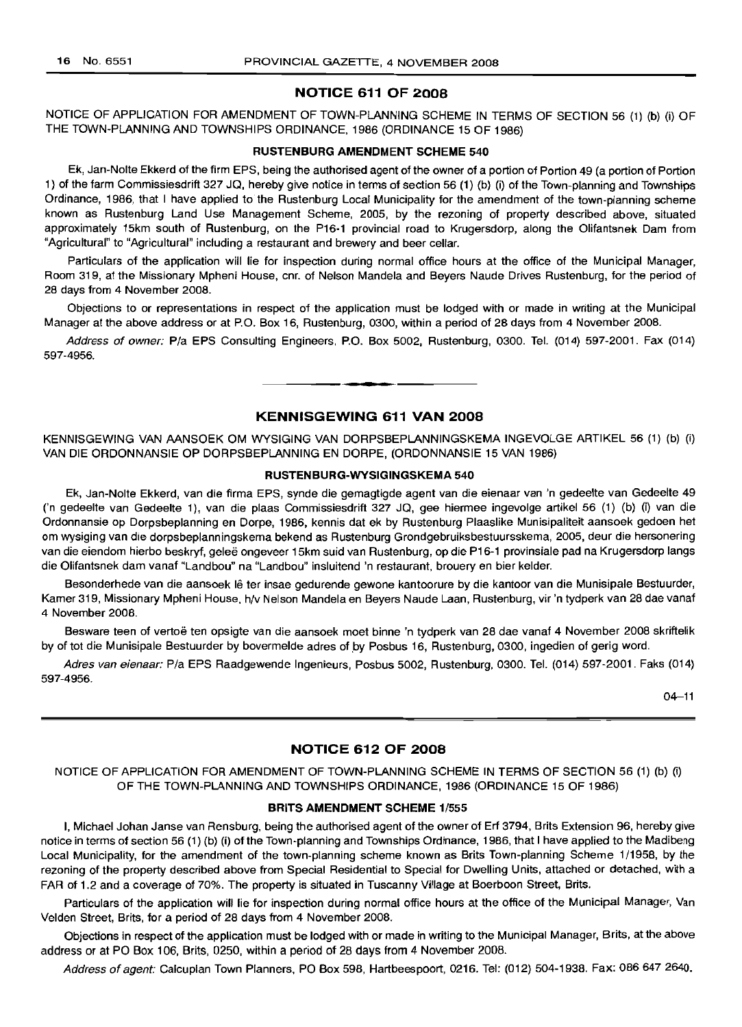## NOTICE 611 OF 2008

NOTICE OF APPLICATION FOR AMENDMENT OF TOWN-PLANNING SCHEME IN TERMS OF SECTION 56 (1) (b) (i) OF THE TOWN-PLANNING AND TOWNSHIPS ORDINANCE, 1986 (ORDINANCE 15 OF 1986)

### RUSTENBURG AMENDMENT SCHEME 540

Ek, Jan-Nolte Ekkerd of the firm EPS, being the authorised agent of the owner of a portion of Portion 49 (a portion of Portion 1) of the farm Commissiesdrift 327 JQ, hereby give notice in terms of section 56 (1) (b) (i) of the Town-planning and Townships Ordinance, 1986, that I have applied to the Rustenburg Local Municipality for the amendment of the town-planning scheme known as Rustenburg Land Use Management Scheme, 2005, by the rezoning of property described above, situated approximately 15km south of Rustenburg, on the P16-1 provincial road to Krugersdorp, along the Olifantsnek Dam from "Agricultural" to "Agricultural" including a restaurant and brewery and beer cellar.

Particulars of the application will lie for inspection during normal office hours at the office of the Municipal Manager, Room 319, at the Missionary Mpheni House, cnr. of Nelson Mandela and Beyers Naude Drives Rustenburg, for the period of 28 days from 4 November 2008.

Objections to or representations in respect of the application must be lodged with or made in writing at the Municipal Manager at the above address or at P.O. Box 16, Rustenburg, 0300, within a period of 28 days from 4 November 2008.

*Address of owner:* P/a EPS Consulting Engineers, P.O. Box 5002, Rustenburg, 0300. Tel. (014) 597-2001. Fax (014) 597-4956.

---

## KENNISGEWING 611 VAN 2008

KENNISGEWING VAN AANSOEK OM WYSIGING VAN DORPSBEPLANNINGSKEMA INGEVOLGE ARTIKEL 56 (1) (b) (i) VAN DIE ORDONNANSIE OP DORPSBEPLANNING EN DORPE, (ORDONNANSIE 15 VAN 1986)

### RUSTENBURG-WYSIGINGSKEMA 540

Ek, Jan-Nolte Ekkerd, van die firma EPS, synde die gemagtigde agent van die eienaar van 'n gedeelte van Gedeelte 49 ('n gedeelte van Gedeelte 1), van die plaas Commissiesdrift 327 JQ, gee hiermee ingevolge artikel 56 (1) (b) (i) van die Ordonnansie op Dorpsbeplanning en Dorpe, 1986, kennis dat ek by Rustenburg Plaaslike Munisipaliteit aansoek gedoen het om wysiging van die dorpsbeplanningskema bekend as Rustenburg Grondgebruiksbestuursskema, 2005, deur die hersonering van die eiendom hierbo beskryf, geleë ongeveer 15km suid van Rustenburg, op die P16-1 provinsiale pad na Krugersdorp langs die Olifantsnek dam vanaf "Landbou" na "Landbou" insluitend 'n restaurant, brouery en bier kelder.

Besonderhede van die aansoek lê ter insae gedurende gewone kantoorure by die kantoor van die Munisipale Bestuurder, Kamer 319, Missionary Mpheni House, h/v Nelson Mandela en Beyers Naude Laan, Rustenburg, vir 'n tydperk van 28 dae vanaf 4 November 2008.

Besware teen of vertoë ten opsigte van die aansoek moet binne 'n tydperk van 28 dae vanaf 4 November 2008 skriftelik by of tot die Munisipale Bestuurder by bovermelde adres of by Posbus 16, Rustenburg, 0300, ingedien of gerig word.

*Adres van eienaar:* P/a EPS Raadgewende Ingenieurs, Posbus 5002, Rustenburg, 0300. Tel. (014) 597-2001. Faks (014) 597-4956.

04–11

---

## NOTICE 612 OF 2008

NOTICE OF APPLICATION FOR AMENDMENT OF TOWN-PLANNING SCHEME IN TERMS OF SECTION 56 (1) (b) (i) OF THE TOWN-PLANNING AND TOWNSHIPS ORDINANCE, 1986 (ORDINANCE 15 OF 1986)

### BRITS AMENDMENT SCHEME 1/555

I, Michael Johan Janse van Rensburg, being the authorised agent of the owner of Erf 3794, Brits Extension 96, hereby give notice in terms of section 56 (1) (b) (i) of the Town-planning and Townships Ordinance, 1986, that I have applied to the Madibeng Local Municipality, for the amendment of the town-planning scheme known as Brits Town-planning Scheme 1/1958, by the rezoning of the property described above from Special Residential to Special for Dwelling Units, attached or detached, with a FAR of 1.2 and a coverage of 70%. The property is situated in Tuscanny Village at Boerboon Street, Brits.

Particulars of the application will lie for inspection during normal office hours at the office of the Municipal Manager, Van Velden Street, Brits, for a period of 28 days from 4 November 2008.

Objections in respect of the application must be lodged with or made in writing to the Municipal Manager, Brits, at the above address or at PO Box 106, Brits, 0250, within a period of 28 days from 4 November 2008.

*Address of agent:* Calcuplan Town Planners, PO Box 598, Hartbeespoort, 0216. Tel: (012) 504-1938. Fax: 086 647 2640.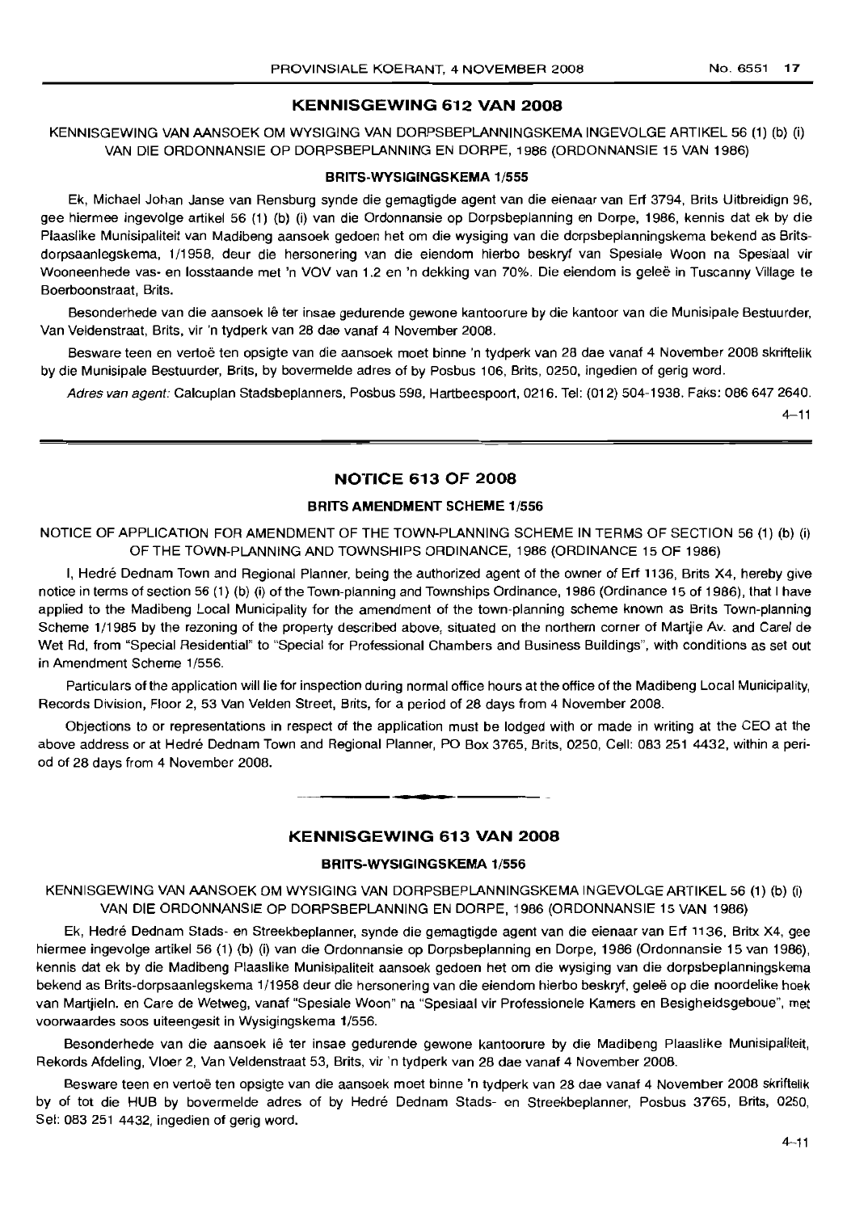## KENNISGEWING 612 VAN 2008

KENNISGEWING VAN AANSOEK OM WYSIGING VAN DORPSBEPLANNINGSKEMA INGEVOLGE ARTIKEL 56 (1) (b) (i) VAN DIE ORDONNANSIE OP DORPSBEPLANNING EN DORPE, 1986 (ORDONNANSIE 15 VAN 1986)

### BRITS-WYSIGINGSKEMA 1/555

Ek, Michael Johan Janse van Rensburg synde die gemagtigde agent van die eienaar van Erf 3794, Brits Uitbreidign 96, gee hiermee ingevolge artikel 56 (1) (b) (i) van die Ordonnansie op Dorpsbeplanning en Dorpe, 1986, kennis dat ek by die Plaaslike Munisipaliteit van Madibeng aansoek gedoen het om die wysiging van die dorpsbeplanningskema bekend as Brits-dorpsaanlegskema, 1/1958, deur die hersonering van die eiendom hierbo beskryf van Spesiale Woon na Spesiaal vir Wooneenhede vas- en losstaande met 'n VOV van 1.2 en 'n dekking van 70%. Die eiendom is geleë in Tuscanny Village te Boerboonstraat, Brits.

Besonderhede van die aansoek lê ter insae gedurende gewone kantoorure by die kantoor van die Munisipale Bestuurder, Van Veldenstraat, Brits, vir 'n tydperk van 28 dae vanaf 4 November 2008.

Besware teen en vertoë ten opsigte van die aansoek moet binne 'n tydperk van 28 dae vanaf 4 November 2008 skriftelik by die Munisipale Bestuurder, Brits, by bovermelde adres of by Posbus 106, Brits, 0250, ingedien of gerig word.

*Adres van agent:* Calcuplan Stadsbeplanners, Posbus 598, Hartbeespoort, 0216. Tel: (012) 504-1938. Faks: 086 647 2640.

4–11

---

## NOTICE 613 OF 2008

### BRITS AMENDMENT SCHEME 1/556

NOTICE OF APPLICATION FOR AMENDMENT OF THE TOWN-PLANNING SCHEME IN TERMS OF SECTION 56 (1) (b) (i) OF THE TOWN-PLANNING AND TOWNSHIPS ORDINANCE, 1986 (ORDINANCE 15 OF 1986)

I, Hedré Dednam Town and Regional Planner, being the authorized agent of the owner of Erf 1136, Brits X4, hereby give notice in terms of section 56 (1) (b) (i) of the Town-planning and Townships Ordinance, 1986 (Ordinance 15 of 1986), that I have applied to the Madibeng Local Municipality for the amendment of the town-planning scheme known as Brits Town-planning Scheme 1/1985 by the rezoning of the property described above, situated on the northern corner of Martjie Av. and Carel de Wet Rd, from "Special Residential" to "Special for Professional Chambers and Business Buildings", with conditions as set out in Amendment Scheme 1/556.

Particulars of the application will lie for inspection during normal office hours at the office of the Madibeng Local Municipality, Records Division, Floor 2, 53 Van Velden Street, Brits, for a period of 28 days from 4 November 2008.

Objections to or representations in respect of the application must be lodged with or made in writing at the CEO at the above address or at Hedré Dednam Town and Regional Planner, PO Box 3765, Brits, 0250, Cell: 083 251 4432, within a period of 28 days from 4 November 2008.

---

## KENNISGEWING 613 VAN 2008

### BRITS-WYSIGINGSKEMA 1/556

KENNISGEWING VAN AANSOEK OM WYSIGING VAN DORPSBEPLANNINGSKEMA INGEVOLGE ARTIKEL 56 (1) (b) (i) VAN DIE ORDONNANSIE OP DORPSBEPLANNING EN DORPE, 1986 (ORDONNANSIE 15 VAN 1986)

Ek, Hedré Dednam Stads- en Streekbeplanner, synde die gemagtigde agent van die eienaar van Erf 1136, Britx X4, gee hiermee ingevolge artikel 56 (1) (b) (i) van die Ordonnansie op Dorpsbeplanning en Dorpe, 1986 (Ordonnansie 15 van 1986), kennis dat ek by die Madibeng Plaaslike Munisipaliteit aansoek gedoen het om die wysiging van die dorpsbeplanningskema bekend as Brits-dorpsaanlegskema 1/1958 deur die hersonering van die eiendom hierbo beskryf, geleë op die noordelike hoek van Martjieln. en Care de Wetweg, vanaf "Spesiale Woon" na "Spesiaal vir Professionele Kamers en Besigheidsgeboue", met voorwaardes soos uiteengesit in Wysigingskema 1/556.

Besonderhede van die aansoek lê ter insae gedurende gewone kantoorure by die Madibeng Plaaslike Munisipaliteit, Rekords Afdeling, Vloer 2, Van Veldenstraat 53, Brits, vir 'n tydperk van 28 dae vanaf 4 November 2008.

Besware teen en vertoë ten opsigte van die aansoek moet binne 'n tydperk van 28 dae vanaf 4 November 2008 skriftelik by of tot die HUB by bovermelde adres of by Hedré Dednam Stads- en Streekbeplanner, Posbus 3765, Brits, 0250, Sel: 083 251 4432, ingedien of gerig word.

4–11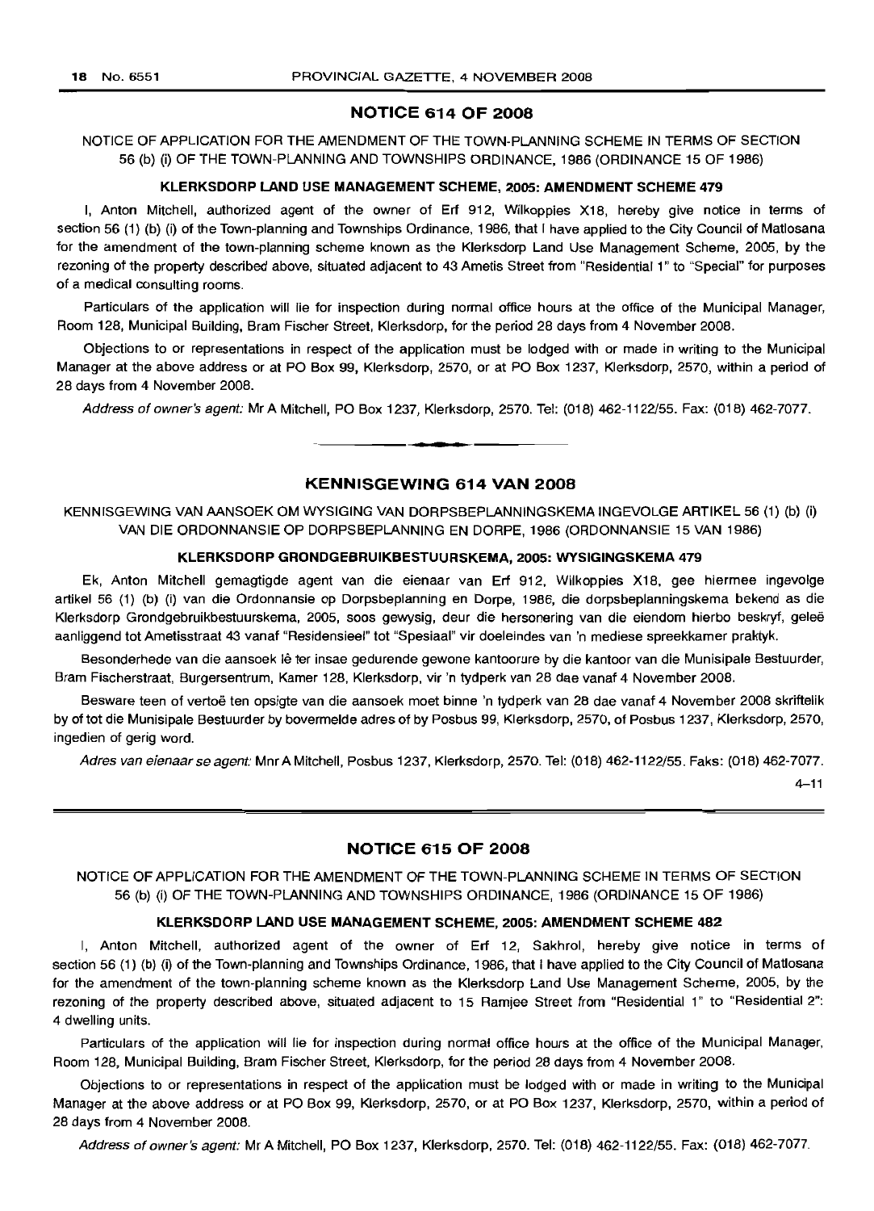## NOTICE 614 OF 2008

NOTICE OF APPLICATION FOR THE AMENDMENT OF THE TOWN-PLANNING SCHEME IN TERMS OF SECTION 56 (b) (i) OF THE TOWN-PLANNING AND TOWNSHIPS ORDINANCE, 1986 (ORDINANCE 15 OF 1986)

**KLERKSDORP LAND USE MANAGEMENT SCHEME, 2005: AMENDMENT SCHEME 479**

I, Anton Mitchell, authorized agent of the owner of Erf 912, Wilkoppies X18, hereby give notice in terms of section 56 (1) (b) (i) of the Town-planning and Townships Ordinance, 1986, that I have applied to the City Council of Matlosana for the amendment of the town-planning scheme known as the Klerksdorp Land Use Management Scheme, 2005, by the rezoning of the property described above, situated adjacent to 43 Ametis Street from "Residential 1" to "Special" for purposes of a medical consulting rooms.

Particulars of the application will lie for inspection during normal office hours at the office of the Municipal Manager, Room 128, Municipal Building, Bram Fischer Street, Klerksdorp, for the period 28 days from 4 November 2008.

Objections to or representations in respect of the application must be lodged with or made in writing to the Municipal Manager at the above address or at PO Box 99, Klerksdorp, 2570, or at PO Box 1237, Klerksdorp, 2570, within a period of 28 days from 4 November 2008.

*Address of owner's agent:* Mr A Mitchell, PO Box 1237, Klerksdorp, 2570. Tel: (018) 462-1122/55. Fax: (018) 462-7077.

---

## KENNISGEWING 614 VAN 2008

KENNISGEWING VAN AANSOEK OM WYSIGING VAN DORPSBEPLANNINGSKEMA INGEVOLGE ARTIKEL 56 (1) (b) (i) VAN DIE ORDONNANSIE OP DORPSBEPLANNING EN DORPE, 1986 (ORDONNANSIE 15 VAN 1986)

**KLERKSDORP GRONDGEBRUIKBESTUURSKEMA, 2005: WYSIGINGSKEMA 479**

Ek, Anton Mitchell gemagtigde agent van die eienaar van Erf 912, Wilkoppies X18, gee hiermee ingevolge artikel 56 (1) (b) (i) van die Ordonnansie op Dorpsbeplanning en Dorpe, 1986, die dorpsbeplanningskema bekend as die Klerksdorp Grondgebruikbestuurskema, 2005, soos gewysig, deur die hersonering van die eiendom hierbo beskryf, geleë aanliggend tot Ametisstraat 43 vanaf "Residensieel" tot "Spesiaal" vir doeleindes van 'n mediese spreekkamer praktyk.

Besonderhede van die aansoek lê ter insae gedurende gewone kantoorure by die kantoor van die Munisipale Bestuurder, Bram Fischerstraat, Burgersentrum, Kamer 128, Klerksdorp, vir 'n tydperk van 28 dae vanaf 4 November 2008.

Besware teen of vertoë ten opsigte van die aansoek moet binne 'n tydperk van 28 dae vanaf 4 November 2008 skriftelik by of tot die Munisipale Bestuurder by bovermelde adres of by Posbus 99, Klerksdorp, 2570, of Posbus 1237, Klerksdorp, 2570, ingedien of gerig word.

*Adres van eienaar se agent:* Mnr A Mitchell, Posbus 1237, Klerksdorp, 2570. Tel: (018) 462-1122/55. Faks: (018) 462-7077.

4–11

---

## NOTICE 615 OF 2008

NOTICE OF APPLICATION FOR THE AMENDMENT OF THE TOWN-PLANNING SCHEME IN TERMS OF SECTION 56 (b) (i) OF THE TOWN-PLANNING AND TOWNSHIPS ORDINANCE, 1986 (ORDINANCE 15 OF 1986)

**KLERKSDORP LAND USE MANAGEMENT SCHEME, 2005: AMENDMENT SCHEME 482**

I, Anton Mitchell, authorized agent of the owner of Erf 12, Sakhrol, hereby give notice in terms of section 56 (1) (b) (i) of the Town-planning and Townships Ordinance, 1986, that I have applied to the City Council of Matlosana for the amendment of the town-planning scheme known as the Klerksdorp Land Use Management Scheme, 2005, by the rezoning of the property described above, situated adjacent to 15 Ramjee Street from "Residential 1" to "Residential 2": 4 dwelling units.

Particulars of the application will lie for inspection during normal office hours at the office of the Municipal Manager, Room 128, Municipal Building, Bram Fischer Street, Klerksdorp, for the period 28 days from 4 November 2008.

Objections to or representations in respect of the application must be lodged with or made in writing to the Municipal Manager at the above address or at PO Box 99, Klerksdorp, 2570, or at PO Box 1237, Klerksdorp, 2570, within a period of 28 days from 4 November 2008.

*Address of owner's agent:* Mr A Mitchell, PO Box 1237, Klerksdorp, 2570. Tel: (018) 462-1122/55. Fax: (018) 462-7077.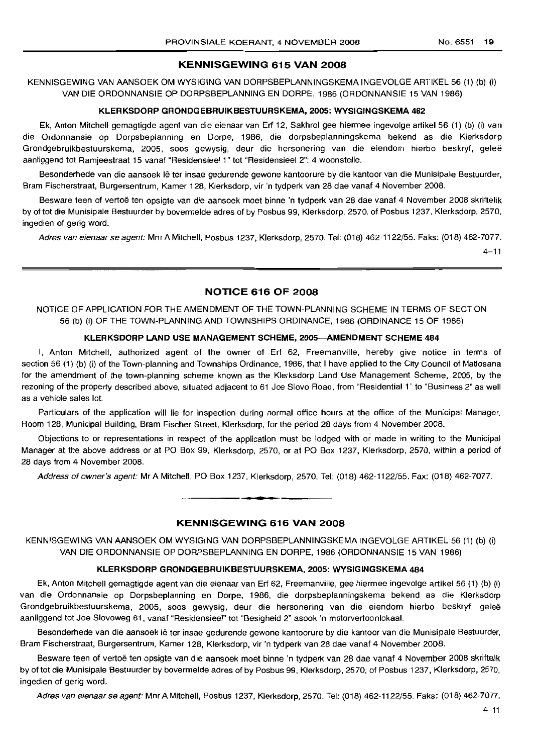## KENNISGEWING 615 VAN 2008

KENNISGEWING VAN AANSOEK OM WYSIGING VAN DORPSBEPLANNINGSKEMA INGEVOLGE ARTIKEL 56 (1) (b) (i) VAN DIE ORDONNANSIE OP DORPSBEPLANNING EN DORPE, 1986 (ORDONNANSIE 15 VAN 1986)

### KLERKSDORP GRONDGEBRUIKBESTUURSKEMA, 2005: WYSIGINGSKEMA 482

Ek, Anton Mitchell gemagtigde agent van die eienaar van Erf 12, Sakhrol gee hiermee ingevolge artikel 56 (1) (b) (i) van die Ordonnansie op Dorpsbeplanning en Dorpe, 1986, die dorpsbeplanningskema bekend as die Klerksdorp Grondgebruikbestuurskema, 2005, soos gewysig, deur die hersonering van die eiendom hierbo beskryf, geleë aanliggend tot Ramjeestraat 15 vanaf "Residensieel 1" tot "Residensieel 2": 4 woonstelle.

Besonderhede van die aansoek lê ter insae gedurende gewone kantoorure by die kantoor van die Munisipale Bestuurder, Bram Fischerstraat, Burgersentrum, Kamer 128, Klerksdorp, vir 'n tydperk van 28 dae vanaf 4 November 2008.

Besware teen of vertoë ten opsigte van die aansoek moet binne 'n tydperk van 28 dae vanaf 4 November 2008 skriftelik by of tot die Munisipale Bestuurder by bovermelde adres of by Posbus 99, Klerksdorp, 2570, of Posbus 1237, Klerksdorp, 2570, ingedien of gerig word.

*Adres van eienaar se agent:* Mnr A Mitchell, Posbus 1237, Klerksdorp, 2570. Tel: (018) 462-1122/55. Faks: (018) 462-7077.

4–11

## NOTICE 616 OF 2008

NOTICE OF APPLICATION FOR THE AMENDMENT OF THE TOWN-PLANNING SCHEME IN TERMS OF SECTION 56 (b) (i) OF THE TOWN-PLANNING AND TOWNSHIPS ORDINANCE, 1986 (ORDINANCE 15 OF 1986)

### KLERKSDORP LAND USE MANAGEMENT SCHEME, 2005—AMENDMENT SCHEME 484

I, Anton Mitchell, authorized agent of the owner of Erf 62, Freemanville, hereby give notice in terms of section 56 (1) (b) (i) of the Town-planning and Townships Ordinance, 1986, that I have applied to the City Council of Matlosana for the amendment of the town-planning scheme known as the Klerksdorp Land Use Management Scheme, 2005, by the rezoning of the property described above, situated adjacent to 61 Joe Slovo Road, from "Residential 1" to "Business 2" as well as a vehicle sales lot.

Particulars of the application will lie for inspection during normal office hours at the office of the Municipal Manager, Room 128, Municipal Building, Bram Fischer Street, Klerksdorp, for the period 28 days from 4 November 2008.

Objections to or representations in respect of the application must be lodged with or made in writing to the Municipal Manager at the above address or at PO Box 99, Klerksdorp, 2570, or at PO Box 1237, Klerksdorp, 2570, within a period of 28 days from 4 November 2008.

*Address of owner's agent:* Mr A Mitchell, PO Box 1237, Klerksdorp, 2570. Tel: (018) 462-1122/55. Fax: (018) 462-7077.

## KENNISGEWING 616 VAN 2008

KENNISGEWING VAN AANSOEK OM WYSIGING VAN DORPSBEPLANNINGSKEMA INGEVOLGE ARTIKEL 56 (1) (b) (i) VAN DIE ORDONNANSIE OP DORPSBEPLANNING EN DORPE, 1986 (ORDONNANSIE 15 VAN 1986)

### KLERKSDORP GRONDGEBRUIKBESTUURSKEMA, 2005: WYSIGINGSKEMA 484

Ek, Anton Mitchell gemagtigde agent van die eienaar van Erf 62, Freemanville, gee hiermee ingevolge artikel 56 (1) (b) (i) van die Ordonnansie op Dorpsbeplanning en Dorpe, 1986, die dorpsbeplanningskema bekend as die Klerksdorp Grondgebruikbestuurskema, 2005, soos gewysig, deur die hersonering van die eiendom hierbo beskryf, geleë aanliggend tot Joe Slovoweg 61, vanaf "Residensieel" tot "Besigheid 2" asook 'n motorvertoonlokaal.

Besonderhede van die aansoek lê ter insae gedurende gewone kantoorure by die kantoor van die Munisipale Bestuurder, Bram Fischerstraat, Burgersentrum, Kamer 128, Klerksdorp, vir 'n tydperk van 28 dae vanaf 4 November 2008.

Besware teen of vertoë ten opsigte van die aansoek moet binne 'n tydperk van 28 dae vanaf 4 November 2008 skriftelik by of tot die Munisipale Bestuurder by bovermelde adres of by Posbus 99, Klerksdorp, 2570, of Posbus 1237, Klerksdorp, 2570, ingedien of gerig word.

*Adres van eienaar se agent:* Mnr A Mitchell, Posbus 1237, Klerksdorp, 2570. Tel: (018) 462-1122/55. Faks: (018) 462-7077.

4–11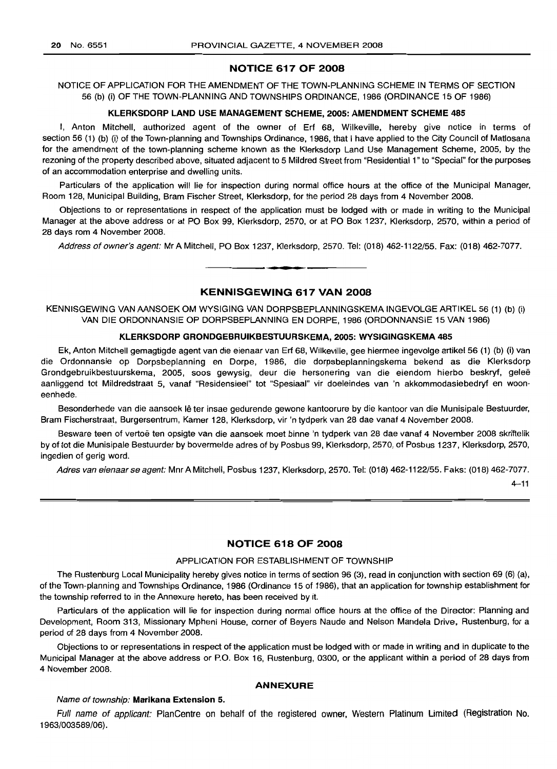## NOTICE 617 OF 2008

NOTICE OF APPLICATION FOR THE AMENDMENT OF THE TOWN-PLANNING SCHEME IN TERMS OF SECTION 56 (b) (i) OF THE TOWN-PLANNING AND TOWNSHIPS ORDINANCE, 1986 (ORDINANCE 15 OF 1986)

### KLERKSDORP LAND USE MANAGEMENT SCHEME, 2005: AMENDMENT SCHEME 485

I, Anton Mitchell, authorized agent of the owner of Erf 68, Wilkeville, hereby give notice in terms of section 56 (1) (b) (i) of the Town-planning and Townships Ordinance, 1986, that I have applied to the City Council of Matlosana for the amendment of the town-planning scheme known as the Klerksdorp Land Use Management Scheme, 2005, by the rezoning of the property described above, situated adjacent to 5 Mildred Street from "Residential 1" to "Special" for the purposes of an accommodation enterprise and dwelling units.

Particulars of the application will lie for inspection during normal office hours at the office of the Municipal Manager, Room 128, Municipal Building, Bram Fischer Street, Klerksdorp, for the period 28 days from 4 November 2008.

Objections to or representations in respect of the application must be lodged with or made in writing to the Municipal Manager at the above address or at PO Box 99, Klerksdorp, 2570, or at PO Box 1237, Klerksdorp, 2570, within a period of 28 days rom 4 November 2008.

*Address of owner's agent:* Mr A Mitchell, PO Box 1237, Klerksdorp, 2570. Tel: (018) 462-1122/55. Fax: (018) 462-7077.

---

## KENNISGEWING 617 VAN 2008

KENNISGEWING VAN AANSOEK OM WYSIGING VAN DORPSBEPLANNINGSKEMA INGEVOLGE ARTIKEL 56 (1) (b) (i) VAN DIE ORDONNANSIE OP DORPSBEPLANNING EN DORPE, 1986 (ORDONNANSIE 15 VAN 1986)

### KLERKSDORP GRONDGEBRUIKBESTUURSKEMA, 2005: WYSIGINGSKEMA 485

Ek, Anton Mitchell gemagtigde agent van die eienaar van Erf 68, Wilkeville, gee hiermee ingevolge artikel 56 (1) (b) (i) van die Ordonnansie op Dorpsbeplanning en Dorpe, 1986, die dorpsbeplanningskema bekend as die Klerksdorp Grondgebruikbestuurskema, 2005, soos gewysig, deur die hersonering van die eiendom hierbo beskryf, geleë aanliggend tot Mildredstraat 5, vanaf "Residensieel" tot "Spesiaal" vir doeleindes van 'n akkommodasiebedryf en wooneenhede.

Besonderhede van die aansoek lê ter insae gedurende gewone kantoorure by die kantoor van die Munisipale Bestuurder, Bram Fischerstraat, Burgersentrum, Kamer 128, Klerksdorp, vir 'n tydperk van 28 dae vanaf 4 November 2008.

Besware teen of vertoë ten opsigte van die aansoek moet binne 'n tydperk van 28 dae vanaf 4 November 2008 skriftelik by of tot die Munisipale Bestuurder by bovermelde adres of by Posbus 99, Klerksdorp, 2570, of Posbus 1237, Klerksdorp, 2570, ingedien of gerig word.

*Adres van eienaar se agent:* Mnr A Mitchell, Posbus 1237, Klerksdorp, 2570. Tel: (018) 462-1122/55. Faks: (018) 462-7077.

4–11

---

## NOTICE 618 OF 2008

APPLICATION FOR ESTABLISHMENT OF TOWNSHIP

The Rustenburg Local Municipality hereby gives notice in terms of section 96 (3), read in conjunction with section 69 (6) (a), of the Town-planning and Townships Ordinance, 1986 (Ordinance 15 of 1986), that an application for township establishment for the township referred to in the Annexure hereto, has been received by it.

Particulars of the application will lie for inspection during normal office hours at the office of the Director: Planning and Development, Room 313, Missionary Mpheni House, corner of Beyers Naude and Nelson Mandela Drive, Rustenburg, for a period of 28 days from 4 November 2008.

Objections to or representations in respect of the application must be lodged with or made in writing and in duplicate to the Municipal Manager at the above address or P.O. Box 16, Rustenburg, 0300, or the applicant within a period of 28 days from 4 November 2008.

### ANNEXURE

*Name of township:* **Marikana Extension 5.**

*Full name of applicant:* PlanCentre on behalf of the registered owner, Western Platinum Limited (Registration No. 1963/003589/06).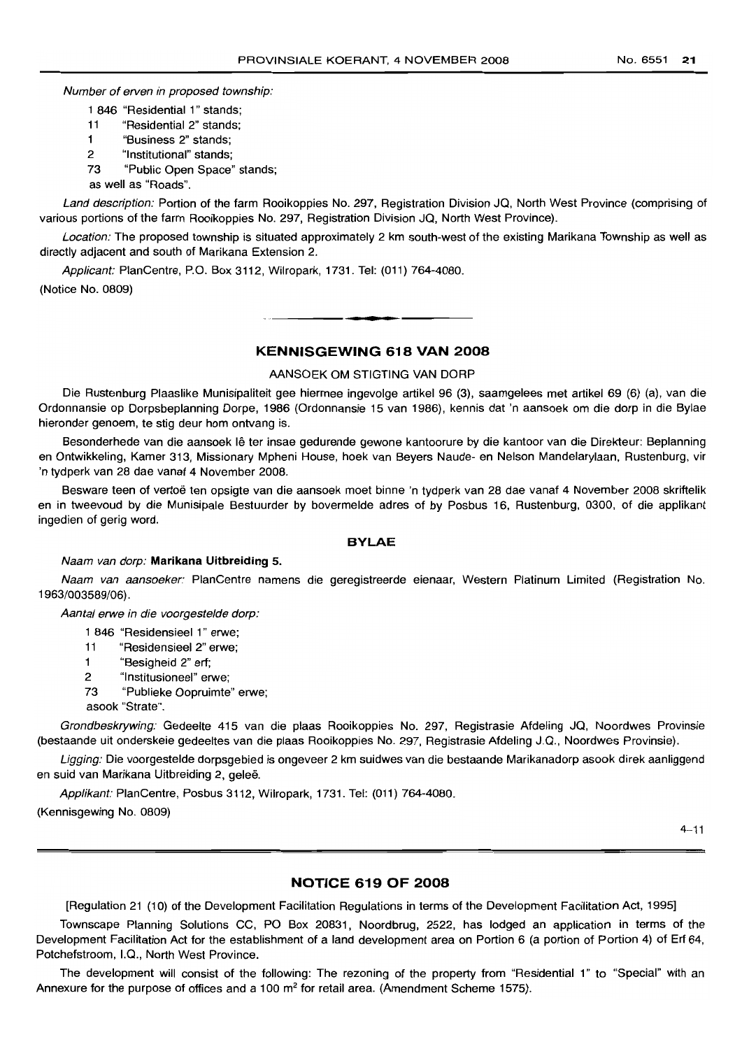*Number of erven in proposed township:*

1 846 "Residential 1" stands;
11 "Residential 2" stands;
1 "Business 2" stands;
2 "Institutional" stands;
73 "Public Open Space" stands;
as well as "Roads".

*Land description:* Portion of the farm Rooikoppies No. 297, Registration Division JQ, North West Province (comprising of various portions of the farm Rooikoppies No. 297, Registration Division JQ, North West Province).

*Location:* The proposed township is situated approximately 2 km south-west of the existing Marikana Township as well as directly adjacent and south of Marikana Extension 2.

*Applicant:* PlanCentre, P.O. Box 3112, Wilropark, 1731. Tel: (011) 764-4080.

(Notice No. 0809)

## KENNISGEWING 618 VAN 2008

AANSOEK OM STIGTING VAN DORP

Die Rustenburg Plaaslike Munisipaliteit gee hiermee ingevolge artikel 96 (3), saamgelees met artikel 69 (6) (a), van die Ordonnansie op Dorpsbeplanning Dorpe, 1986 (Ordonnansie 15 van 1986), kennis dat 'n aansoek om die dorp in die Bylae hieronder genoem, te stig deur hom ontvang is.

Besonderhede van die aansoek lê ter insae gedurende gewone kantoorure by die kantoor van die Direkteur: Beplanning en Ontwikkeling, Kamer 313, Missionary Mpheni House, hoek van Beyers Naude- en Nelson Mandelarylaan, Rustenburg, vir 'n tydperk van 28 dae vanaf 4 November 2008.

Besware teen of vertoë ten opsigte van die aansoek moet binne 'n tydperk van 28 dae vanaf 4 November 2008 skriftelik en in tweevoud by die Munisipale Bestuurder by bovermelde adres of by Posbus 16, Rustenburg, 0300, of die applikant ingedien of gerig word.

### BYLAE

*Naam van dorp:* **Marikana Uitbreiding 5.**

*Naam van aansoeker:* PlanCentre namens die geregistreerde eienaar, Western Platinum Limited (Registration No. 1963/003589/06).

*Aantal erwe in die voorgestelde dorp:*

1 846 "Residensieel 1" erwe;
11 "Residensieel 2" erwe;
1 "Besigheid 2" erf;
2 "Institusioneel" erwe;
73 "Publieke Oopruimte" erwe;
asook "Strate".

*Grondbeskrywing:* Gedeelte 415 van die plaas Rooikoppies No. 297, Registrasie Afdeling JQ, Noordwes Provinsie (bestaande uit onderskeie gedeeltes van die plaas Rooikoppies No. 297, Registrasie Afdeling J.Q., Noordwes Provinsie).

*Ligging:* Die voorgestelde dorpsgebied is ongeveer 2 km suidwes van die bestaande Marikanadorp asook direk aanliggend en suid van Marikana Uitbreiding 2, geleë.

*Applikant:* PlanCentre, Posbus 3112, Wilropark, 1731. Tel: (011) 764-4080.

(Kennisgewing No. 0809)

4–11

## NOTICE 619 OF 2008

[Regulation 21 (10) of the Development Facilitation Regulations in terms of the Development Facilitation Act, 1995]

Townscape Planning Solutions CC, PO Box 20831, Noordbrug, 2522, has lodged an application in terms of the Development Facilitation Act for the establishment of a land development area on Portion 6 (a portion of Portion 4) of Erf 64, Potchefstroom, I.Q., North West Province.

The development will consist of the following: The rezoning of the property from "Residential 1" to "Special" with an Annexure for the purpose of offices and a 100 m$^2$ for retail area. (Amendment Scheme 1575).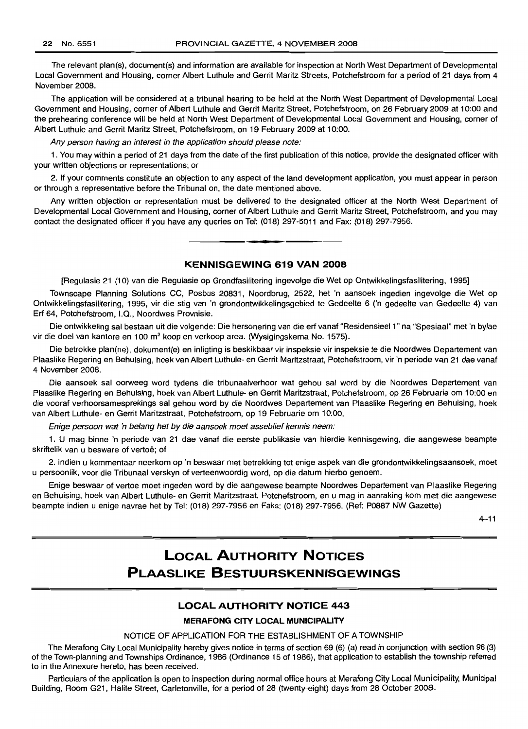The relevant plan(s), document(s) and information are available for inspection at North West Department of Developmental Local Government and Housing, corner Albert Luthule and Gerrit Maritz Streets, Potchefstroom for a period of 21 days from 4 November 2008.

The application will be considered at a tribunal hearing to be held at the North West Department of Developmental Local Government and Housing, corner of Albert Luthule and Gerrit Maritz Street, Potchefstroom, on 26 February 2009 at 10:00 and the prehearing conference will be held at North West Department of Developmental Local Government and Housing, corner of Albert Luthule and Gerrit Maritz Street, Potchefstroom, on 19 February 2009 at 10:00.

*Any person having an interest in the application should please note:*

1. You may within a period of 21 days from the date of the first publication of this notice, provide the designated officer with your written objections or representations; or

2. If your comments constitute an objection to any aspect of the land development application, you must appear in person or through a representative before the Tribunal on, the date mentioned above.

Any written objection or representation must be delivered to the designated officer at the North West Department of Developmental Local Government and Housing, corner of Albert Luthule and Gerrit Maritz Street, Potchefstroom, and you may contact the designated officer if you have any queries on Tel: (018) 297-5011 and Fax: (018) 297-7956.

---

### KENNISGEWING 619 VAN 2008

[Regulasie 21 (10) van die Regulasie op Grondfasilitering ingevolge die Wet op Ontwikkelingsfasilitering, 1995]

Townscape Planning Solutions CC, Posbus 20831, Noordbrug, 2522, het 'n aansoek ingedien ingevolge die Wet op Ontwikkelingsfasilitering, 1995, vir die stig van 'n grondontwikkelingsgebied te Gedeelte 6 ('n gedeelte van Gedeelte 4) van Erf 64, Potchefstroom, I.Q., Noordwes Provinsie.

Die ontwikkeling sal bestaan uit die volgende: Die hersonering van die erf vanaf "Residensieel 1" na "Spesiaal" met 'n bylae vir die doel van kantore en 100 m² koop en verkoop area. (Wysigingskema No. 1575).

Die betrokke plan(ne), dokument(e) en inligting is beskikbaar vir inspeksie vir inspeksie te die Noordwes Departement van Plaaslike Regering en Behuising, hoek van Albert Luthule- en Gerrit Maritzstraat, Potchefstroom, vir 'n periode van 21 dae vanaf 4 November 2008.

Die aansoek sal oorweeg word tydens die tribunaalverhoor wat gehou sal word by die Noordwes Departement van Plaaslike Regering en Behuising, hoek van Albert Luthule- en Gerrit Maritzstraat, Potchefstroom, op 26 Februarie om 10:00 en die vooraf verhoorsamesprekings sal gehou word by die Noordwes Departement van Plaaslike Regering en Behuising, hoek van Albert Luthule- en Gerrit Maritzstraat, Potchefstroom, op 19 Februarie om 10:00.

*Enige persoon wat 'n belang het by die aansoek moet asseblief kennis neem:*

1. U mag binne 'n periode van 21 dae vanaf die eerste publikasie van hierdie kennisgewing, die aangewese beampte skriftelik van u besware of vertoë; of

2. indien u kommentaar neerkom op 'n beswaar met betrekking tot enige aspek van die grondontwikkelingsaansoek, moet u persoonlik, voor die Tribunaal verskyn of verteenwoordig word, op die datum hierbo genoem.

Enige beswaar of vertoe moet ingeden word by die aangewese beampte Noordwes Departement van Plaaslike Regering en Behuising, hoek van Albert Luthule- en Gerrit Maritzstraat, Potchefstroom, en u mag in aanraking kom met die aangewese beampte indien u enige navrae het by Tel: (018) 297-7956 en Faks: (018) 297-7956. (Ref: P0887 NW Gazette)

4–11

---

# LOCAL AUTHORITY NOTICES
# PLAASLIKE BESTUURSKENNISGEWINGS

### LOCAL AUTHORITY NOTICE 443

**MERAFONG CITY LOCAL MUNICIPALITY**

NOTICE OF APPLICATION FOR THE ESTABLISHMENT OF A TOWNSHIP

The Merafong City Local Municipality hereby gives notice in terms of section 69 (6) (a) read in conjunction with section 96 (3) of the Town-planning and Townships Ordinance, 1986 (Ordinance 15 of 1986), that application to establish the township referred to in the Annexure hereto, has been received.

Particulars of the application is open to inspection during normal office hours at Merafong City Local Municipality, Municipal Building, Room G21, Halite Street, Carletonville, for a period of 28 (twenty-eight) days from 28 October 2008.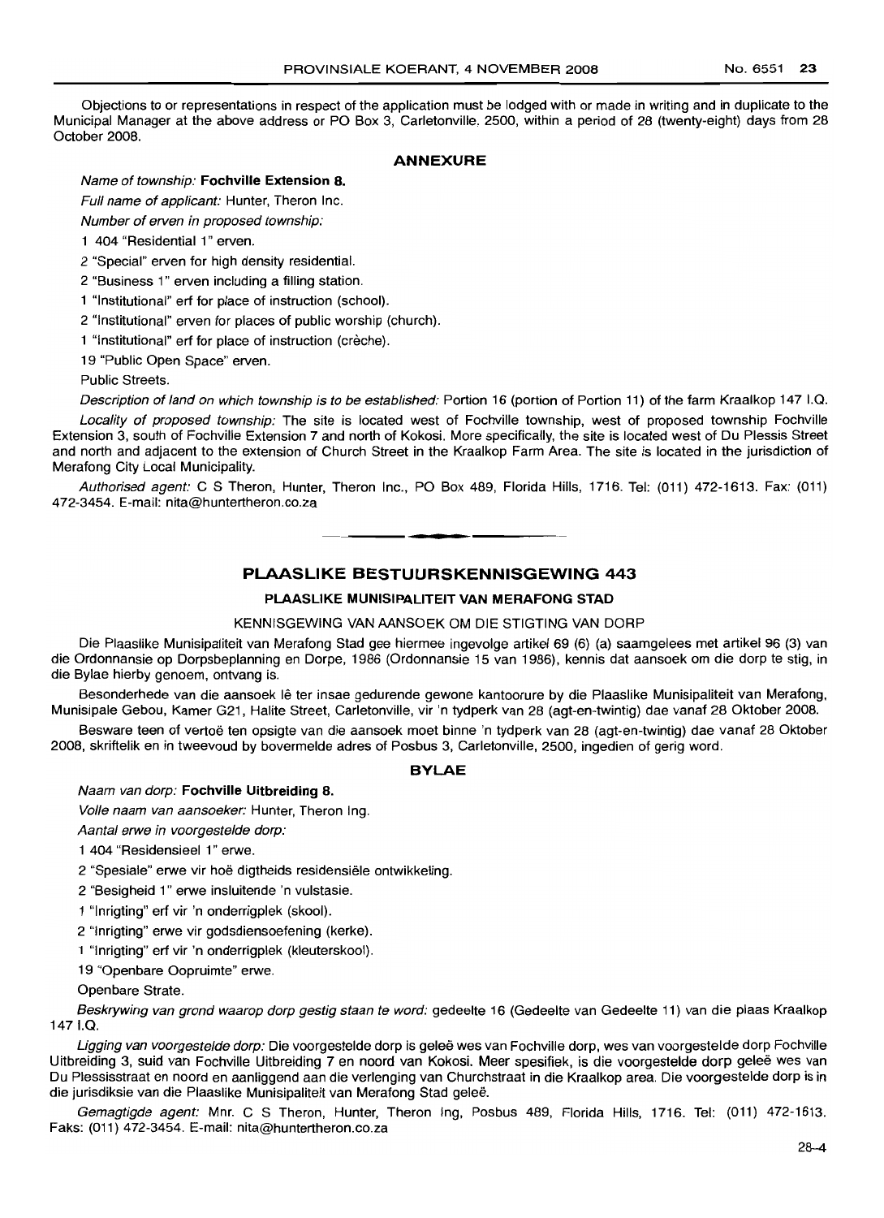Objections to or representations in respect of the application must be lodged with or made in writing and in duplicate to the Municipal Manager at the above address or PO Box 3, Carletonville, 2500, within a period of 28 (twenty-eight) days from 28 October 2008.

## ANNEXURE

*Name of township:* **Fochville Extension 8.**

*Full name of applicant:* Hunter, Theron Inc.

*Number of erven in proposed township:*

1 404 "Residential 1" erven.

2 "Special" erven for high density residential.

2 "Business 1" erven including a filling station.

1 "Institutional" erf for place of instruction (school).

2 "Institutional" erven for places of public worship (church).

1 "Institutional" erf for place of instruction (crèche).

19 "Public Open Space" erven.

Public Streets.

*Description of land on which township is to be established:* Portion 16 (portion of Portion 11) of the farm Kraalkop 147 I.Q.

*Locality of proposed township:* The site is located west of Fochville township, west of proposed township Fochville Extension 3, south of Fochville Extension 7 and north of Kokosi. More specifically, the site is located west of Du Plessis Street and north and adjacent to the extension of Church Street in the Kraalkop Farm Area. The site is located in the jurisdiction of Merafong City Local Municipality.

*Authorised agent:* C S Theron, Hunter, Theron Inc., PO Box 489, Florida Hills, 1716. Tel: (011) 472-1613. Fax: (011) 472-3454. E-mail: nita@huntertheron.co.za

---

## PLAASLIKE BESTUURSKENNISGEWING 443

### PLAASLIKE MUNISIPALITEIT VAN MERAFONG STAD

KENNISGEWING VAN AANSOEK OM DIE STIGTING VAN DORP

Die Plaaslike Munisipaliteit van Merafong Stad gee hiermee ingevolge artikel 69 (6) (a) saamgelees met artikel 96 (3) van die Ordonnansie op Dorpsbeplanning en Dorpe, 1986 (Ordonnansie 15 van 1986), kennis dat aansoek om die dorp te stig, in die Bylae hierby genoem, ontvang is.

Besonderhede van die aansoek lê ter insae gedurende gewone kantoorure by die Plaaslike Munisipaliteit van Merafong, Munisipale Gebou, Kamer G21, Halite Street, Carletonville, vir 'n tydperk van 28 (agt-en-twintig) dae vanaf 28 Oktober 2008.

Besware teen of vertoë ten opsigte van die aansoek moet binne 'n tydperk van 28 (agt-en-twintig) dae vanaf 28 Oktober 2008, skriftelik en in tweevoud by bovermelde adres of Posbus 3, Carletonville, 2500, ingedien of gerig word.

## BYLAE

*Naam van dorp:* **Fochville Uitbreiding 8.**

*Volle naam van aansoeker:* Hunter, Theron Ing.

*Aantal erwe in voorgestelde dorp:*

1 404 "Residensieel 1" erwe.

2 "Spesiale" erwe vir hoë digtheids residensiële ontwikkeling.

2 "Besigheid 1" erwe insluitende 'n vulstasie.

1 "Inrigting" erf vir 'n onderrigplek (skool).

2 "Inrigting" erwe vir godsdiensoefening (kerke).

1 "Inrigting" erf vir 'n onderrigplek (kleuterskool).

19 "Openbare Oopruimte" erwe.

Openbare Strate.

*Beskrywing van grond waarop dorp gestig staan te word:* gedeelte 16 (Gedeelte van Gedeelte 11) van die plaas Kraalkop 147 I.Q.

*Ligging van voorgestelde dorp:* Die voorgestelde dorp is geleë wes van Fochville dorp, wes van voorgestelde dorp Fochville Uitbreiding 3, suid van Fochville Uitbreiding 7 en noord van Kokosi. Meer spesifiek, is die voorgestelde dorp geleë wes van Du Plessisstraat en noord en aanliggend aan die verlenging van Churchstraat in die Kraalkop area. Die voorgestelde dorp is in die jurisdiksie van die Plaaslike Munisipaliteit van Merafong Stad geleë.

*Gemagtigde agent:* Mnr. C S Theron, Hunter, Theron Ing, Posbus 489, Florida Hills, 1716. Tel: (011) 472-1613. Faks: (011) 472-3454. E-mail: nita@huntertheron.co.za

28–4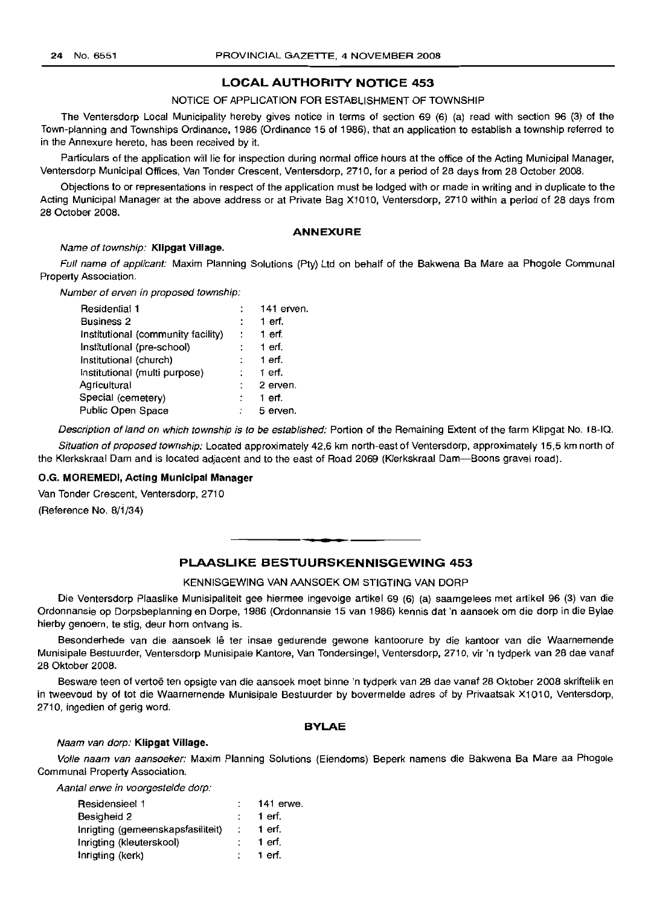## LOCAL AUTHORITY NOTICE 453

NOTICE OF APPLICATION FOR ESTABLISHMENT OF TOWNSHIP

The Ventersdorp Local Municipality hereby gives notice in terms of section 69 (6) (a) read with section 96 (3) of the Town-planning and Townships Ordinance, 1986 (Ordinance 15 of 1986), that an application to establish a township referred to in the Annexure hereto, has been received by it.

Particulars of the application will lie for inspection during normal office hours at the office of the Acting Municipal Manager, Ventersdorp Municipal Offices, Van Tonder Crescent, Ventersdorp, 2710, for a period of 28 days from 28 October 2008.

Objections to or representations in respect of the application must be lodged with or made in writing and in duplicate to the Acting Municipal Manager at the above address or at Private Bag X1010, Ventersdorp, 2710 within a period of 28 days from 28 October 2008.

### ANNEXURE

*Name of township:* **Klipgat Village.**

*Full name of applicant:* Maxim Planning Solutions (Pty) Ltd on behalf of the Bakwena Ba Mare aa Phogole Communal Property Association.

*Number of erven in proposed township:*

| | | |
|---|---|---|
| Residential 1 | : | 141 erven. |
| Business 2 | : | 1 erf. |
| Institutional (community facility) | : | 1 erf. |
| Institutional (pre-school) | : | 1 erf. |
| Institutional (church) | : | 1 erf. |
| Institutional (multi purpose) | : | 1 erf. |
| Agricultural | : | 2 erven. |
| Special (cemetery) | : | 1 erf. |
| Public Open Space | : | 5 erven. |

*Description of land on which township is to be established:* Portion of the Remaining Extent of the farm Klipgat No. 18-IQ.

*Situation of proposed township:* Located approximately 42,6 km north-east of Ventersdorp, approximately 15,5 km north of the Klerkskraal Dam and is located adjacent and to the east of Road 2069 (Klerkskraal Dam—Boons gravel road).

**O.G. MOREMEDI, Acting Municipal Manager**

Van Tonder Crescent, Ventersdorp, 2710

(Reference No. 8/1/34)

---

## PLAASLIKE BESTUURSKENNISGEWING 453

KENNISGEWING VAN AANSOEK OM STIGTING VAN DORP

Die Ventersdorp Plaaslike Munisipaliteit gee hiermee ingevolge artikel 69 (6) (a) saamgelees met artikel 96 (3) van die Ordonnansie op Dorpsbeplanning en Dorpe, 1986 (Ordonnansie 15 van 1986) kennis dat 'n aansoek om die dorp in die Bylae hierby genoem, te stig, deur hom ontvang is.

Besonderhede van die aansoek lê ter insae gedurende gewone kantoorure by die kantoor van die Waarnemende Munisipale Bestuurder, Ventersdorp Munisipale Kantore, Van Tondersingel, Ventersdorp, 2710, vir 'n tydperk van 28 dae vanaf 28 Oktober 2008.

Besware teen of vertoë ten opsigte van die aansoek moet binne 'n tydperk van 28 dae vanaf 28 Oktober 2008 skriftelik en in tweevoud by of tot die Waarnemende Munisipale Bestuurder by bovermelde adres of by Privaatsak X1010, Ventersdorp, 2710, ingedien of gerig word.

### BYLAE

*Naam van dorp:* **Klipgat Village.**

*Volle naam van aansoeker:* Maxim Planning Solutions (Eiendoms) Beperk namens die Bakwena Ba Mare aa Phogole Communal Property Association.

*Aantal erwe in voorgestelde dorp:*

| | | |
|---|---|---|
| Residensieel 1 | : | 141 erwe. |
| Besigheid 2 | : | 1 erf. |
| Inrigting (gemeenskapsfasiliteit) | : | 1 erf. |
| Inrigting (kleuterskool) | : | 1 erf. |
| Inrigting (kerk) | : | 1 erf. |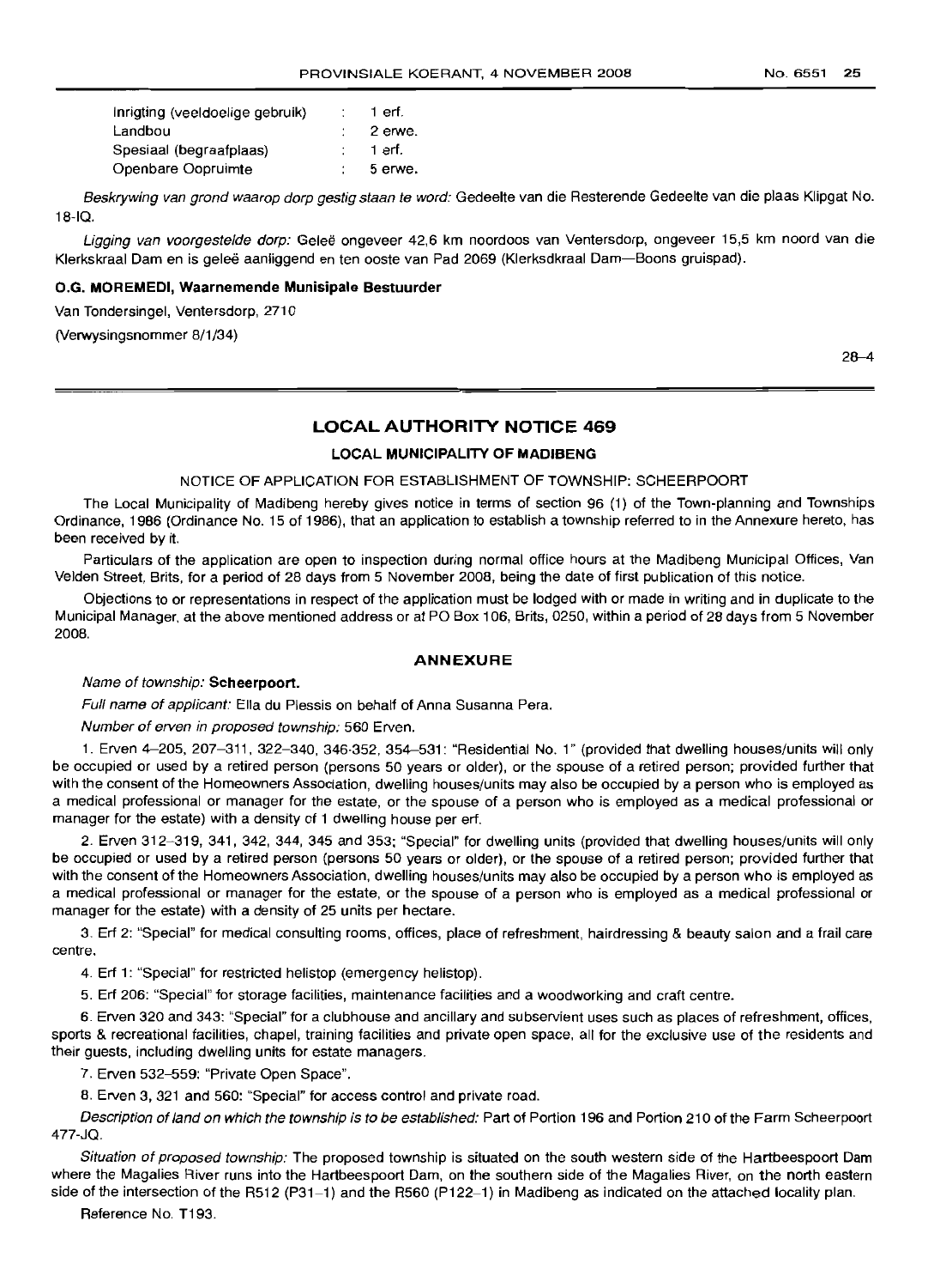| | | |
|---|---|---|
| Inrigting (veeldoelige gebruik) | : | 1 erf. |
| Landbou | : | 2 erwe. |
| Spesiaal (begraafplaas) | : | 1 erf. |
| Openbare Oopruimte | : | 5 erwe. |

*Beskrywing van grond waarop dorp gestig staan te word:* Gedeelte van die Resterende Gedeelte van die plaas Klipgat No. 18-IQ.

*Ligging van voorgestelde dorp:* Geleë ongeveer 42,6 km noordoos van Ventersdorp, ongeveer 15,5 km noord van die Klerkskraal Dam en is geleë aanliggend en ten ooste van Pad 2069 (Klerksdkraal Dam—Boons gruispad).

**O.G. MOREMEDI, Waarnemende Munisipale Bestuurder**

Van Tondersingel, Ventersdorp, 2710

(Verwysingsnommer 8/1/34)

28–4

## LOCAL AUTHORITY NOTICE 469

### LOCAL MUNICIPALITY OF MADIBENG

NOTICE OF APPLICATION FOR ESTABLISHMENT OF TOWNSHIP: SCHEERPOORT

The Local Municipality of Madibeng hereby gives notice in terms of section 96 (1) of the Town-planning and Townships Ordinance, 1986 (Ordinance No. 15 of 1986), that an application to establish a township referred to in the Annexure hereto, has been received by it.

Particulars of the application are open to inspection during normal office hours at the Madibeng Municipal Offices, Van Velden Street, Brits, for a period of 28 days from 5 November 2008, being the date of first publication of this notice.

Objections to or representations in respect of the application must be lodged with or made in writing and in duplicate to the Municipal Manager, at the above mentioned address or at PO Box 106, Brits, 0250, within a period of 28 days from 5 November 2008.

### ANNEXURE

*Name of township:* **Scheerpoort.**

*Full name of applicant:* Ella du Plessis on behalf of Anna Susanna Pera.

*Number of erven in proposed township:* 560 Erven.

1. Erven 4–205, 207–311, 322–340, 346-352, 354–531: "Residential No. 1" (provided that dwelling houses/units will only be occupied or used by a retired person (persons 50 years or older), or the spouse of a retired person; provided further that with the consent of the Homeowners Association, dwelling houses/units may also be occupied by a person who is employed as a medical professional or manager for the estate, or the spouse of a person who is employed as a medical professional or manager for the estate) with a density of 1 dwelling house per erf.

2. Erven 312–319, 341, 342, 344, 345 and 353; "Special" for dwelling units (provided that dwelling houses/units will only be occupied or used by a retired person (persons 50 years or older), or the spouse of a retired person; provided further that with the consent of the Homeowners Association, dwelling houses/units may also be occupied by a person who is employed as a medical professional or manager for the estate, or the spouse of a person who is employed as a medical professional or manager for the estate) with a density of 25 units per hectare.

3. Erf 2: "Special" for medical consulting rooms, offices, place of refreshment, hairdressing & beauty salon and a frail care centre.

4. Erf 1: "Special" for restricted helistop (emergency helistop).

5. Erf 206: "Special" for storage facilities, maintenance facilities and a woodworking and craft centre.

6. Erven 320 and 343: "Special" for a clubhouse and ancillary and subservient uses such as places of refreshment, offices, sports & recreational facilities, chapel, training facilities and private open space, all for the exclusive use of the residents and their guests, including dwelling units for estate managers.

7. Erven 532–559: "Private Open Space".

8. Erven 3, 321 and 560: "Special" for access control and private road.

*Description of land on which the township is to be established:* Part of Portion 196 and Portion 210 of the Farm Scheerpoort 477-JQ.

*Situation of proposed township:* The proposed township is situated on the south western side of the Hartbeespoort Dam where the Magalies River runs into the Hartbeespoort Dam, on the southern side of the Magalies River, on the north eastern side of the intersection of the R512 (P31–1) and the R560 (P122–1) in Madibeng as indicated on the attached locality plan.

Reference No. T193.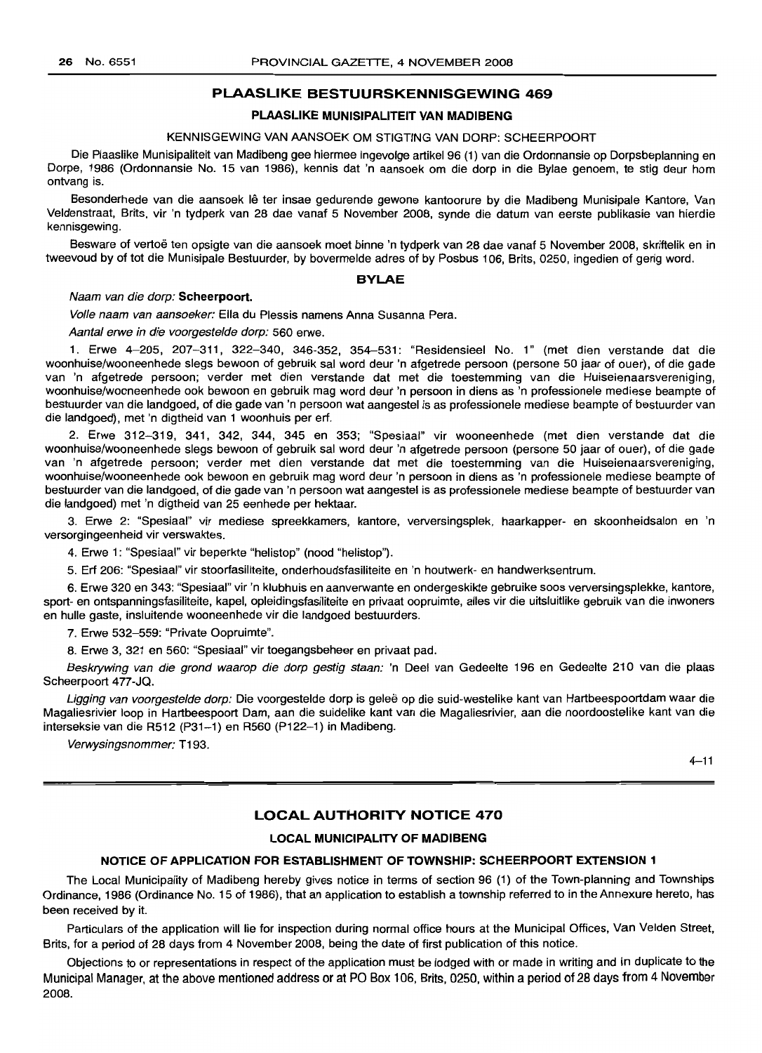## PLAASLIKE BESTUURSKENNISGEWING 469

### PLAASLIKE MUNISIPALITEIT VAN MADIBENG

KENNISGEWING VAN AANSOEK OM STIGTING VAN DORP: SCHEERPOORT

Die Plaaslike Munisipaliteit van Madibeng gee hiermee ingevolge artikel 96 (1) van die Ordonnansie op Dorpsbeplanning en Dorpe, 1986 (Ordonnansie No. 15 van 1986), kennis dat 'n aansoek om die dorp in die Bylae genoem, te stig deur hom ontvang is.

Besonderhede van die aansoek lê ter insae gedurende gewone kantoorure by die Madibeng Munisipale Kantore, Van Veldenstraat, Brits, vir 'n tydperk van 28 dae vanaf 5 November 2008, synde die datum van eerste publikasie van hierdie kennisgewing.

Besware of vertoë ten opsigte van die aansoek moet binne 'n tydperk van 28 dae vanaf 5 November 2008, skriftelik en in tweevoud by of tot die Munisipale Bestuurder, by bovermelde adres of by Posbus 106, Brits, 0250, ingedien of gerig word.

#### BYLAE

*Naam van die dorp:* **Scheerpoort.**

*Volle naam van aansoeker:* Ella du Plessis namens Anna Susanna Pera.

*Aantal erwe in die voorgestelde dorp:* 560 erwe.

1. Erwe 4–205, 207–311, 322–340, 346-352, 354–531: "Residensieel No. 1" (met dien verstande dat die woonhuise/wooneenhede slegs bewoon of gebruik sal word deur 'n afgetrede persoon (persone 50 jaar of ouer), of die gade van 'n afgetrede persoon; verder met dien verstande dat met die toestemming van die Huiseienaarsvereniging, woonhuise/wooneenhede ook bewoon en gebruik mag word deur 'n persoon in diens as 'n professionele mediese beampte of bestuurder van die landgoed, of die gade van 'n persoon wat aangestel is as professionele mediese beampte of bestuurder van die landgoed), met 'n digtheid van 1 woonhuis per erf.

2. Erwe 312–319, 341, 342, 344, 345 en 353; "Spesiaal" vir wooneenhede (met dien verstande dat die woonhuise/wooneenhede slegs bewoon of gebruik sal word deur 'n afgetrede persoon (persone 50 jaar of ouer), of die gade van 'n afgetrede persoon; verder met dien verstande dat met die toestemming van die Huiseienaarsvereniging, woonhuise/wooneenhede ook bewoon en gebruik mag word deur 'n persoon in diens as 'n professionele mediese beampte of bestuurder van die landgoed, of die gade van 'n persoon wat aangestel is as professionele mediese beampte of bestuurder van die landgoed) met 'n digtheid van 25 eenhede per hektaar.

3. Erwe 2: "Spesiaal" vir mediese spreekkamers, kantore, verversingsplek, haarkapper- en skoonheidsalon en 'n versorgingeenheid vir verswaktes.

4. Erwe 1: "Spesiaal" vir beperkte "helistop" (nood "helistop").

5. Erf 206: "Spesiaal" vir stoorfasiliteite, onderhoudsfasiliteite en 'n houtwerk- en handwerksentrum.

6. Erwe 320 en 343: "Spesiaal" vir 'n klubhuis en aanverwante en ondergeskikte gebruike soos verversingsplekke, kantore, sport- en ontspanningsfasiliteite, kapel, opleidingsfasiliteite en privaat oopruimte, alles vir die uitsluitlike gebruik van die inwoners en hulle gaste, insluitende wooneenhede vir die landgoed bestuurders.

7. Erwe 532–559: "Private Oopruimte".

8. Erwe 3, 321 en 560: "Spesiaal" vir toegangsbeheer en privaat pad.

*Beskrywing van die grond waarop die dorp gestig staan:* 'n Deel van Gedeelte 196 en Gedeelte 210 van die plaas Scheerpoort 477-JQ.

*Ligging van voorgestelde dorp:* Die voorgestelde dorp is geleë op die suid-westelike kant van Hartbeespoortdam waar die Magaliesrivier loop in Hartbeespoort Dam, aan die suidelike kant van die Magaliesrivier, aan die noordoostelike kant van die interseksie van die R512 (P31–1) en R560 (P122–1) in Madibeng.

*Verwysingsnommer:* T193.

4–11

## LOCAL AUTHORITY NOTICE 470

### LOCAL MUNICIPALITY OF MADIBENG

#### NOTICE OF APPLICATION FOR ESTABLISHMENT OF TOWNSHIP: SCHEERPOORT EXTENSION 1

The Local Municipality of Madibeng hereby gives notice in terms of section 96 (1) of the Town-planning and Townships Ordinance, 1986 (Ordinance No. 15 of 1986), that an application to establish a township referred to in the Annexure hereto, has been received by it.

Particulars of the application will lie for inspection during normal office hours at the Municipal Offices, Van Velden Street, Brits, for a period of 28 days from 4 November 2008, being the date of first publication of this notice.

Objections to or representations in respect of the application must be lodged with or made in writing and in duplicate to the Municipal Manager, at the above mentioned address or at PO Box 106, Brits, 0250, within a period of 28 days from 4 November 2008.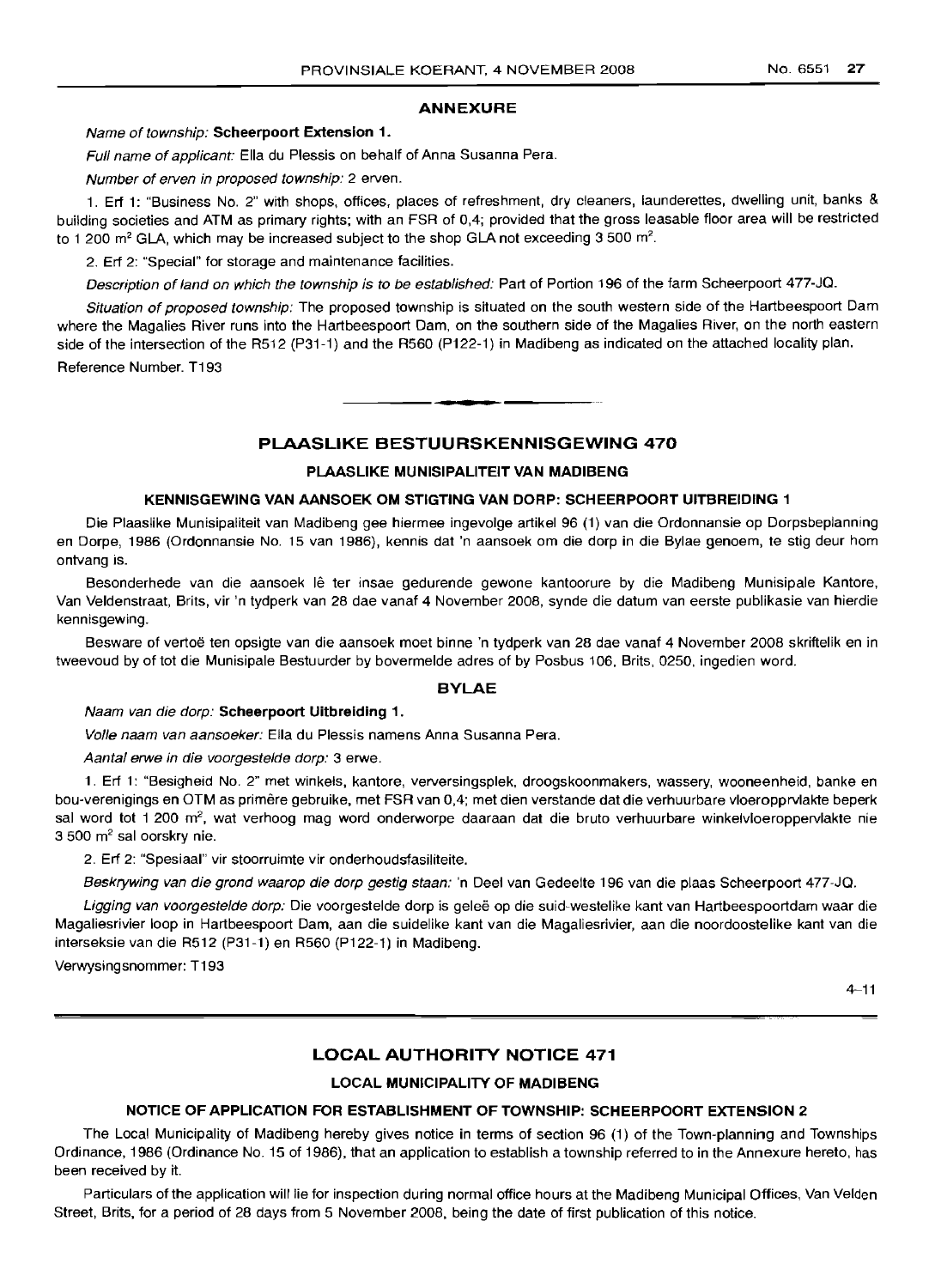## ANNEXURE

*Name of township:* **Scheerpoort Extension 1.**

*Full name of applicant:* Ella du Plessis on behalf of Anna Susanna Pera.

*Number of erven in proposed township:* 2 erven.

1. Erf 1: "Business No. 2" with shops, offices, places of refreshment, dry cleaners, launderettes, dwelling unit, banks & building societies and ATM as primary rights; with an FSR of 0,4; provided that the gross leasable floor area will be restricted to 1 200 m² GLA, which may be increased subject to the shop GLA not exceeding 3 500 m².

2. Erf 2: "Special" for storage and maintenance facilities.

*Description of land on which the township is to be established:* Part of Portion 196 of the farm Scheerpoort 477-JQ.

*Situation of proposed township:* The proposed township is situated on the south western side of the Hartbeespoort Dam where the Magalies River runs into the Hartbeespoort Dam, on the southern side of the Magalies River, on the north eastern side of the intersection of the R512 (P31-1) and the R560 (P122-1) in Madibeng as indicated on the attached locality plan.

Reference Number. T193

---

## PLAASLIKE BESTUURSKENNISGEWING 470

### PLAASLIKE MUNISIPALITEIT VAN MADIBENG

### KENNISGEWING VAN AANSOEK OM STIGTING VAN DORP: SCHEERPOORT UITBREIDING 1

Die Plaaslike Munisipaliteit van Madibeng gee hiermee ingevolge artikel 96 (1) van die Ordonnansie op Dorpsbeplanning en Dorpe, 1986 (Ordonnansie No. 15 van 1986), kennis dat 'n aansoek om die dorp in die Bylae genoem, te stig deur hom ontvang is.

Besonderhede van die aansoek lê ter insae gedurende gewone kantoorure by die Madibeng Munisipale Kantore, Van Veldenstraat, Brits, vir 'n tydperk van 28 dae vanaf 4 November 2008, synde die datum van eerste publikasie van hierdie kennisgewing.

Besware of vertoë ten opsigte van die aansoek moet binne 'n tydperk van 28 dae vanaf 4 November 2008 skriftelik en in tweevoud by of tot die Munisipale Bestuurder by bovermelde adres of by Posbus 106, Brits, 0250, ingedien word.

## BYLAE

*Naam van die dorp:* **Scheerpoort Uitbreiding 1.**

*Volle naam van aansoeker:* Ella du Plessis namens Anna Susanna Pera.

*Aantal erwe in die voorgestelde dorp:* 3 erwe.

1. Erf 1: "Besigheid No. 2" met winkels, kantore, verversingsplek, droogskoonmakers, wassery, wooneenheid, banke en bou-verenigings en OTM as primêre gebruike, met FSR van 0,4; met dien verstande dat die verhuurbare vloeropprvlakte beperk sal word tot 1 200 m², wat verhoog mag word onderworpe daaraan dat die bruto verhuurbare winkelvloeroppervlakte nie 3 500 m² sal oorskry nie.

2. Erf 2: "Spesiaal" vir stoorruimte vir onderhoudsfasiliteite.

*Beskrywing van die grond waarop die dorp gestig staan:* 'n Deel van Gedeelte 196 van die plaas Scheerpoort 477-JQ.

*Ligging van voorgestelde dorp:* Die voorgestelde dorp is geleë op die suid-westelike kant van Hartbeespoortdam waar die Magaliesrivier loop in Hartbeespoort Dam, aan die suidelike kant van die Magaliesrivier, aan die noordoostelike kant van die interseksie van die R512 (P31-1) en R560 (P122-1) in Madibeng.

Verwysingsnommer: T193

4–11

---

## LOCAL AUTHORITY NOTICE 471

### LOCAL MUNICIPALITY OF MADIBENG

### NOTICE OF APPLICATION FOR ESTABLISHMENT OF TOWNSHIP: SCHEERPOORT EXTENSION 2

The Local Municipality of Madibeng hereby gives notice in terms of section 96 (1) of the Town-planning and Townships Ordinance, 1986 (Ordinance No. 15 of 1986), that an application to establish a township referred to in the Annexure hereto, has been received by it.

Particulars of the application will lie for inspection during normal office hours at the Madibeng Municipal Offices, Van Velden Street, Brits, for a period of 28 days from 5 November 2008, being the date of first publication of this notice.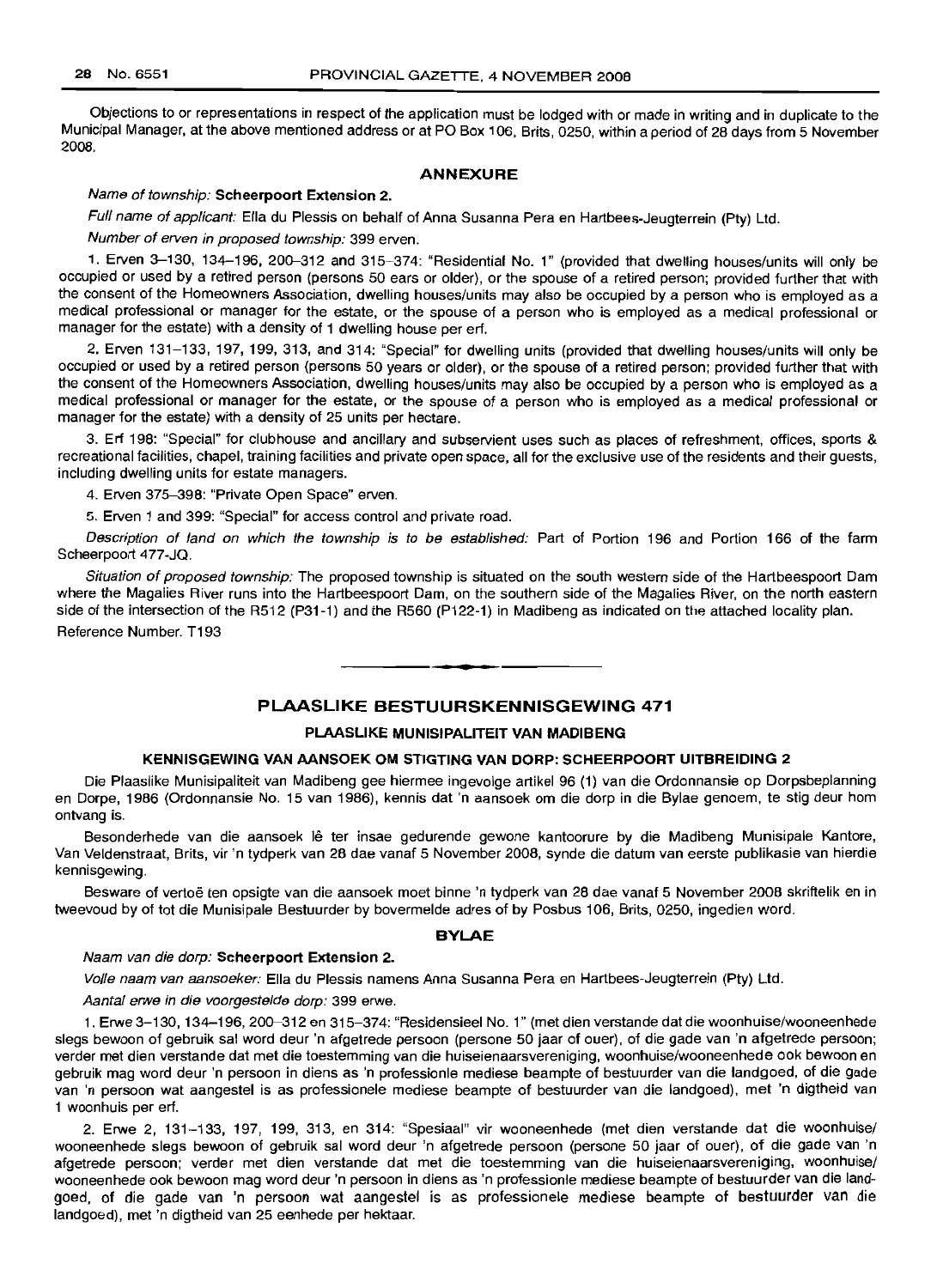Objections to or representations in respect of the application must be lodged with or made in writing and in duplicate to the Municipal Manager, at the above mentioned address or at PO Box 106, Brits, 0250, within a period of 28 days from 5 November 2008.

## ANNEXURE

*Name of township:* **Scheerpoort Extension 2.**

*Full name of applicant:* Ella du Plessis on behalf of Anna Susanna Pera en Hartbees-Jeugterrein (Pty) Ltd.

*Number of erven in proposed township:* 399 erven.

1. Erven 3–130, 134–196, 200–312 and 315–374: "Residential No. 1" (provided that dwelling houses/units will only be occupied or used by a retired person (persons 50 ears or older), or the spouse of a retired person; provided further that with the consent of the Homeowners Association, dwelling houses/units may also be occupied by a person who is employed as a medical professional or manager for the estate, or the spouse of a person who is employed as a medical professional or manager for the estate) with a density of 1 dwelling house per erf.

2. Erven 131–133, 197, 199, 313, and 314: "Special" for dwelling units (provided that dwelling houses/units will only be occupied or used by a retired person (persons 50 years or older), or the spouse of a retired person; provided further that with the consent of the Homeowners Association, dwelling houses/units may also be occupied by a person who is employed as a medical professional or manager for the estate, or the spouse of a person who is employed as a medical professional or manager for the estate) with a density of 25 units per hectare.

3. Erf 198: "Special" for clubhouse and ancillary and subservient uses such as places of refreshment, offices, sports & recreational facilities, chapel, training facilities and private open space, all for the exclusive use of the residents and their guests, including dwelling units for estate managers.

4. Erven 375–398: "Private Open Space" erven.

5. Erven 1 and 399: "Special" for access control and private road.

*Description of land on which the township is to be established:* Part of Portion 196 and Portion 166 of the farm Scheerpoort 477-JQ.

*Situation of proposed township:* The proposed township is situated on the south western side of the Hartbeespoort Dam where the Magalies River runs into the Hartbeespoort Dam, on the southern side of the Magalies River, on the north eastern side of the intersection of the R512 (P31-1) and the R560 (P122-1) in Madibeng as indicated on the attached locality plan.

Reference Number. T193

---

## PLAASLIKE BESTUURSKENNISGEWING 471

### PLAASLIKE MUNISIPALITEIT VAN MADIBENG

### KENNISGEWING VAN AANSOEK OM STIGTING VAN DORP: SCHEERPOORT UITBREIDING 2

Die Plaaslike Munisipaliteit van Madibeng gee hiermee ingevolge artikel 96 (1) van die Ordonnansie op Dorpsbeplanning en Dorpe, 1986 (Ordonnansie No. 15 van 1986), kennis dat 'n aansoek om die dorp in die Bylae genoem, te stig deur hom ontvang is.

Besonderhede van die aansoek lê ter insae gedurende gewone kantoorure by die Madibeng Munisipale Kantore, Van Veldenstraat, Brits, vir 'n tydperk van 28 dae vanaf 5 November 2008, synde die datum van eerste publikasie van hierdie kennisgewing.

Besware of vertoë ten opsigte van die aansoek moet binne 'n tydperk van 28 dae vanaf 5 November 2008 skriftelik en in tweevoud by of tot die Munisipale Bestuurder by bovermelde adres of by Posbus 106, Brits, 0250, ingedien word.

## BYLAE

*Naam van die dorp:* **Scheerpoort Extension 2.**

*Volle naam van aansoeker:* Ella du Plessis namens Anna Susanna Pera en Hartbees-Jeugterrein (Pty) Ltd.

*Aantal erwe in die voorgestelde dorp:* 399 erwe.

1. Erwe 3–130, 134–196, 200–312 en 315–374: "Residensieel No. 1" (met dien verstande dat die woonhuise/wooneenhede slegs bewoon of gebruik sal word deur 'n afgetrede persoon (persone 50 jaar of ouer), of die gade van 'n afgetrede persoon; verder met dien verstande dat met die toestemming van die huiseienaarsvereniging, woonhuise/wooneenhede ook bewoon en gebruik mag word deur 'n persoon in diens as 'n professionle mediese beampte of bestuurder van die landgoed, of die gade van 'n persoon wat aangestel is as professionele mediese beampte of bestuurder van die landgoed), met 'n digtheid van 1 woonhuis per erf.

2. Erwe 2, 131–133, 197, 199, 313, en 314: "Spesiaal" vir wooneenhede (met dien verstande dat die woonhuise/wooneenhede slegs bewoon of gebruik sal word deur 'n afgetrede persoon (persone 50 jaar of ouer), of die gade van 'n afgetrede persoon; verder met dien verstande dat met die toestemming van die huiseienaarsvereniging, woonhuise/wooneenhede ook bewoon mag word deur 'n persoon in diens as 'n professionle mediese beampte of bestuurder van die landgoed, of die gade van 'n persoon wat aangestel is as professionele mediese beampte of bestuurder van die landgoed), met 'n digtheid van 25 eenhede per hektaar.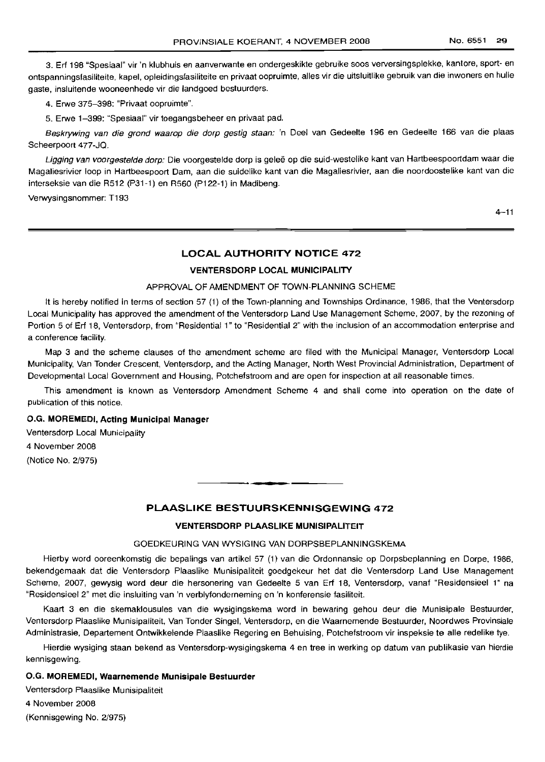3. Erf 198 "Spesiaal" vir 'n klubhuis en aanverwante en ondergeskikte gebruike soos verversingsplekke, kantore, sport- en ontspanningsfasiliteite, kapel, opleidingsfasiliteite en privaat oopruimte, alles vir die uitsluitlike gebruik van die inwoners en hulle gaste, insluitende wooneenhede vir die landgoed bestuurders.

4. Erwe 375–398: "Privaat oopruimte".

5. Erwe 1–399: "Spesiaal" vir toegangsbeheer en privaat pad.

*Beskrywing van die grond waarop die dorp gestig staan:* 'n Deel van Gedeelte 196 en Gedeelte 166 van die plaas Scheerpoort 477-JQ.

*Ligging van voorgestelde dorp:* Die voorgestelde dorp is geleë op die suid-westelike kant van Hartbeespoortdam waar die Magaliesrivier loop in Hartbeespoort Dam, aan die suidelike kant van die Magaliesrivier, aan die noordoostelike kant van die interseksie van die R512 (P31-1) en R560 (P122-1) in Madibeng.

Verwysingsnommer: T193

4–11

## LOCAL AUTHORITY NOTICE 472

### VENTERSDORP LOCAL MUNICIPALITY

APPROVAL OF AMENDMENT OF TOWN-PLANNING SCHEME

It is hereby notified in terms of section 57 (1) of the Town-planning and Townships Ordinance, 1986, that the Ventersdorp Local Municipality has approved the amendment of the Ventersdorp Land Use Management Scheme, 2007, by the rezoning of Portion 5 of Erf 18, Ventersdorp, from "Residential 1" to "Residential 2" with the inclusion of an accommodation enterprise and a conference facility.

Map 3 and the scheme clauses of the amendment scheme are filed with the Municipal Manager, Ventersdorp Local Municipality, Van Tonder Crescent, Ventersdorp, and the Acting Manager, North West Provincial Administration, Department of Developmental Local Government and Housing, Potchefstroom and are open for inspection at all reasonable times.

This amendment is known as Ventersdorp Amendment Scheme 4 and shall come into operation on the date of publication of this notice.

**O.G. MOREMEDI, Acting Municipal Manager**

Ventersdorp Local Municipality

4 November 2008

(Notice No. 2/975)

## PLAASLIKE BESTUURSKENNISGEWING 472

### VENTERSDORP PLAASLIKE MUNISIPALITEIT

GOEDKEURING VAN WYSIGING VAN DORPSBEPLANNINGSKEMA

Hierby word ooreenkomstig die bepalings van artikel 57 (1) van die Ordonnansie op Dorpsbeplanning en Dorpe, 1986, bekendgemaak dat die Ventersdorp Plaaslike Munisipaliteit goedgekeur het dat die Ventersdorp Land Use Management Scheme, 2007, gewysig word deur die hersonering van Gedeelte 5 van Erf 18, Ventersdorp, vanaf "Residensieel 1" na "Residensieel 2" met die insluiting van 'n verblyfonderneming en 'n konferensie fasiliteit.

Kaart 3 en die skemaklousules van die wysigingskema word in bewaring gehou deur die Munisipale Bestuurder, Ventersdorp Plaaslike Munisipaliteit, Van Tonder Singel, Ventersdorp, en die Waarnemende Bestuurder, Noordwes Provinsiale Administrasie, Departement Ontwikkelende Plaaslike Regering en Behuising, Potchefstroom vir inspeksie te alle redelike tye.

Hierdie wysiging staan bekend as Ventersdorp-wysigingskema 4 en tree in werking op datum van publikasie van hierdie kennisgewing.

**O.G. MOREMEDI, Waarnemende Munisipale Bestuurder**

Ventersdorp Plaaslike Munisipaliteit

4 November 2008

(Kennisgewing No. 2/975)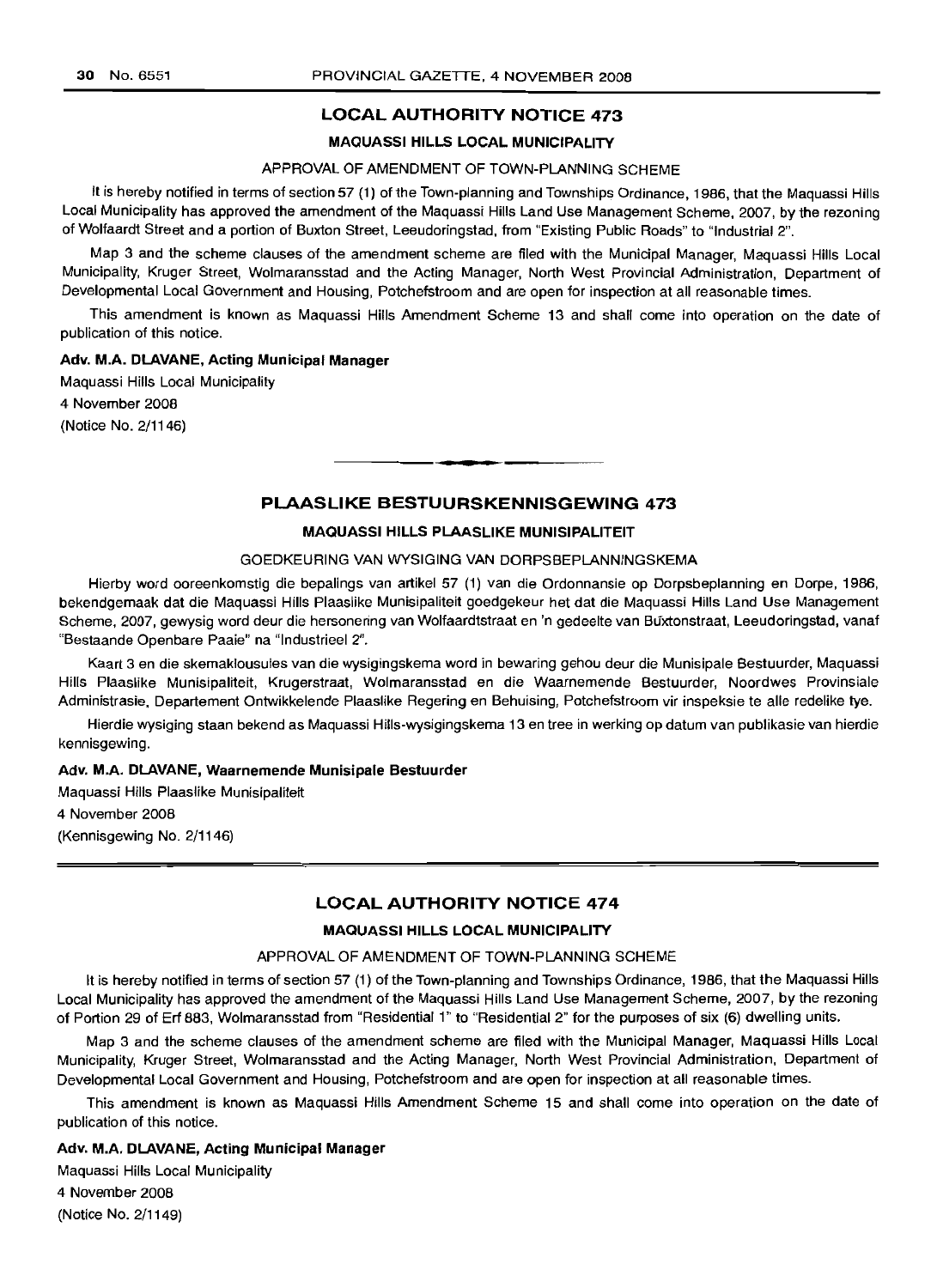## LOCAL AUTHORITY NOTICE 473

### MAQUASSI HILLS LOCAL MUNICIPALITY

APPROVAL OF AMENDMENT OF TOWN-PLANNING SCHEME

It is hereby notified in terms of section 57 (1) of the Town-planning and Townships Ordinance, 1986, that the Maquassi Hills Local Municipality has approved the amendment of the Maquassi Hills Land Use Management Scheme, 2007, by the rezoning of Wolfaardt Street and a portion of Buxton Street, Leeudoringstad, from "Existing Public Roads" to "Industrial 2".

Map 3 and the scheme clauses of the amendment scheme are filed with the Municipal Manager, Maquassi Hills Local Municipality, Kruger Street, Wolmaransstad and the Acting Manager, North West Provincial Administration, Department of Developmental Local Government and Housing, Potchefstroom and are open for inspection at all reasonable times.

This amendment is known as Maquassi Hills Amendment Scheme 13 and shall come into operation on the date of publication of this notice.

**Adv. M.A. DLAVANE, Acting Municipal Manager**

Maquassi Hills Local Municipality

4 November 2008

(Notice No. 2/1146)

---

## PLAASLIKE BESTUURSKENNISGEWING 473

### MAQUASSI HILLS PLAASLIKE MUNISIPALITEIT

GOEDKEURING VAN WYSIGING VAN DORPSBEPLANNINGSKEMA

Hierby word ooreenkomstig die bepalings van artikel 57 (1) van die Ordonnansie op Dorpsbeplanning en Dorpe, 1986, bekendgemaak dat die Maquassi Hills Plaaslike Munisipaliteit goedgekeur het dat die Maquassi Hills Land Use Management Scheme, 2007, gewysig word deur die hersonering van Wolfaardtstraat en 'n gedeelte van Buxtonstraat, Leeudoringstad, vanaf "Bestaande Openbare Paaie" na "Industrieel 2".

Kaart 3 en die skemaklousules van die wysigingskema word in bewaring gehou deur die Munisipale Bestuurder, Maquassi Hills Plaaslike Munisipaliteit, Krugerstraat, Wolmaransstad en die Waarnemende Bestuurder, Noordwes Provinsiale Administrasie, Departement Ontwikkelende Plaaslike Regering en Behuising, Potchefstroom vir inspeksie te alle redelike tye.

Hierdie wysiging staan bekend as Maquassi Hills-wysigingskema 13 en tree in werking op datum van publikasie van hierdie kennisgewing.

**Adv. M.A. DLAVANE, Waarnemende Munisipale Bestuurder**

Maquassi Hills Plaaslike Munisipaliteit

4 November 2008

(Kennisgewing No. 2/1146)

---

## LOCAL AUTHORITY NOTICE 474

### MAQUASSI HILLS LOCAL MUNICIPALITY

APPROVAL OF AMENDMENT OF TOWN-PLANNING SCHEME

It is hereby notified in terms of section 57 (1) of the Town-planning and Townships Ordinance, 1986, that the Maquassi Hills Local Municipality has approved the amendment of the Maquassi Hills Land Use Management Scheme, 2007, by the rezoning of Portion 29 of Erf 883, Wolmaransstad from "Residential 1" to "Residential 2" for the purposes of six (6) dwelling units.

Map 3 and the scheme clauses of the amendment scheme are filed with the Municipal Manager, Maquassi Hills Local Municipality, Kruger Street, Wolmaransstad and the Acting Manager, North West Provincial Administration, Department of Developmental Local Government and Housing, Potchefstroom and are open for inspection at all reasonable times.

This amendment is known as Maquassi Hills Amendment Scheme 15 and shall come into operation on the date of publication of this notice.

**Adv. M.A. DLAVANE, Acting Municipal Manager**

Maquassi Hills Local Municipality

4 November 2008

(Notice No. 2/1149)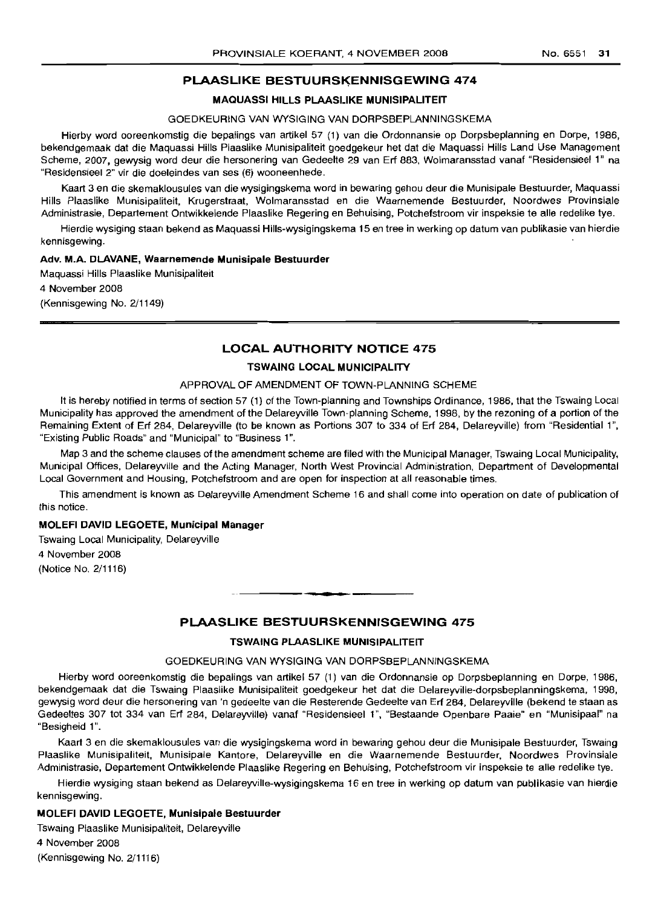## PLAASLIKE BESTUURSKENNISGEWING 474

### MAQUASSI HILLS PLAASLIKE MUNISIPALITEIT

GOEDKEURING VAN WYSIGING VAN DORPSBEPLANNINGSKEMA

Hierby word ooreenkomstig die bepalings van artikel 57 (1) van die Ordonnansie op Dorpsbeplanning en Dorpe, 1986, bekendgemaak dat die Maquassi Hills Plaaslike Munisipaliteit goedgekeur het dat die Maquassi Hills Land Use Management Scheme, 2007, gewysig word deur die hersonering van Gedeelte 29 van Erf 883, Wolmaransstad vanaf "Residensieel 1" na "Residensieel 2" vir die doeleindes van ses (6) wooneenhede.

Kaart 3 en die skemaklousules van die wysigingskema word in bewaring gehou deur die Munisipale Bestuurder, Maquassi Hills Plaaslike Munisipaliteit, Krugerstraat, Wolmaransstad en die Waarnemende Bestuurder, Noordwes Provinsiale Administrasie, Departement Ontwikkelende Plaaslike Regering en Behuising, Potchefstroom vir inspeksie te alle redelike tye.

Hierdie wysiging staan bekend as Maquassi Hills-wysigingskema 15 en tree in werking op datum van publikasie van hierdie kennisgewing.

**Adv. M.A. DLAVANE, Waarnemende Munisipale Bestuurder**

Maquassi Hills Plaaslike Munisipaliteit

4 November 2008

(Kennisgewing No. 2/1149)

## LOCAL AUTHORITY NOTICE 475

### TSWAING LOCAL MUNICIPALITY

APPROVAL OF AMENDMENT OF TOWN-PLANNING SCHEME

It is hereby notified in terms of section 57 (1) of the Town-planning and Townships Ordinance, 1986, that the Tswaing Local Municipality has approved the amendment of the Delareyville Town-planning Scheme, 1998, by the rezoning of a portion of the Remaining Extent of Erf 284, Delareyville (to be known as Portions 307 to 334 of Erf 284, Delareyville) from "Residential 1", "Existing Public Roads" and "Municipal" to "Business 1".

Map 3 and the scheme clauses of the amendment scheme are filed with the Municipal Manager, Tswaing Local Municipality, Municipal Offices, Delareyville and the Acting Manager, North West Provincial Administration, Department of Developmental Local Government and Housing, Potchefstroom and are open for inspection at all reasonable times.

This amendment is known as Delareyville Amendment Scheme 16 and shall come into operation on date of publication of this notice.

**MOLEFI DAVID LEGOETE, Municipal Manager**

Tswaing Local Municipality, Delareyville

4 November 2008

(Notice No. 2/1116)

## PLAASLIKE BESTUURSKENNISGEWING 475

### TSWAING PLAASLIKE MUNISIPALITEIT

GOEDKEURING VAN WYSIGING VAN DORPSBEPLANNINGSKEMA

Hierby word ooreenkomstig die bepalings van artikel 57 (1) van die Ordonnansie op Dorpsbeplanning en Dorpe, 1986, bekendgemaak dat die Tswaing Plaaslike Munisipaliteit goedgekeur het dat die Delareyville-dorpsbeplanningskema, 1998, gewysig word deur die hersonering van 'n gedeelte van die Resterende Gedeelte van Erf 284, Delareyville (bekend te staan as Gedeeltes 307 tot 334 van Erf 284, Delareyville) vanaf "Residensieel 1", "Bestaande Openbare Paaie" en "Munisipaal" na "Besigheid 1".

Kaart 3 en die skemaklousules van die wysigingskema word in bewaring gehou deur die Munisipale Bestuurder, Tswaing Plaaslike Munisipaliteit, Munisipale Kantore, Delareyville en die Waarnemende Bestuurder, Noordwes Provinsiale Administrasie, Departement Ontwikkelende Plaaslike Regering en Behuising, Potchefstroom vir inspeksie te alle redelike tye.

Hierdie wysiging staan bekend as Delareyville-wysigingskema 16 en tree in werking op datum van publikasie van hierdie kennisgewing.

**MOLEFI DAVID LEGOETE, Munisipale Bestuurder**

Tswaing Plaaslike Munisipaliteit, Delareyville

4 November 2008

(Kennisgewing No. 2/1116)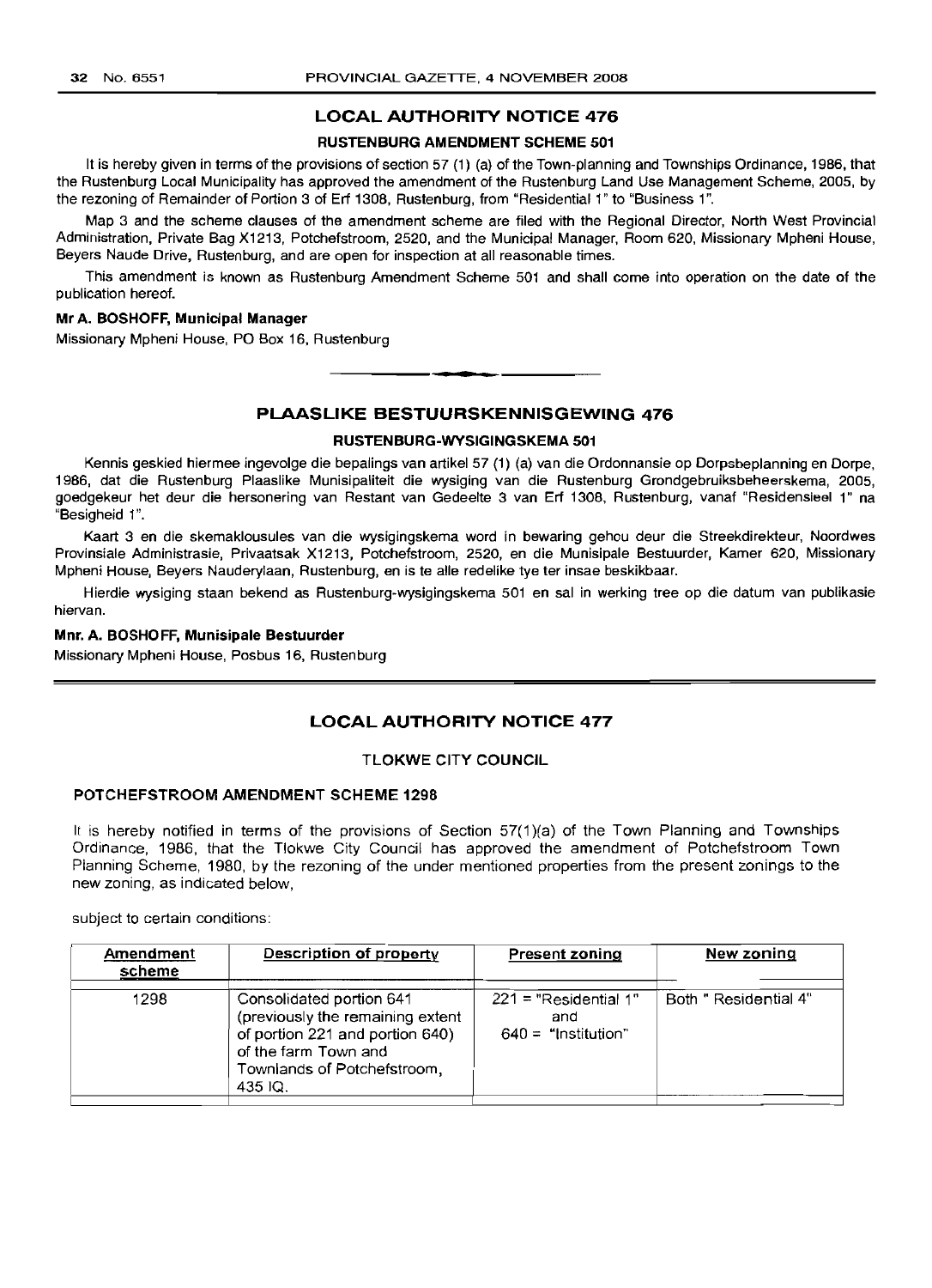## LOCAL AUTHORITY NOTICE 476

### RUSTENBURG AMENDMENT SCHEME 501

It is hereby given in terms of the provisions of section 57 (1) (a) of the Town-planning and Townships Ordinance, 1986, that the Rustenburg Local Municipality has approved the amendment of the Rustenburg Land Use Management Scheme, 2005, by the rezoning of Remainder of Portion 3 of Erf 1308, Rustenburg, from "Residential 1" to "Business 1".

Map 3 and the scheme clauses of the amendment scheme are filed with the Regional Director, North West Provincial Administration, Private Bag X1213, Potchefstroom, 2520, and the Municipal Manager, Room 620, Missionary Mpheni House, Beyers Naude Drive, Rustenburg, and are open for inspection at all reasonable times.

This amendment is known as Rustenburg Amendment Scheme 501 and shall come into operation on the date of the publication hereof.

**Mr A. BOSHOFF, Municipal Manager**

Missionary Mpheni House, PO Box 16, Rustenburg

---

## PLAASLIKE BESTUURSKENNISGEWING 476

### RUSTENBURG-WYSIGINGSKEMA 501

Kennis geskied hiermee ingevolge die bepalings van artikel 57 (1) (a) van die Ordonnansie op Dorpsbeplanning en Dorpe, 1986, dat die Rustenburg Plaaslike Munisipaliteit die wysiging van die Rustenburg Grondgebruiksbeheerskema, 2005, goedgekeur het deur die hersonering van Restant van Gedeelte 3 van Erf 1308, Rustenburg, vanaf "Residensieel 1" na "Besigheid 1".

Kaart 3 en die skemaklousules van die wysigingskema word in bewaring gehou deur die Streekdirekteur, Noordwes Provinsiale Administrasie, Privaatsak X1213, Potchefstroom, 2520, en die Munisipale Bestuurder, Kamer 620, Missionary Mpheni House, Beyers Nauderylaan, Rustenburg, en is te alle redelike tye ter insae beskikbaar.

Hierdie wysiging staan bekend as Rustenburg-wysigingskema 501 en sal in werking tree op die datum van publikasie hiervan.

**Mnr. A. BOSHOFF, Munisipale Bestuurder**

Missionary Mpheni House, Posbus 16, Rustenburg

---

## LOCAL AUTHORITY NOTICE 477

### TLOKWE CITY COUNCIL

### POTCHEFSTROOM AMENDMENT SCHEME 1298

It is hereby notified in terms of the provisions of Section 57(1)(a) of the Town Planning and Townships Ordinance, 1986, that the Tlokwe City Council has approved the amendment of Potchefstroom Town Planning Scheme, 1980, by the rezoning of the under mentioned properties from the present zonings to the new zoning, as indicated below,

subject to certain conditions:

| Amendment scheme | Description of property | Present zoning | New zoning |
|---|---|---|---|
| 1298 | Consolidated portion 641 (previously the remaining extent of portion 221 and portion 640) of the farm Town and Townlands of Potchefstroom, 435 IQ. | 221 = "Residential 1" and 640 = "Institution" | Both " Residential 4" |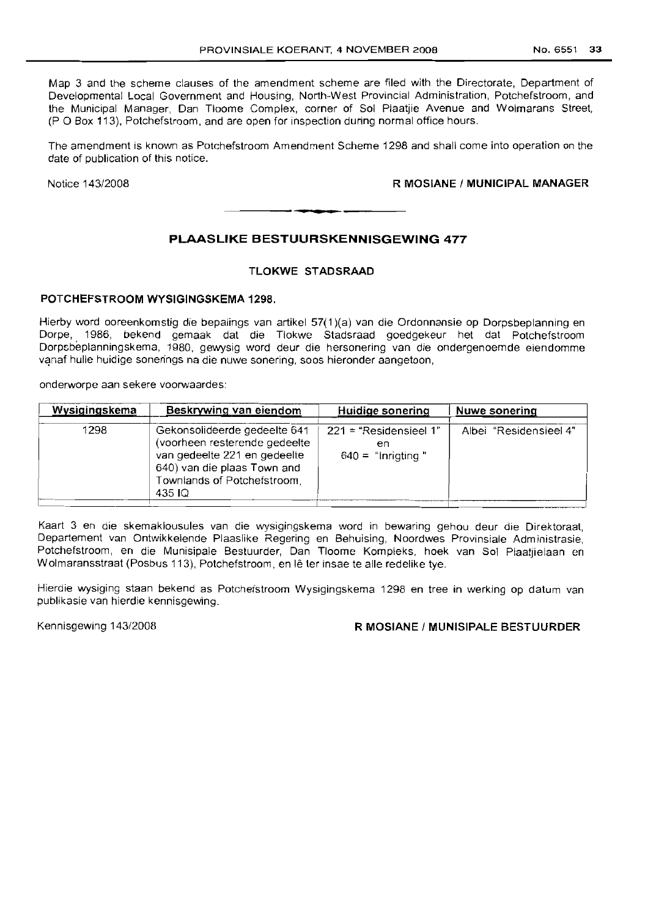Map 3 and the scheme clauses of the amendment scheme are filed with the Directorate, Department of Developmental Local Government and Housing, North-West Provincial Administration, Potchefstroom, and the Municipal Manager, Dan Tloome Complex, corner of Sol Plaatjie Avenue and Wolmarans Street, (P O Box 113), Potchefstroom, and are open for inspection during normal office hours.

The amendment is known as Potchefstroom Amendment Scheme 1298 and shall come into operation on the date of publication of this notice.

Notice 143/2008

**R MOSIANE / MUNICIPAL MANAGER**

## PLAASLIKE BESTUURSKENNISGEWING 477

### TLOKWE STADSRAAD

**POTCHEFSTROOM WYSIGINGSKEMA 1298.**

Hierby word ooreenkomstig die bepalings van artikel 57(1)(a) van die Ordonnansie op Dorpsbeplanning en Dorpe, 1986, bekend gemaak dat die Tlokwe Stadsraad goedgekeur het dat Potchefstroom Dorpsbeplanningskema, 1980, gewysig word deur die hersonering van die ondergenoemde eiendomme vanaf hulle huidige sonerings na die nuwe sonering, soos hieronder aangetoon,

onderworpe aan sekere voorwaardes:

| Wysigingskema | Beskrywing van eiendom | Huidige sonering | Nuwe sonering |
|---|---|---|---|
| 1298 | Gekonsolideerde gedeelte 641 (voorheen resterende gedeelte van gedeelte 221 en gedeelte 640) van die plaas Town and Townlands of Potchefstroom, 435 IQ | 221 = "Residensieel 1" en 640 = "Inrigting " | Albei "Residensieel 4" |

Kaart 3 en die skemaklousules van die wysigingskema word in bewaring gehou deur die Direktoraat, Departement van Ontwikkelende Plaaslike Regering en Behuising, Noordwes Provinsiale Administrasie, Potchefstroom, en die Munisipale Bestuurder, Dan Tloome Kompleks, hoek van Sol Plaatjielaan en Wolmaransstraat (Posbus 113), Potchefstroom, en lê ter insae te alle redelike tye.

Hierdie wysiging staan bekend as Potchefstroom Wysigingskema 1298 en tree in werking op datum van publikasie van hierdie kennisgewing.

Kennisgewing 143/2008

**R MOSIANE / MUNISIPALE BESTUURDER**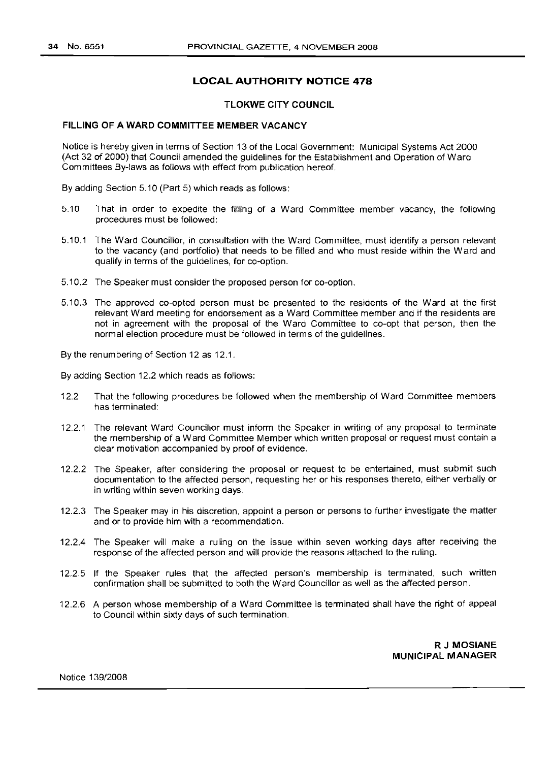## LOCAL AUTHORITY NOTICE 478

### TLOKWE CITY COUNCIL

### FILLING OF A WARD COMMITTEE MEMBER VACANCY

Notice is hereby given in terms of Section 13 of the Local Government: Municipal Systems Act 2000 (Act 32 of 2000) that Council amended the guidelines for the Establishment and Operation of Ward Committees By-laws as follows with effect from publication hereof.

By adding Section 5.10 (Part 5) which reads as follows:

5.10 That in order to expedite the filling of a Ward Committee member vacancy, the following procedures must be followed:

5.10.1 The Ward Councillor, in consultation with the Ward Committee, must identify a person relevant to the vacancy (and portfolio) that needs to be filled and who must reside within the Ward and qualify in terms of the guidelines, for co-option.

5.10.2 The Speaker must consider the proposed person for co-option.

5.10.3 The approved co-opted person must be presented to the residents of the Ward at the first relevant Ward meeting for endorsement as a Ward Committee member and if the residents are not in agreement with the proposal of the Ward Committee to co-opt that person, then the normal election procedure must be followed in terms of the guidelines.

By the renumbering of Section 12 as 12.1.

By adding Section 12.2 which reads as follows:

12.2 That the following procedures be followed when the membership of Ward Committee members has terminated:

12.2.1 The relevant Ward Councillor must inform the Speaker in writing of any proposal to terminate the membership of a Ward Committee Member which written proposal or request must contain a clear motivation accompanied by proof of evidence.

12.2.2 The Speaker, after considering the proposal or request to be entertained, must submit such documentation to the affected person, requesting her or his responses thereto, either verbally or in writing within seven working days.

12.2.3 The Speaker may in his discretion, appoint a person or persons to further investigate the matter and or to provide him with a recommendation.

12.2.4 The Speaker will make a ruling on the issue within seven working days after receiving the response of the affected person and will provide the reasons attached to the ruling.

12.2.5 If the Speaker rules that the affected person's membership is terminated, such written confirmation shall be submitted to both the Ward Councillor as well as the affected person.

12.2.6 A person whose membership of a Ward Committee is terminated shall have the right of appeal to Council within sixty days of such termination.

**R J MOSIANE**
**MUNICIPAL MANAGER**

Notice 139/2008